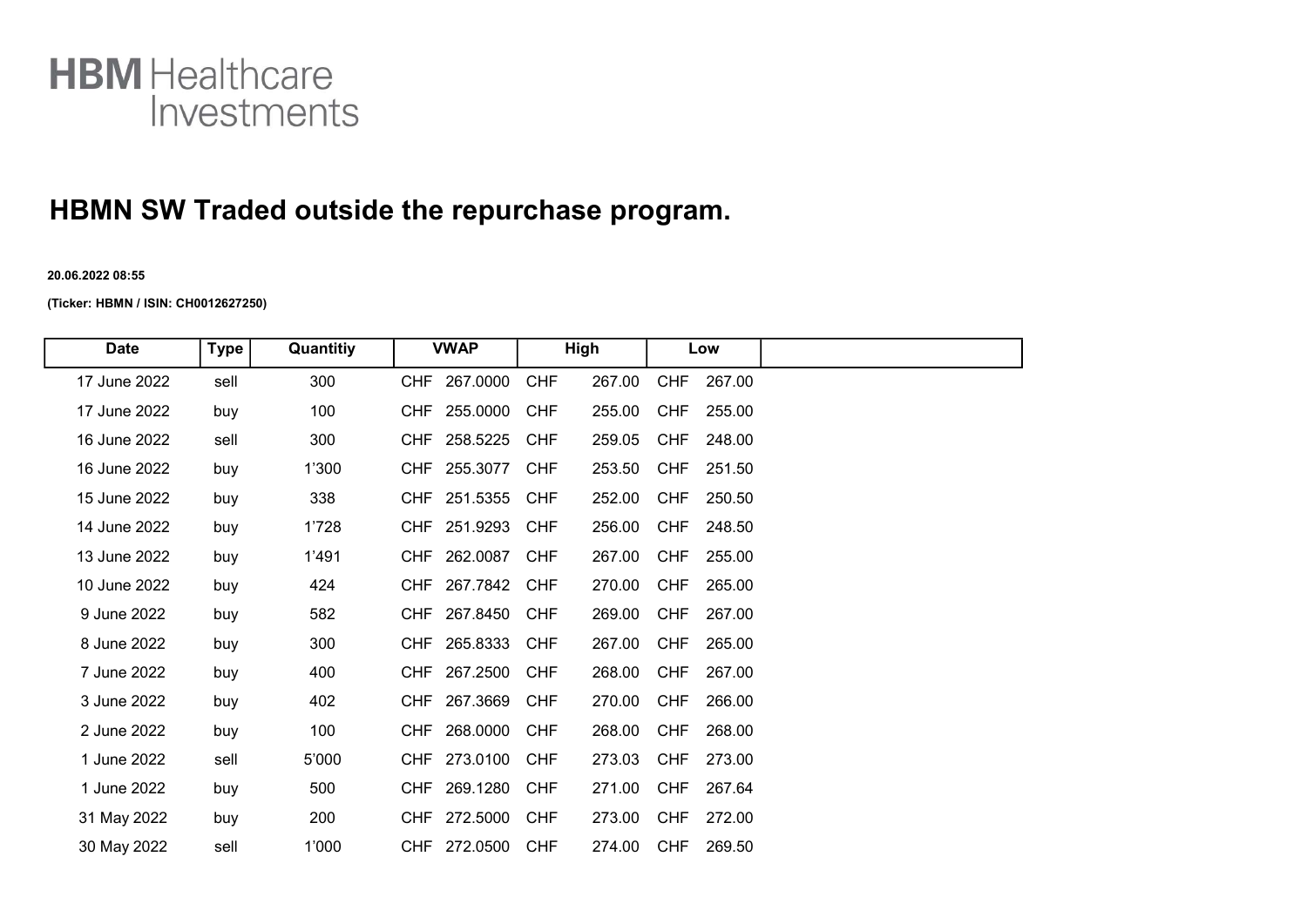HBM Healthcare Investments

# HBMN SW Traded outside the repurchase program.

**20.06.2022 08:55**

**(Ticker: HBMN / ISIN: CH0012627250)**

| Date | Type | Quantitiy | VWAP | High | Low |
|---|---|---|---|---|---|
| 17 June 2022 | sell | 300 | CHF 267.0000 | CHF 267.00 | CHF 267.00 |
| 17 June 2022 | buy | 100 | CHF 255.0000 | CHF 255.00 | CHF 255.00 |
| 16 June 2022 | sell | 300 | CHF 258.5225 | CHF 259.05 | CHF 248.00 |
| 16 June 2022 | buy | 1’300 | CHF 255.3077 | CHF 253.50 | CHF 251.50 |
| 15 June 2022 | buy | 338 | CHF 251.5355 | CHF 252.00 | CHF 250.50 |
| 14 June 2022 | buy | 1’728 | CHF 251.9293 | CHF 256.00 | CHF 248.50 |
| 13 June 2022 | buy | 1’491 | CHF 262.0087 | CHF 267.00 | CHF 255.00 |
| 10 June 2022 | buy | 424 | CHF 267.7842 | CHF 270.00 | CHF 265.00 |
| 9 June 2022 | buy | 582 | CHF 267.8450 | CHF 269.00 | CHF 267.00 |
| 8 June 2022 | buy | 300 | CHF 265.8333 | CHF 267.00 | CHF 265.00 |
| 7 June 2022 | buy | 400 | CHF 267.2500 | CHF 268.00 | CHF 267.00 |
| 3 June 2022 | buy | 402 | CHF 267.3669 | CHF 270.00 | CHF 266.00 |
| 2 June 2022 | buy | 100 | CHF 268.0000 | CHF 268.00 | CHF 268.00 |
| 1 June 2022 | sell | 5’000 | CHF 273.0100 | CHF 273.03 | CHF 273.00 |
| 1 June 2022 | buy | 500 | CHF 269.1280 | CHF 271.00 | CHF 267.64 |
| 31 May 2022 | buy | 200 | CHF 272.5000 | CHF 273.00 | CHF 272.00 |
| 30 May 2022 | sell | 1’000 | CHF 272.0500 | CHF 274.00 | CHF 269.50 |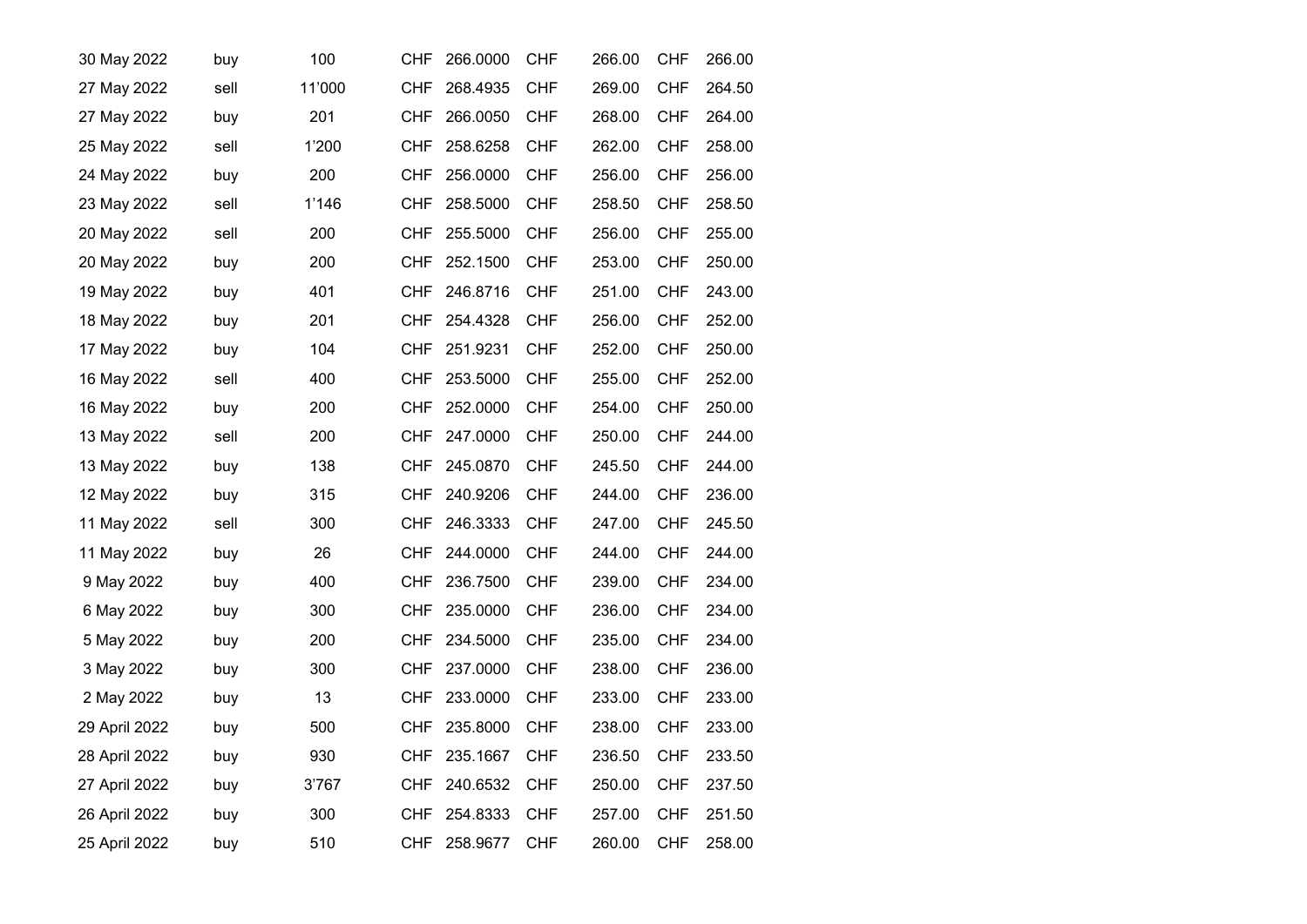| | | | | | | | | |
|---|---|---|---|---|---|---|---|---|
| 30 May 2022 | buy | 100 | CHF | 266.0000 | CHF | 266.00 | CHF | 266.00 |
| 27 May 2022 | sell | 11’000 | CHF | 268.4935 | CHF | 269.00 | CHF | 264.50 |
| 27 May 2022 | buy | 201 | CHF | 266.0050 | CHF | 268.00 | CHF | 264.00 |
| 25 May 2022 | sell | 1’200 | CHF | 258.6258 | CHF | 262.00 | CHF | 258.00 |
| 24 May 2022 | buy | 200 | CHF | 256.0000 | CHF | 256.00 | CHF | 256.00 |
| 23 May 2022 | sell | 1’146 | CHF | 258.5000 | CHF | 258.50 | CHF | 258.50 |
| 20 May 2022 | sell | 200 | CHF | 255.5000 | CHF | 256.00 | CHF | 255.00 |
| 20 May 2022 | buy | 200 | CHF | 252.1500 | CHF | 253.00 | CHF | 250.00 |
| 19 May 2022 | buy | 401 | CHF | 246.8716 | CHF | 251.00 | CHF | 243.00 |
| 18 May 2022 | buy | 201 | CHF | 254.4328 | CHF | 256.00 | CHF | 252.00 |
| 17 May 2022 | buy | 104 | CHF | 251.9231 | CHF | 252.00 | CHF | 250.00 |
| 16 May 2022 | sell | 400 | CHF | 253.5000 | CHF | 255.00 | CHF | 252.00 |
| 16 May 2022 | buy | 200 | CHF | 252.0000 | CHF | 254.00 | CHF | 250.00 |
| 13 May 2022 | sell | 200 | CHF | 247.0000 | CHF | 250.00 | CHF | 244.00 |
| 13 May 2022 | buy | 138 | CHF | 245.0870 | CHF | 245.50 | CHF | 244.00 |
| 12 May 2022 | buy | 315 | CHF | 240.9206 | CHF | 244.00 | CHF | 236.00 |
| 11 May 2022 | sell | 300 | CHF | 246.3333 | CHF | 247.00 | CHF | 245.50 |
| 11 May 2022 | buy | 26 | CHF | 244.0000 | CHF | 244.00 | CHF | 244.00 |
| 9 May 2022 | buy | 400 | CHF | 236.7500 | CHF | 239.00 | CHF | 234.00 |
| 6 May 2022 | buy | 300 | CHF | 235.0000 | CHF | 236.00 | CHF | 234.00 |
| 5 May 2022 | buy | 200 | CHF | 234.5000 | CHF | 235.00 | CHF | 234.00 |
| 3 May 2022 | buy | 300 | CHF | 237.0000 | CHF | 238.00 | CHF | 236.00 |
| 2 May 2022 | buy | 13 | CHF | 233.0000 | CHF | 233.00 | CHF | 233.00 |
| 29 April 2022 | buy | 500 | CHF | 235.8000 | CHF | 238.00 | CHF | 233.00 |
| 28 April 2022 | buy | 930 | CHF | 235.1667 | CHF | 236.50 | CHF | 233.50 |
| 27 April 2022 | buy | 3’767 | CHF | 240.6532 | CHF | 250.00 | CHF | 237.50 |
| 26 April 2022 | buy | 300 | CHF | 254.8333 | CHF | 257.00 | CHF | 251.50 |
| 25 April 2022 | buy | 510 | CHF | 258.9677 | CHF | 260.00 | CHF | 258.00 |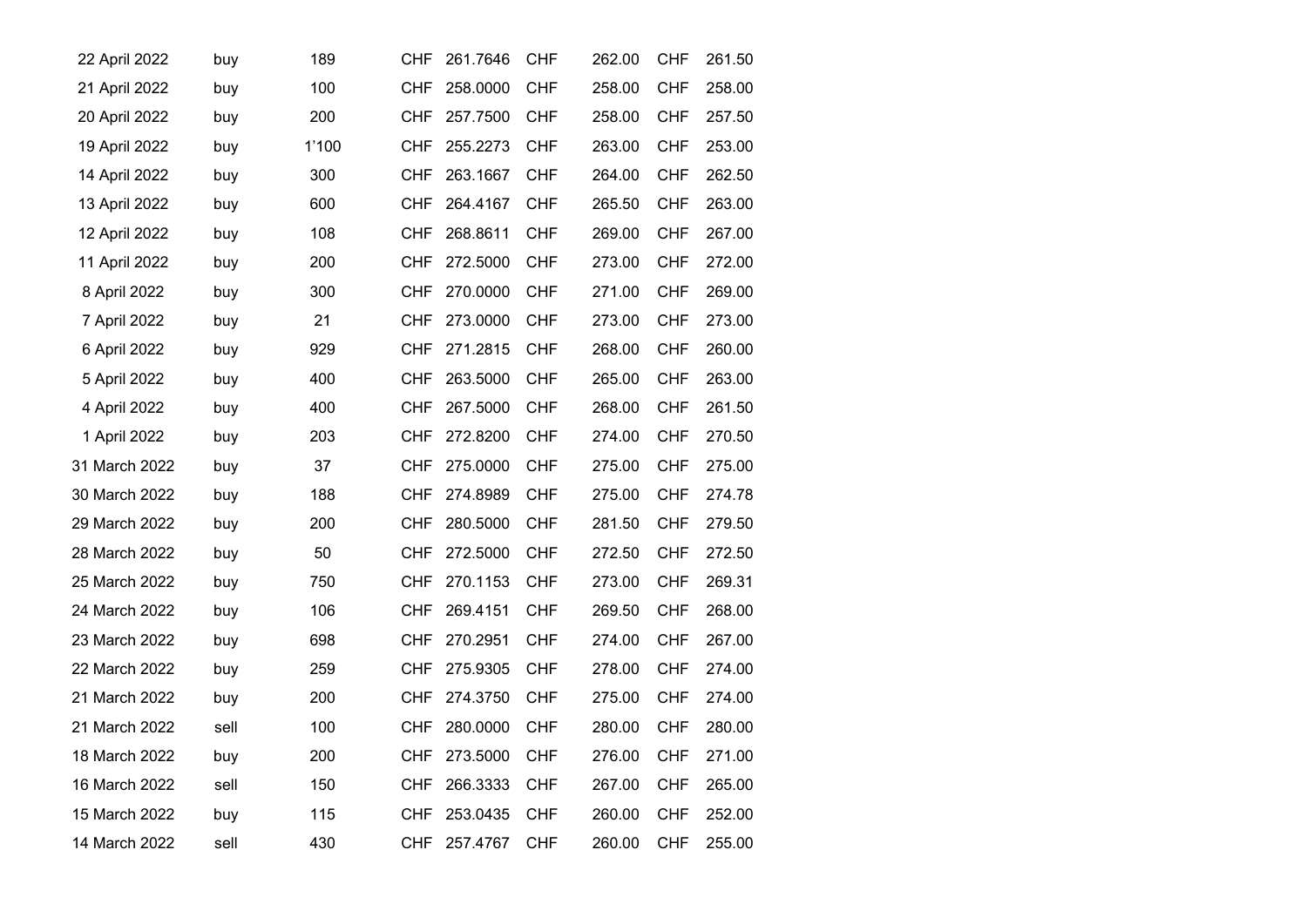| | | | | | | | | |
|---|---|---|---|---|---|---|---|---|
| 22 April 2022 | buy | 189 | CHF | 261.7646 | CHF | 262.00 | CHF | 261.50 |
| 21 April 2022 | buy | 100 | CHF | 258.0000 | CHF | 258.00 | CHF | 258.00 |
| 20 April 2022 | buy | 200 | CHF | 257.7500 | CHF | 258.00 | CHF | 257.50 |
| 19 April 2022 | buy | 1'100 | CHF | 255.2273 | CHF | 263.00 | CHF | 253.00 |
| 14 April 2022 | buy | 300 | CHF | 263.1667 | CHF | 264.00 | CHF | 262.50 |
| 13 April 2022 | buy | 600 | CHF | 264.4167 | CHF | 265.50 | CHF | 263.00 |
| 12 April 2022 | buy | 108 | CHF | 268.8611 | CHF | 269.00 | CHF | 267.00 |
| 11 April 2022 | buy | 200 | CHF | 272.5000 | CHF | 273.00 | CHF | 272.00 |
| 8 April 2022 | buy | 300 | CHF | 270.0000 | CHF | 271.00 | CHF | 269.00 |
| 7 April 2022 | buy | 21 | CHF | 273.0000 | CHF | 273.00 | CHF | 273.00 |
| 6 April 2022 | buy | 929 | CHF | 271.2815 | CHF | 268.00 | CHF | 260.00 |
| 5 April 2022 | buy | 400 | CHF | 263.5000 | CHF | 265.00 | CHF | 263.00 |
| 4 April 2022 | buy | 400 | CHF | 267.5000 | CHF | 268.00 | CHF | 261.50 |
| 1 April 2022 | buy | 203 | CHF | 272.8200 | CHF | 274.00 | CHF | 270.50 |
| 31 March 2022 | buy | 37 | CHF | 275.0000 | CHF | 275.00 | CHF | 275.00 |
| 30 March 2022 | buy | 188 | CHF | 274.8989 | CHF | 275.00 | CHF | 274.78 |
| 29 March 2022 | buy | 200 | CHF | 280.5000 | CHF | 281.50 | CHF | 279.50 |
| 28 March 2022 | buy | 50 | CHF | 272.5000 | CHF | 272.50 | CHF | 272.50 |
| 25 March 2022 | buy | 750 | CHF | 270.1153 | CHF | 273.00 | CHF | 269.31 |
| 24 March 2022 | buy | 106 | CHF | 269.4151 | CHF | 269.50 | CHF | 268.00 |
| 23 March 2022 | buy | 698 | CHF | 270.2951 | CHF | 274.00 | CHF | 267.00 |
| 22 March 2022 | buy | 259 | CHF | 275.9305 | CHF | 278.00 | CHF | 274.00 |
| 21 March 2022 | buy | 200 | CHF | 274.3750 | CHF | 275.00 | CHF | 274.00 |
| 21 March 2022 | sell | 100 | CHF | 280.0000 | CHF | 280.00 | CHF | 280.00 |
| 18 March 2022 | buy | 200 | CHF | 273.5000 | CHF | 276.00 | CHF | 271.00 |
| 16 March 2022 | sell | 150 | CHF | 266.3333 | CHF | 267.00 | CHF | 265.00 |
| 15 March 2022 | buy | 115 | CHF | 253.0435 | CHF | 260.00 | CHF | 252.00 |
| 14 March 2022 | sell | 430 | CHF | 257.4767 | CHF | 260.00 | CHF | 255.00 |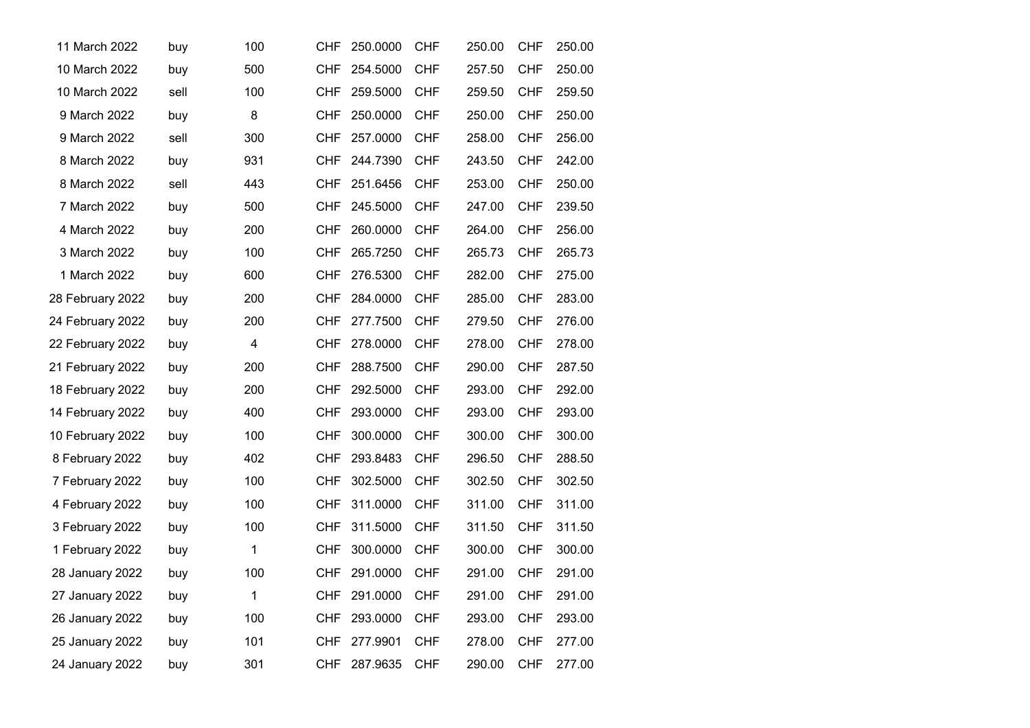| | | | | | | | | |
|---|---|---|---|---|---|---|---|---|
| 11 March 2022 | buy | 100 | CHF | 250.0000 | CHF | 250.00 | CHF | 250.00 |
| 10 March 2022 | buy | 500 | CHF | 254.5000 | CHF | 257.50 | CHF | 250.00 |
| 10 March 2022 | sell | 100 | CHF | 259.5000 | CHF | 259.50 | CHF | 259.50 |
| 9 March 2022 | buy | 8 | CHF | 250.0000 | CHF | 250.00 | CHF | 250.00 |
| 9 March 2022 | sell | 300 | CHF | 257.0000 | CHF | 258.00 | CHF | 256.00 |
| 8 March 2022 | buy | 931 | CHF | 244.7390 | CHF | 243.50 | CHF | 242.00 |
| 8 March 2022 | sell | 443 | CHF | 251.6456 | CHF | 253.00 | CHF | 250.00 |
| 7 March 2022 | buy | 500 | CHF | 245.5000 | CHF | 247.00 | CHF | 239.50 |
| 4 March 2022 | buy | 200 | CHF | 260.0000 | CHF | 264.00 | CHF | 256.00 |
| 3 March 2022 | buy | 100 | CHF | 265.7250 | CHF | 265.73 | CHF | 265.73 |
| 1 March 2022 | buy | 600 | CHF | 276.5300 | CHF | 282.00 | CHF | 275.00 |
| 28 February 2022 | buy | 200 | CHF | 284.0000 | CHF | 285.00 | CHF | 283.00 |
| 24 February 2022 | buy | 200 | CHF | 277.7500 | CHF | 279.50 | CHF | 276.00 |
| 22 February 2022 | buy | 4 | CHF | 278.0000 | CHF | 278.00 | CHF | 278.00 |
| 21 February 2022 | buy | 200 | CHF | 288.7500 | CHF | 290.00 | CHF | 287.50 |
| 18 February 2022 | buy | 200 | CHF | 292.5000 | CHF | 293.00 | CHF | 292.00 |
| 14 February 2022 | buy | 400 | CHF | 293.0000 | CHF | 293.00 | CHF | 293.00 |
| 10 February 2022 | buy | 100 | CHF | 300.0000 | CHF | 300.00 | CHF | 300.00 |
| 8 February 2022 | buy | 402 | CHF | 293.8483 | CHF | 296.50 | CHF | 288.50 |
| 7 February 2022 | buy | 100 | CHF | 302.5000 | CHF | 302.50 | CHF | 302.50 |
| 4 February 2022 | buy | 100 | CHF | 311.0000 | CHF | 311.00 | CHF | 311.00 |
| 3 February 2022 | buy | 100 | CHF | 311.5000 | CHF | 311.50 | CHF | 311.50 |
| 1 February 2022 | buy | 1 | CHF | 300.0000 | CHF | 300.00 | CHF | 300.00 |
| 28 January 2022 | buy | 100 | CHF | 291.0000 | CHF | 291.00 | CHF | 291.00 |
| 27 January 2022 | buy | 1 | CHF | 291.0000 | CHF | 291.00 | CHF | 291.00 |
| 26 January 2022 | buy | 100 | CHF | 293.0000 | CHF | 293.00 | CHF | 293.00 |
| 25 January 2022 | buy | 101 | CHF | 277.9901 | CHF | 278.00 | CHF | 277.00 |
| 24 January 2022 | buy | 301 | CHF | 287.9635 | CHF | 290.00 | CHF | 277.00 |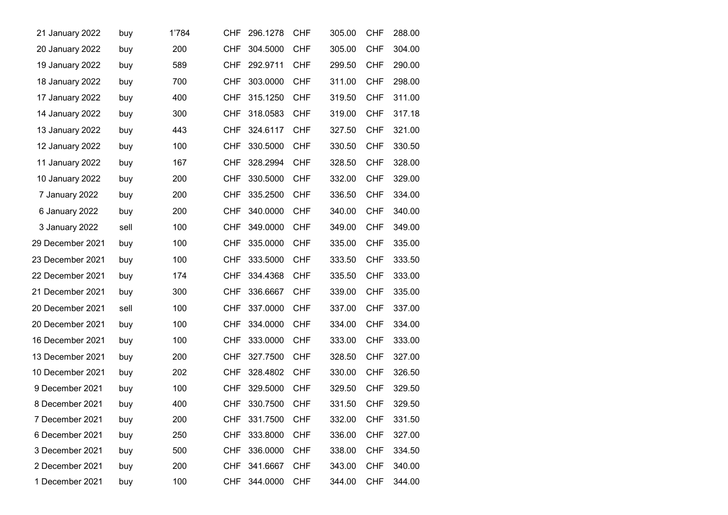| | | | | | | | | |
|---|---|---|---|---|---|---|---|---|
| 21 January 2022 | buy | 1'784 | CHF | 296.1278 | CHF | 305.00 | CHF | 288.00 |
| 20 January 2022 | buy | 200 | CHF | 304.5000 | CHF | 305.00 | CHF | 304.00 |
| 19 January 2022 | buy | 589 | CHF | 292.9711 | CHF | 299.50 | CHF | 290.00 |
| 18 January 2022 | buy | 700 | CHF | 303.0000 | CHF | 311.00 | CHF | 298.00 |
| 17 January 2022 | buy | 400 | CHF | 315.1250 | CHF | 319.50 | CHF | 311.00 |
| 14 January 2022 | buy | 300 | CHF | 318.0583 | CHF | 319.00 | CHF | 317.18 |
| 13 January 2022 | buy | 443 | CHF | 324.6117 | CHF | 327.50 | CHF | 321.00 |
| 12 January 2022 | buy | 100 | CHF | 330.5000 | CHF | 330.50 | CHF | 330.50 |
| 11 January 2022 | buy | 167 | CHF | 328.2994 | CHF | 328.50 | CHF | 328.00 |
| 10 January 2022 | buy | 200 | CHF | 330.5000 | CHF | 332.00 | CHF | 329.00 |
| 7 January 2022 | buy | 200 | CHF | 335.2500 | CHF | 336.50 | CHF | 334.00 |
| 6 January 2022 | buy | 200 | CHF | 340.0000 | CHF | 340.00 | CHF | 340.00 |
| 3 January 2022 | sell | 100 | CHF | 349.0000 | CHF | 349.00 | CHF | 349.00 |
| 29 December 2021 | buy | 100 | CHF | 335.0000 | CHF | 335.00 | CHF | 335.00 |
| 23 December 2021 | buy | 100 | CHF | 333.5000 | CHF | 333.50 | CHF | 333.50 |
| 22 December 2021 | buy | 174 | CHF | 334.4368 | CHF | 335.50 | CHF | 333.00 |
| 21 December 2021 | buy | 300 | CHF | 336.6667 | CHF | 339.00 | CHF | 335.00 |
| 20 December 2021 | sell | 100 | CHF | 337.0000 | CHF | 337.00 | CHF | 337.00 |
| 20 December 2021 | buy | 100 | CHF | 334.0000 | CHF | 334.00 | CHF | 334.00 |
| 16 December 2021 | buy | 100 | CHF | 333.0000 | CHF | 333.00 | CHF | 333.00 |
| 13 December 2021 | buy | 200 | CHF | 327.7500 | CHF | 328.50 | CHF | 327.00 |
| 10 December 2021 | buy | 202 | CHF | 328.4802 | CHF | 330.00 | CHF | 326.50 |
| 9 December 2021 | buy | 100 | CHF | 329.5000 | CHF | 329.50 | CHF | 329.50 |
| 8 December 2021 | buy | 400 | CHF | 330.7500 | CHF | 331.50 | CHF | 329.50 |
| 7 December 2021 | buy | 200 | CHF | 331.7500 | CHF | 332.00 | CHF | 331.50 |
| 6 December 2021 | buy | 250 | CHF | 333.8000 | CHF | 336.00 | CHF | 327.00 |
| 3 December 2021 | buy | 500 | CHF | 336.0000 | CHF | 338.00 | CHF | 334.50 |
| 2 December 2021 | buy | 200 | CHF | 341.6667 | CHF | 343.00 | CHF | 340.00 |
| 1 December 2021 | buy | 100 | CHF | 344.0000 | CHF | 344.00 | CHF | 344.00 |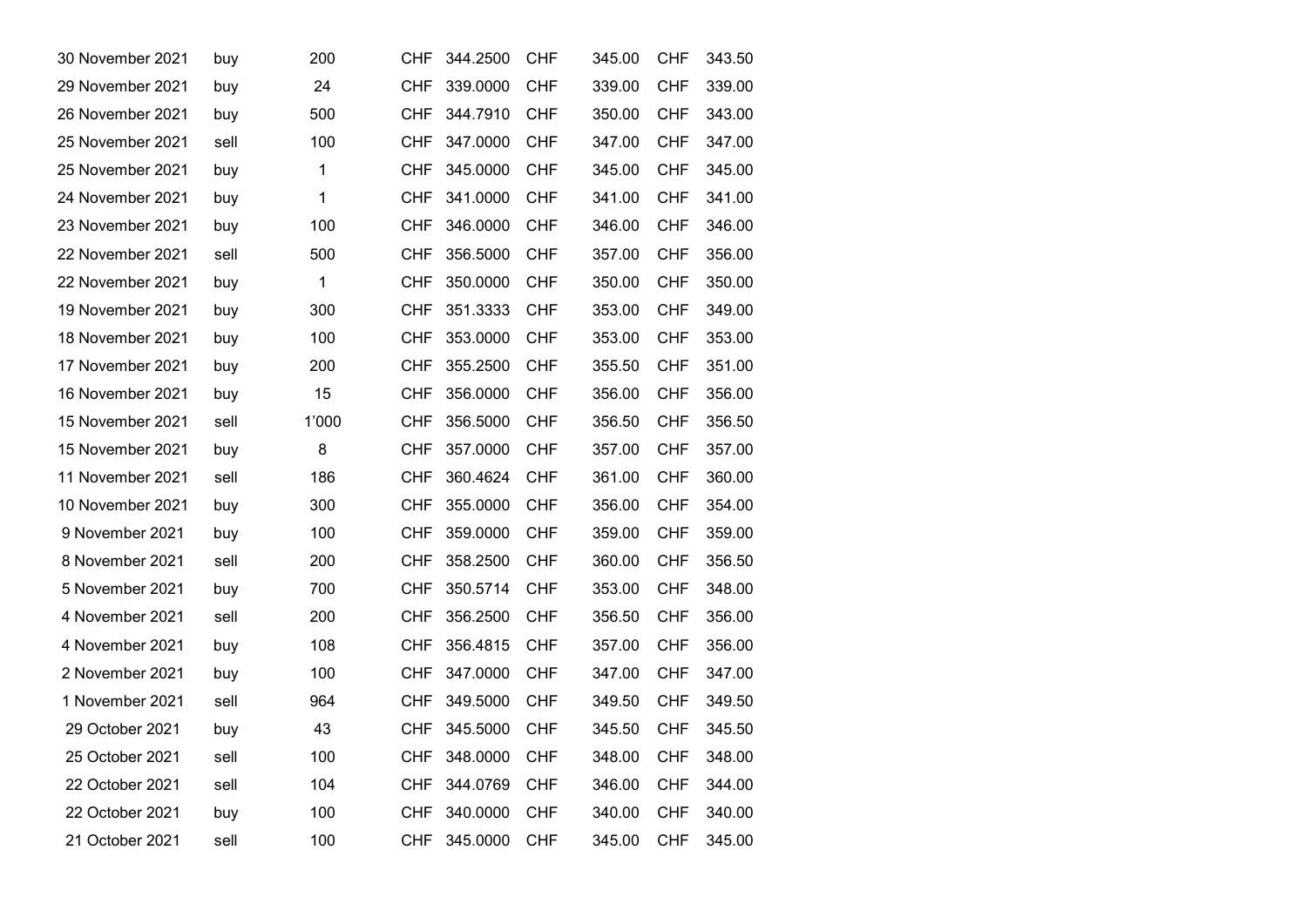| | | | | | | | | |
|---|---|---|---|---|---|---|---|---|
| 30 November 2021 | buy | 200 | CHF | 344.2500 | CHF | 345.00 | CHF | 343.50 |
| 29 November 2021 | buy | 24 | CHF | 339.0000 | CHF | 339.00 | CHF | 339.00 |
| 26 November 2021 | buy | 500 | CHF | 344.7910 | CHF | 350.00 | CHF | 343.00 |
| 25 November 2021 | sell | 100 | CHF | 347.0000 | CHF | 347.00 | CHF | 347.00 |
| 25 November 2021 | buy | 1 | CHF | 345.0000 | CHF | 345.00 | CHF | 345.00 |
| 24 November 2021 | buy | 1 | CHF | 341.0000 | CHF | 341.00 | CHF | 341.00 |
| 23 November 2021 | buy | 100 | CHF | 346.0000 | CHF | 346.00 | CHF | 346.00 |
| 22 November 2021 | sell | 500 | CHF | 356.5000 | CHF | 357.00 | CHF | 356.00 |
| 22 November 2021 | buy | 1 | CHF | 350.0000 | CHF | 350.00 | CHF | 350.00 |
| 19 November 2021 | buy | 300 | CHF | 351.3333 | CHF | 353.00 | CHF | 349.00 |
| 18 November 2021 | buy | 100 | CHF | 353.0000 | CHF | 353.00 | CHF | 353.00 |
| 17 November 2021 | buy | 200 | CHF | 355.2500 | CHF | 355.50 | CHF | 351.00 |
| 16 November 2021 | buy | 15 | CHF | 356.0000 | CHF | 356.00 | CHF | 356.00 |
| 15 November 2021 | sell | 1'000 | CHF | 356.5000 | CHF | 356.50 | CHF | 356.50 |
| 15 November 2021 | buy | 8 | CHF | 357.0000 | CHF | 357.00 | CHF | 357.00 |
| 11 November 2021 | sell | 186 | CHF | 360.4624 | CHF | 361.00 | CHF | 360.00 |
| 10 November 2021 | buy | 300 | CHF | 355.0000 | CHF | 356.00 | CHF | 354.00 |
| 9 November 2021 | buy | 100 | CHF | 359.0000 | CHF | 359.00 | CHF | 359.00 |
| 8 November 2021 | sell | 200 | CHF | 358.2500 | CHF | 360.00 | CHF | 356.50 |
| 5 November 2021 | buy | 700 | CHF | 350.5714 | CHF | 353.00 | CHF | 348.00 |
| 4 November 2021 | sell | 200 | CHF | 356.2500 | CHF | 356.50 | CHF | 356.00 |
| 4 November 2021 | buy | 108 | CHF | 356.4815 | CHF | 357.00 | CHF | 356.00 |
| 2 November 2021 | buy | 100 | CHF | 347.0000 | CHF | 347.00 | CHF | 347.00 |
| 1 November 2021 | sell | 964 | CHF | 349.5000 | CHF | 349.50 | CHF | 349.50 |
| 29 October 2021 | buy | 43 | CHF | 345.5000 | CHF | 345.50 | CHF | 345.50 |
| 25 October 2021 | sell | 100 | CHF | 348.0000 | CHF | 348.00 | CHF | 348.00 |
| 22 October 2021 | sell | 104 | CHF | 344.0769 | CHF | 346.00 | CHF | 344.00 |
| 22 October 2021 | buy | 100 | CHF | 340.0000 | CHF | 340.00 | CHF | 340.00 |
| 21 October 2021 | sell | 100 | CHF | 345.0000 | CHF | 345.00 | CHF | 345.00 |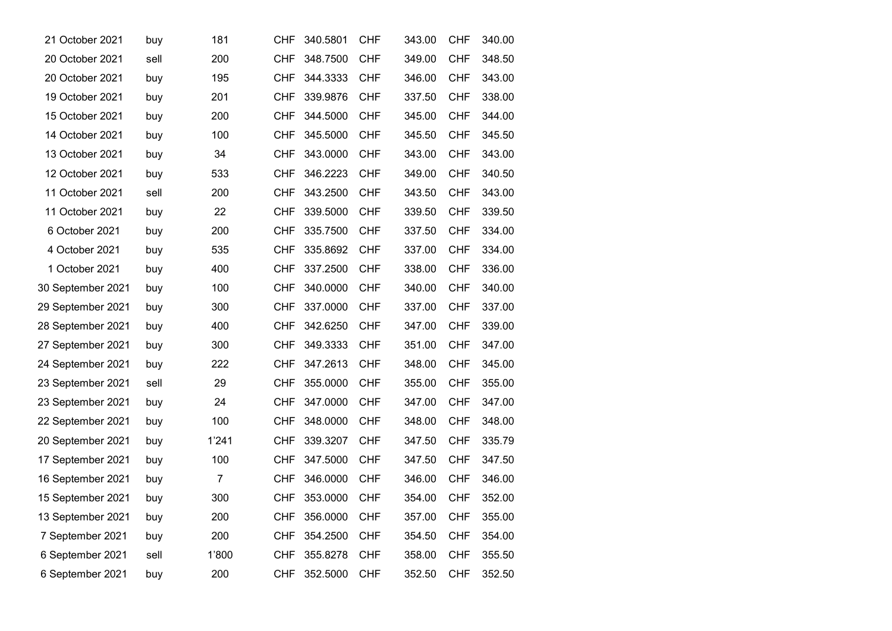| | | | | | | | | |
|---|---|---|---|---|---|---|---|---|
| 21 October 2021 | buy | 181 | CHF | 340.5801 | CHF | 343.00 | CHF | 340.00 |
| 20 October 2021 | sell | 200 | CHF | 348.7500 | CHF | 349.00 | CHF | 348.50 |
| 20 October 2021 | buy | 195 | CHF | 344.3333 | CHF | 346.00 | CHF | 343.00 |
| 19 October 2021 | buy | 201 | CHF | 339.9876 | CHF | 337.50 | CHF | 338.00 |
| 15 October 2021 | buy | 200 | CHF | 344.5000 | CHF | 345.00 | CHF | 344.00 |
| 14 October 2021 | buy | 100 | CHF | 345.5000 | CHF | 345.50 | CHF | 345.50 |
| 13 October 2021 | buy | 34 | CHF | 343.0000 | CHF | 343.00 | CHF | 343.00 |
| 12 October 2021 | buy | 533 | CHF | 346.2223 | CHF | 349.00 | CHF | 340.50 |
| 11 October 2021 | sell | 200 | CHF | 343.2500 | CHF | 343.50 | CHF | 343.00 |
| 11 October 2021 | buy | 22 | CHF | 339.5000 | CHF | 339.50 | CHF | 339.50 |
| 6 October 2021 | buy | 200 | CHF | 335.7500 | CHF | 337.50 | CHF | 334.00 |
| 4 October 2021 | buy | 535 | CHF | 335.8692 | CHF | 337.00 | CHF | 334.00 |
| 1 October 2021 | buy | 400 | CHF | 337.2500 | CHF | 338.00 | CHF | 336.00 |
| 30 September 2021 | buy | 100 | CHF | 340.0000 | CHF | 340.00 | CHF | 340.00 |
| 29 September 2021 | buy | 300 | CHF | 337.0000 | CHF | 337.00 | CHF | 337.00 |
| 28 September 2021 | buy | 400 | CHF | 342.6250 | CHF | 347.00 | CHF | 339.00 |
| 27 September 2021 | buy | 300 | CHF | 349.3333 | CHF | 351.00 | CHF | 347.00 |
| 24 September 2021 | buy | 222 | CHF | 347.2613 | CHF | 348.00 | CHF | 345.00 |
| 23 September 2021 | sell | 29 | CHF | 355.0000 | CHF | 355.00 | CHF | 355.00 |
| 23 September 2021 | buy | 24 | CHF | 347.0000 | CHF | 347.00 | CHF | 347.00 |
| 22 September 2021 | buy | 100 | CHF | 348.0000 | CHF | 348.00 | CHF | 348.00 |
| 20 September 2021 | buy | 1'241 | CHF | 339.3207 | CHF | 347.50 | CHF | 335.79 |
| 17 September 2021 | buy | 100 | CHF | 347.5000 | CHF | 347.50 | CHF | 347.50 |
| 16 September 2021 | buy | 7 | CHF | 346.0000 | CHF | 346.00 | CHF | 346.00 |
| 15 September 2021 | buy | 300 | CHF | 353.0000 | CHF | 354.00 | CHF | 352.00 |
| 13 September 2021 | buy | 200 | CHF | 356.0000 | CHF | 357.00 | CHF | 355.00 |
| 7 September 2021 | buy | 200 | CHF | 354.2500 | CHF | 354.50 | CHF | 354.00 |
| 6 September 2021 | sell | 1'800 | CHF | 355.8278 | CHF | 358.00 | CHF | 355.50 |
| 6 September 2021 | buy | 200 | CHF | 352.5000 | CHF | 352.50 | CHF | 352.50 |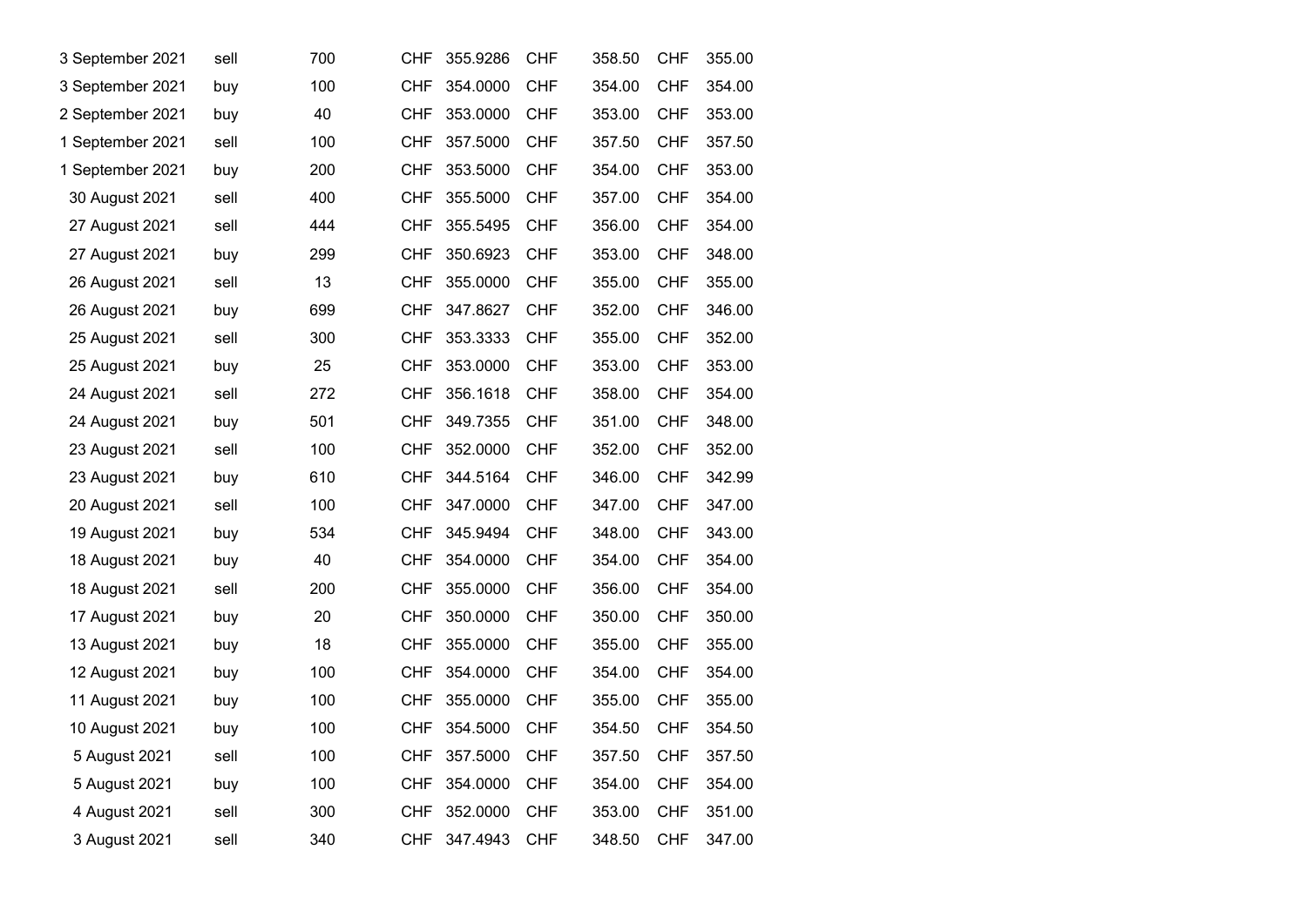| | | | | | | | | |
|---|---|---|---|---|---|---|---|---|
| 3 September 2021 | sell | 700 | CHF | 355.9286 | CHF | 358.50 | CHF | 355.00 |
| 3 September 2021 | buy | 100 | CHF | 354.0000 | CHF | 354.00 | CHF | 354.00 |
| 2 September 2021 | buy | 40 | CHF | 353.0000 | CHF | 353.00 | CHF | 353.00 |
| 1 September 2021 | sell | 100 | CHF | 357.5000 | CHF | 357.50 | CHF | 357.50 |
| 1 September 2021 | buy | 200 | CHF | 353.5000 | CHF | 354.00 | CHF | 353.00 |
| 30 August 2021 | sell | 400 | CHF | 355.5000 | CHF | 357.00 | CHF | 354.00 |
| 27 August 2021 | sell | 444 | CHF | 355.5495 | CHF | 356.00 | CHF | 354.00 |
| 27 August 2021 | buy | 299 | CHF | 350.6923 | CHF | 353.00 | CHF | 348.00 |
| 26 August 2021 | sell | 13 | CHF | 355.0000 | CHF | 355.00 | CHF | 355.00 |
| 26 August 2021 | buy | 699 | CHF | 347.8627 | CHF | 352.00 | CHF | 346.00 |
| 25 August 2021 | sell | 300 | CHF | 353.3333 | CHF | 355.00 | CHF | 352.00 |
| 25 August 2021 | buy | 25 | CHF | 353.0000 | CHF | 353.00 | CHF | 353.00 |
| 24 August 2021 | sell | 272 | CHF | 356.1618 | CHF | 358.00 | CHF | 354.00 |
| 24 August 2021 | buy | 501 | CHF | 349.7355 | CHF | 351.00 | CHF | 348.00 |
| 23 August 2021 | sell | 100 | CHF | 352.0000 | CHF | 352.00 | CHF | 352.00 |
| 23 August 2021 | buy | 610 | CHF | 344.5164 | CHF | 346.00 | CHF | 342.99 |
| 20 August 2021 | sell | 100 | CHF | 347.0000 | CHF | 347.00 | CHF | 347.00 |
| 19 August 2021 | buy | 534 | CHF | 345.9494 | CHF | 348.00 | CHF | 343.00 |
| 18 August 2021 | buy | 40 | CHF | 354.0000 | CHF | 354.00 | CHF | 354.00 |
| 18 August 2021 | sell | 200 | CHF | 355.0000 | CHF | 356.00 | CHF | 354.00 |
| 17 August 2021 | buy | 20 | CHF | 350.0000 | CHF | 350.00 | CHF | 350.00 |
| 13 August 2021 | buy | 18 | CHF | 355.0000 | CHF | 355.00 | CHF | 355.00 |
| 12 August 2021 | buy | 100 | CHF | 354.0000 | CHF | 354.00 | CHF | 354.00 |
| 11 August 2021 | buy | 100 | CHF | 355.0000 | CHF | 355.00 | CHF | 355.00 |
| 10 August 2021 | buy | 100 | CHF | 354.5000 | CHF | 354.50 | CHF | 354.50 |
| 5 August 2021 | sell | 100 | CHF | 357.5000 | CHF | 357.50 | CHF | 357.50 |
| 5 August 2021 | buy | 100 | CHF | 354.0000 | CHF | 354.00 | CHF | 354.00 |
| 4 August 2021 | sell | 300 | CHF | 352.0000 | CHF | 353.00 | CHF | 351.00 |
| 3 August 2021 | sell | 340 | CHF | 347.4943 | CHF | 348.50 | CHF | 347.00 |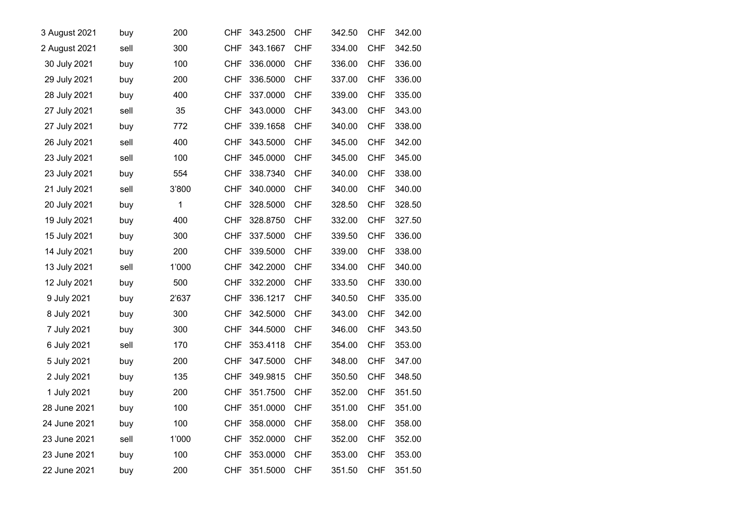| | | | | | | | | |
|---|---|---|---|---|---|---|---|---|
| 3 August 2021 | buy | 200 | CHF | 343.2500 | CHF | 342.50 | CHF | 342.00 |
| 2 August 2021 | sell | 300 | CHF | 343.1667 | CHF | 334.00 | CHF | 342.50 |
| 30 July 2021 | buy | 100 | CHF | 336.0000 | CHF | 336.00 | CHF | 336.00 |
| 29 July 2021 | buy | 200 | CHF | 336.5000 | CHF | 337.00 | CHF | 336.00 |
| 28 July 2021 | buy | 400 | CHF | 337.0000 | CHF | 339.00 | CHF | 335.00 |
| 27 July 2021 | sell | 35 | CHF | 343.0000 | CHF | 343.00 | CHF | 343.00 |
| 27 July 2021 | buy | 772 | CHF | 339.1658 | CHF | 340.00 | CHF | 338.00 |
| 26 July 2021 | sell | 400 | CHF | 343.5000 | CHF | 345.00 | CHF | 342.00 |
| 23 July 2021 | sell | 100 | CHF | 345.0000 | CHF | 345.00 | CHF | 345.00 |
| 23 July 2021 | buy | 554 | CHF | 338.7340 | CHF | 340.00 | CHF | 338.00 |
| 21 July 2021 | sell | 3'800 | CHF | 340.0000 | CHF | 340.00 | CHF | 340.00 |
| 20 July 2021 | buy | 1 | CHF | 328.5000 | CHF | 328.50 | CHF | 328.50 |
| 19 July 2021 | buy | 400 | CHF | 328.8750 | CHF | 332.00 | CHF | 327.50 |
| 15 July 2021 | buy | 300 | CHF | 337.5000 | CHF | 339.50 | CHF | 336.00 |
| 14 July 2021 | buy | 200 | CHF | 339.5000 | CHF | 339.00 | CHF | 338.00 |
| 13 July 2021 | sell | 1'000 | CHF | 342.2000 | CHF | 334.00 | CHF | 340.00 |
| 12 July 2021 | buy | 500 | CHF | 332.2000 | CHF | 333.50 | CHF | 330.00 |
| 9 July 2021 | buy | 2'637 | CHF | 336.1217 | CHF | 340.50 | CHF | 335.00 |
| 8 July 2021 | buy | 300 | CHF | 342.5000 | CHF | 343.00 | CHF | 342.00 |
| 7 July 2021 | buy | 300 | CHF | 344.5000 | CHF | 346.00 | CHF | 343.50 |
| 6 July 2021 | sell | 170 | CHF | 353.4118 | CHF | 354.00 | CHF | 353.00 |
| 5 July 2021 | buy | 200 | CHF | 347.5000 | CHF | 348.00 | CHF | 347.00 |
| 2 July 2021 | buy | 135 | CHF | 349.9815 | CHF | 350.50 | CHF | 348.50 |
| 1 July 2021 | buy | 200 | CHF | 351.7500 | CHF | 352.00 | CHF | 351.50 |
| 28 June 2021 | buy | 100 | CHF | 351.0000 | CHF | 351.00 | CHF | 351.00 |
| 24 June 2021 | buy | 100 | CHF | 358.0000 | CHF | 358.00 | CHF | 358.00 |
| 23 June 2021 | sell | 1'000 | CHF | 352.0000 | CHF | 352.00 | CHF | 352.00 |
| 23 June 2021 | buy | 100 | CHF | 353.0000 | CHF | 353.00 | CHF | 353.00 |
| 22 June 2021 | buy | 200 | CHF | 351.5000 | CHF | 351.50 | CHF | 351.50 |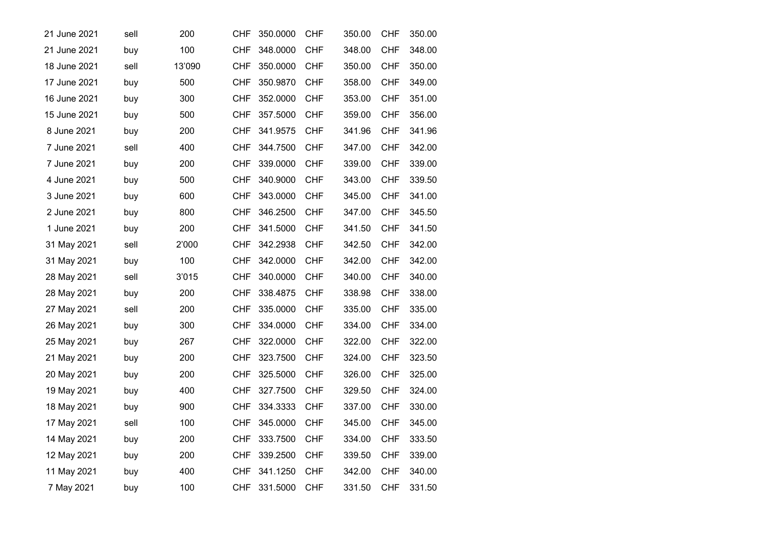| | | | | | | | | |
|---|---|---|---|---|---|---|---|---|
| 21 June 2021 | sell | 200 | CHF | 350.0000 | CHF | 350.00 | CHF | 350.00 |
| 21 June 2021 | buy | 100 | CHF | 348.0000 | CHF | 348.00 | CHF | 348.00 |
| 18 June 2021 | sell | 13'090 | CHF | 350.0000 | CHF | 350.00 | CHF | 350.00 |
| 17 June 2021 | buy | 500 | CHF | 350.9870 | CHF | 358.00 | CHF | 349.00 |
| 16 June 2021 | buy | 300 | CHF | 352.0000 | CHF | 353.00 | CHF | 351.00 |
| 15 June 2021 | buy | 500 | CHF | 357.5000 | CHF | 359.00 | CHF | 356.00 |
| 8 June 2021 | buy | 200 | CHF | 341.9575 | CHF | 341.96 | CHF | 341.96 |
| 7 June 2021 | sell | 400 | CHF | 344.7500 | CHF | 347.00 | CHF | 342.00 |
| 7 June 2021 | buy | 200 | CHF | 339.0000 | CHF | 339.00 | CHF | 339.00 |
| 4 June 2021 | buy | 500 | CHF | 340.9000 | CHF | 343.00 | CHF | 339.50 |
| 3 June 2021 | buy | 600 | CHF | 343.0000 | CHF | 345.00 | CHF | 341.00 |
| 2 June 2021 | buy | 800 | CHF | 346.2500 | CHF | 347.00 | CHF | 345.50 |
| 1 June 2021 | buy | 200 | CHF | 341.5000 | CHF | 341.50 | CHF | 341.50 |
| 31 May 2021 | sell | 2'000 | CHF | 342.2938 | CHF | 342.50 | CHF | 342.00 |
| 31 May 2021 | buy | 100 | CHF | 342.0000 | CHF | 342.00 | CHF | 342.00 |
| 28 May 2021 | sell | 3'015 | CHF | 340.0000 | CHF | 340.00 | CHF | 340.00 |
| 28 May 2021 | buy | 200 | CHF | 338.4875 | CHF | 338.98 | CHF | 338.00 |
| 27 May 2021 | sell | 200 | CHF | 335.0000 | CHF | 335.00 | CHF | 335.00 |
| 26 May 2021 | buy | 300 | CHF | 334.0000 | CHF | 334.00 | CHF | 334.00 |
| 25 May 2021 | buy | 267 | CHF | 322.0000 | CHF | 322.00 | CHF | 322.00 |
| 21 May 2021 | buy | 200 | CHF | 323.7500 | CHF | 324.00 | CHF | 323.50 |
| 20 May 2021 | buy | 200 | CHF | 325.5000 | CHF | 326.00 | CHF | 325.00 |
| 19 May 2021 | buy | 400 | CHF | 327.7500 | CHF | 329.50 | CHF | 324.00 |
| 18 May 2021 | buy | 900 | CHF | 334.3333 | CHF | 337.00 | CHF | 330.00 |
| 17 May 2021 | sell | 100 | CHF | 345.0000 | CHF | 345.00 | CHF | 345.00 |
| 14 May 2021 | buy | 200 | CHF | 333.7500 | CHF | 334.00 | CHF | 333.50 |
| 12 May 2021 | buy | 200 | CHF | 339.2500 | CHF | 339.50 | CHF | 339.00 |
| 11 May 2021 | buy | 400 | CHF | 341.1250 | CHF | 342.00 | CHF | 340.00 |
| 7 May 2021 | buy | 100 | CHF | 331.5000 | CHF | 331.50 | CHF | 331.50 |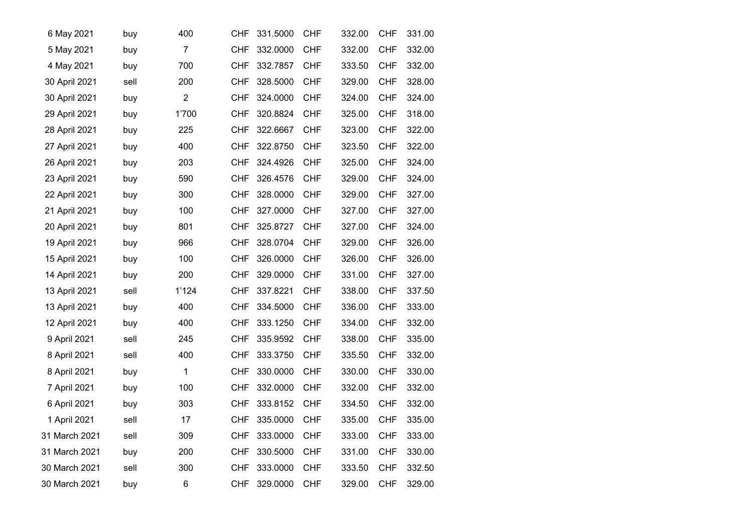| | | | | | | | | |
|---|---|---|---|---|---|---|---|---|
| 6 May 2021 | buy | 400 | CHF | 331.5000 | CHF | 332.00 | CHF | 331.00 |
| 5 May 2021 | buy | 7 | CHF | 332.0000 | CHF | 332.00 | CHF | 332.00 |
| 4 May 2021 | buy | 700 | CHF | 332.7857 | CHF | 333.50 | CHF | 332.00 |
| 30 April 2021 | sell | 200 | CHF | 328.5000 | CHF | 329.00 | CHF | 328.00 |
| 30 April 2021 | buy | 2 | CHF | 324.0000 | CHF | 324.00 | CHF | 324.00 |
| 29 April 2021 | buy | 1’700 | CHF | 320.8824 | CHF | 325.00 | CHF | 318.00 |
| 28 April 2021 | buy | 225 | CHF | 322.6667 | CHF | 323.00 | CHF | 322.00 |
| 27 April 2021 | buy | 400 | CHF | 322.8750 | CHF | 323.50 | CHF | 322.00 |
| 26 April 2021 | buy | 203 | CHF | 324.4926 | CHF | 325.00 | CHF | 324.00 |
| 23 April 2021 | buy | 590 | CHF | 326.4576 | CHF | 329.00 | CHF | 324.00 |
| 22 April 2021 | buy | 300 | CHF | 328.0000 | CHF | 329.00 | CHF | 327.00 |
| 21 April 2021 | buy | 100 | CHF | 327.0000 | CHF | 327.00 | CHF | 327.00 |
| 20 April 2021 | buy | 801 | CHF | 325.8727 | CHF | 327.00 | CHF | 324.00 |
| 19 April 2021 | buy | 966 | CHF | 328.0704 | CHF | 329.00 | CHF | 326.00 |
| 15 April 2021 | buy | 100 | CHF | 326.0000 | CHF | 326.00 | CHF | 326.00 |
| 14 April 2021 | buy | 200 | CHF | 329.0000 | CHF | 331.00 | CHF | 327.00 |
| 13 April 2021 | sell | 1’124 | CHF | 337.8221 | CHF | 338.00 | CHF | 337.50 |
| 13 April 2021 | buy | 400 | CHF | 334.5000 | CHF | 336.00 | CHF | 333.00 |
| 12 April 2021 | buy | 400 | CHF | 333.1250 | CHF | 334.00 | CHF | 332.00 |
| 9 April 2021 | sell | 245 | CHF | 335.9592 | CHF | 338.00 | CHF | 335.00 |
| 8 April 2021 | sell | 400 | CHF | 333.3750 | CHF | 335.50 | CHF | 332.00 |
| 8 April 2021 | buy | 1 | CHF | 330.0000 | CHF | 330.00 | CHF | 330.00 |
| 7 April 2021 | buy | 100 | CHF | 332.0000 | CHF | 332.00 | CHF | 332.00 |
| 6 April 2021 | buy | 303 | CHF | 333.8152 | CHF | 334.50 | CHF | 332.00 |
| 1 April 2021 | sell | 17 | CHF | 335.0000 | CHF | 335.00 | CHF | 335.00 |
| 31 March 2021 | sell | 309 | CHF | 333.0000 | CHF | 333.00 | CHF | 333.00 |
| 31 March 2021 | buy | 200 | CHF | 330.5000 | CHF | 331.00 | CHF | 330.00 |
| 30 March 2021 | sell | 300 | CHF | 333.0000 | CHF | 333.50 | CHF | 332.50 |
| 30 March 2021 | buy | 6 | CHF | 329.0000 | CHF | 329.00 | CHF | 329.00 |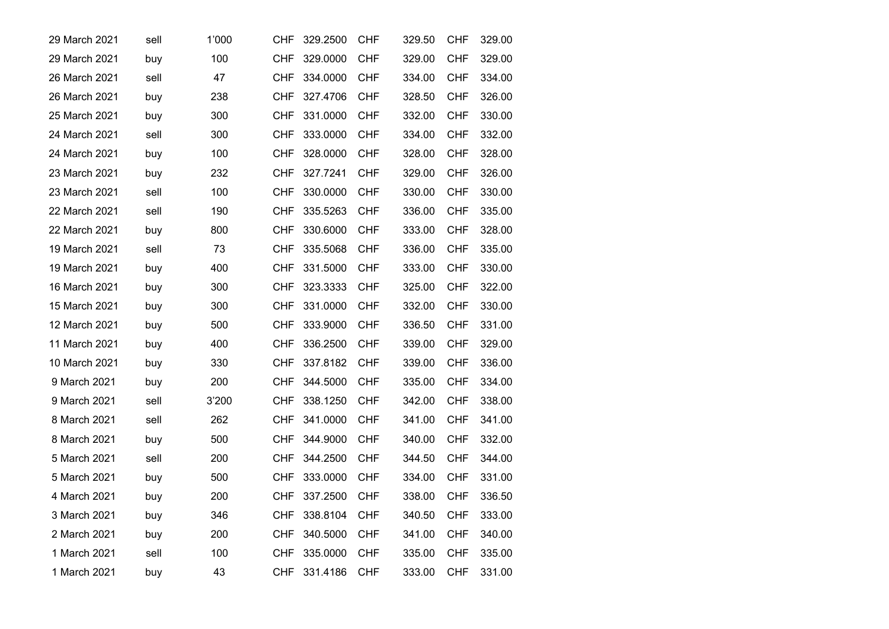| | | | | | | | | |
|---|---|---|---|---|---|---|---|---|
| 29 March 2021 | sell | 1’000 | CHF | 329.2500 | CHF | 329.50 | CHF | 329.00 |
| 29 March 2021 | buy | 100 | CHF | 329.0000 | CHF | 329.00 | CHF | 329.00 |
| 26 March 2021 | sell | 47 | CHF | 334.0000 | CHF | 334.00 | CHF | 334.00 |
| 26 March 2021 | buy | 238 | CHF | 327.4706 | CHF | 328.50 | CHF | 326.00 |
| 25 March 2021 | buy | 300 | CHF | 331.0000 | CHF | 332.00 | CHF | 330.00 |
| 24 March 2021 | sell | 300 | CHF | 333.0000 | CHF | 334.00 | CHF | 332.00 |
| 24 March 2021 | buy | 100 | CHF | 328.0000 | CHF | 328.00 | CHF | 328.00 |
| 23 March 2021 | buy | 232 | CHF | 327.7241 | CHF | 329.00 | CHF | 326.00 |
| 23 March 2021 | sell | 100 | CHF | 330.0000 | CHF | 330.00 | CHF | 330.00 |
| 22 March 2021 | sell | 190 | CHF | 335.5263 | CHF | 336.00 | CHF | 335.00 |
| 22 March 2021 | buy | 800 | CHF | 330.6000 | CHF | 333.00 | CHF | 328.00 |
| 19 March 2021 | sell | 73 | CHF | 335.5068 | CHF | 336.00 | CHF | 335.00 |
| 19 March 2021 | buy | 400 | CHF | 331.5000 | CHF | 333.00 | CHF | 330.00 |
| 16 March 2021 | buy | 300 | CHF | 323.3333 | CHF | 325.00 | CHF | 322.00 |
| 15 March 2021 | buy | 300 | CHF | 331.0000 | CHF | 332.00 | CHF | 330.00 |
| 12 March 2021 | buy | 500 | CHF | 333.9000 | CHF | 336.50 | CHF | 331.00 |
| 11 March 2021 | buy | 400 | CHF | 336.2500 | CHF | 339.00 | CHF | 329.00 |
| 10 March 2021 | buy | 330 | CHF | 337.8182 | CHF | 339.00 | CHF | 336.00 |
| 9 March 2021 | buy | 200 | CHF | 344.5000 | CHF | 335.00 | CHF | 334.00 |
| 9 March 2021 | sell | 3’200 | CHF | 338.1250 | CHF | 342.00 | CHF | 338.00 |
| 8 March 2021 | sell | 262 | CHF | 341.0000 | CHF | 341.00 | CHF | 341.00 |
| 8 March 2021 | buy | 500 | CHF | 344.9000 | CHF | 340.00 | CHF | 332.00 |
| 5 March 2021 | sell | 200 | CHF | 344.2500 | CHF | 344.50 | CHF | 344.00 |
| 5 March 2021 | buy | 500 | CHF | 333.0000 | CHF | 334.00 | CHF | 331.00 |
| 4 March 2021 | buy | 200 | CHF | 337.2500 | CHF | 338.00 | CHF | 336.50 |
| 3 March 2021 | buy | 346 | CHF | 338.8104 | CHF | 340.50 | CHF | 333.00 |
| 2 March 2021 | buy | 200 | CHF | 340.5000 | CHF | 341.00 | CHF | 340.00 |
| 1 March 2021 | sell | 100 | CHF | 335.0000 | CHF | 335.00 | CHF | 335.00 |
| 1 March 2021 | buy | 43 | CHF | 331.4186 | CHF | 333.00 | CHF | 331.00 |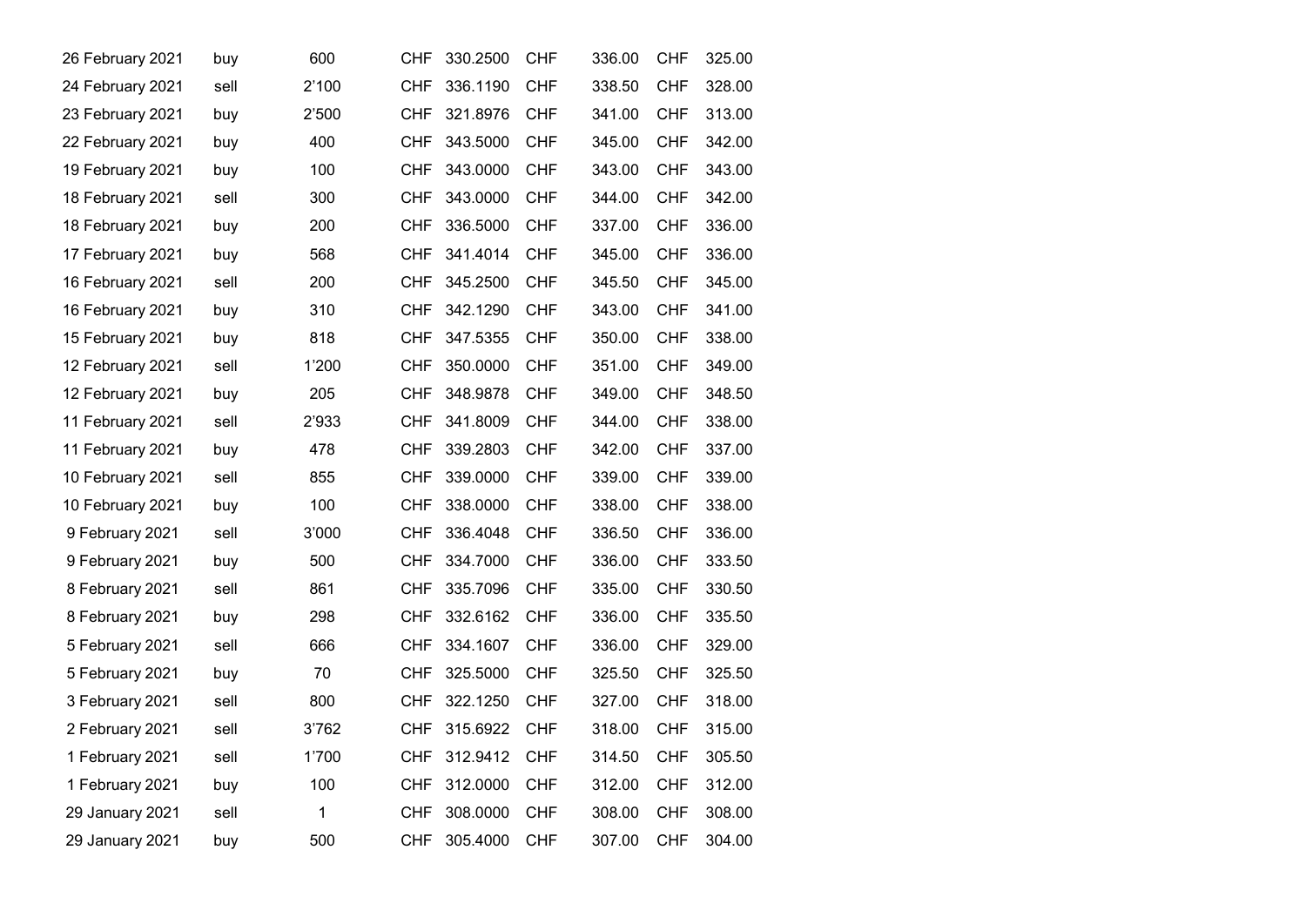| | | | | | | | | |
|---|---|---|---|---|---|---|---|---|
| 26 February 2021 | buy | 600 | CHF | 330.2500 | CHF | 336.00 | CHF | 325.00 |
| 24 February 2021 | sell | 2’100 | CHF | 336.1190 | CHF | 338.50 | CHF | 328.00 |
| 23 February 2021 | buy | 2’500 | CHF | 321.8976 | CHF | 341.00 | CHF | 313.00 |
| 22 February 2021 | buy | 400 | CHF | 343.5000 | CHF | 345.00 | CHF | 342.00 |
| 19 February 2021 | buy | 100 | CHF | 343.0000 | CHF | 343.00 | CHF | 343.00 |
| 18 February 2021 | sell | 300 | CHF | 343.0000 | CHF | 344.00 | CHF | 342.00 |
| 18 February 2021 | buy | 200 | CHF | 336.5000 | CHF | 337.00 | CHF | 336.00 |
| 17 February 2021 | buy | 568 | CHF | 341.4014 | CHF | 345.00 | CHF | 336.00 |
| 16 February 2021 | sell | 200 | CHF | 345.2500 | CHF | 345.50 | CHF | 345.00 |
| 16 February 2021 | buy | 310 | CHF | 342.1290 | CHF | 343.00 | CHF | 341.00 |
| 15 February 2021 | buy | 818 | CHF | 347.5355 | CHF | 350.00 | CHF | 338.00 |
| 12 February 2021 | sell | 1’200 | CHF | 350.0000 | CHF | 351.00 | CHF | 349.00 |
| 12 February 2021 | buy | 205 | CHF | 348.9878 | CHF | 349.00 | CHF | 348.50 |
| 11 February 2021 | sell | 2’933 | CHF | 341.8009 | CHF | 344.00 | CHF | 338.00 |
| 11 February 2021 | buy | 478 | CHF | 339.2803 | CHF | 342.00 | CHF | 337.00 |
| 10 February 2021 | sell | 855 | CHF | 339.0000 | CHF | 339.00 | CHF | 339.00 |
| 10 February 2021 | buy | 100 | CHF | 338.0000 | CHF | 338.00 | CHF | 338.00 |
| 9 February 2021 | sell | 3’000 | CHF | 336.4048 | CHF | 336.50 | CHF | 336.00 |
| 9 February 2021 | buy | 500 | CHF | 334.7000 | CHF | 336.00 | CHF | 333.50 |
| 8 February 2021 | sell | 861 | CHF | 335.7096 | CHF | 335.00 | CHF | 330.50 |
| 8 February 2021 | buy | 298 | CHF | 332.6162 | CHF | 336.00 | CHF | 335.50 |
| 5 February 2021 | sell | 666 | CHF | 334.1607 | CHF | 336.00 | CHF | 329.00 |
| 5 February 2021 | buy | 70 | CHF | 325.5000 | CHF | 325.50 | CHF | 325.50 |
| 3 February 2021 | sell | 800 | CHF | 322.1250 | CHF | 327.00 | CHF | 318.00 |
| 2 February 2021 | sell | 3’762 | CHF | 315.6922 | CHF | 318.00 | CHF | 315.00 |
| 1 February 2021 | sell | 1’700 | CHF | 312.9412 | CHF | 314.50 | CHF | 305.50 |
| 1 February 2021 | buy | 100 | CHF | 312.0000 | CHF | 312.00 | CHF | 312.00 |
| 29 January 2021 | sell | 1 | CHF | 308.0000 | CHF | 308.00 | CHF | 308.00 |
| 29 January 2021 | buy | 500 | CHF | 305.4000 | CHF | 307.00 | CHF | 304.00 |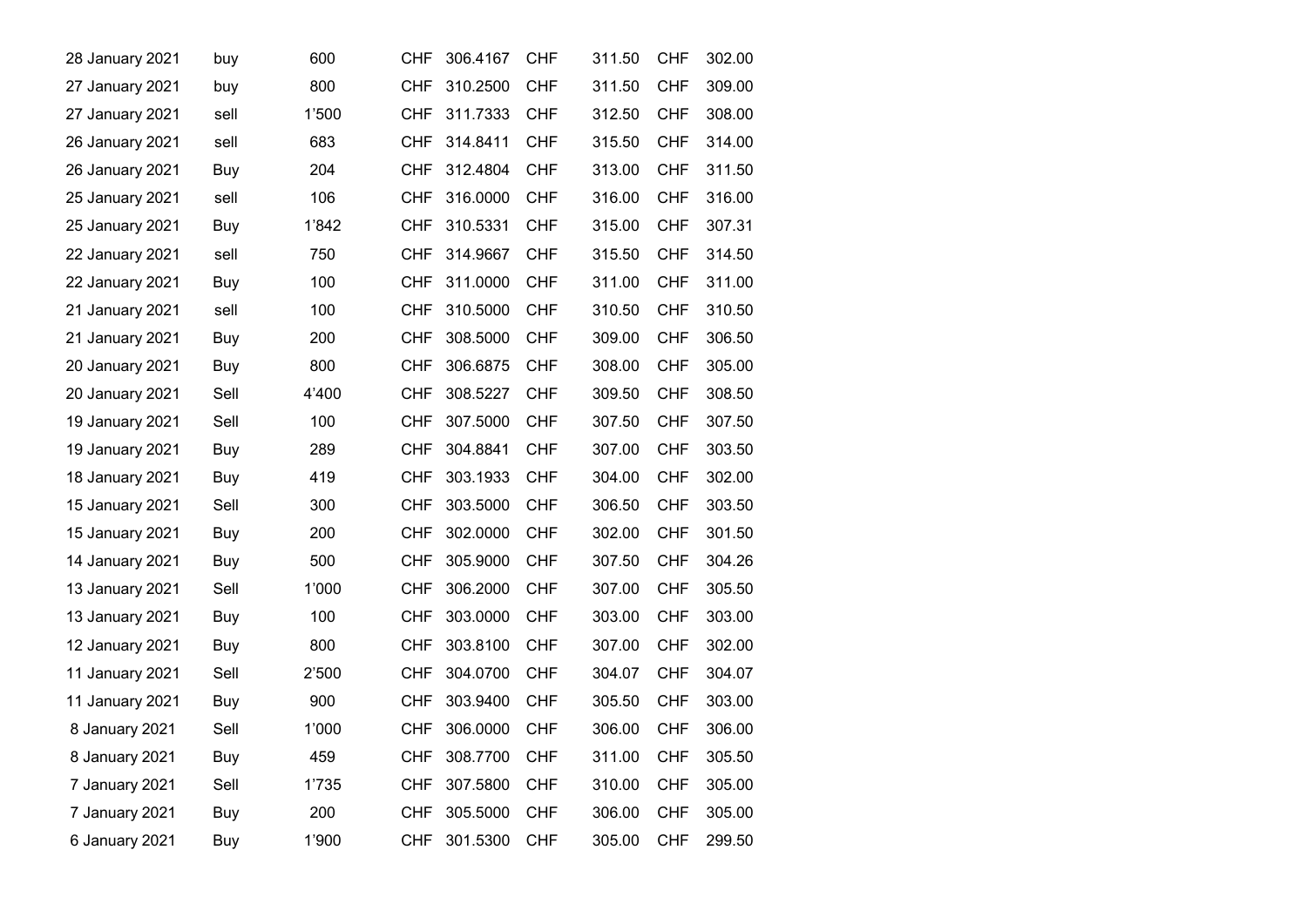| | | | | | | | | |
|---|---|---|---|---|---|---|---|---|
| 28 January 2021 | buy | 600 | CHF | 306.4167 | CHF | 311.50 | CHF | 302.00 |
| 27 January 2021 | buy | 800 | CHF | 310.2500 | CHF | 311.50 | CHF | 309.00 |
| 27 January 2021 | sell | 1'500 | CHF | 311.7333 | CHF | 312.50 | CHF | 308.00 |
| 26 January 2021 | sell | 683 | CHF | 314.8411 | CHF | 315.50 | CHF | 314.00 |
| 26 January 2021 | Buy | 204 | CHF | 312.4804 | CHF | 313.00 | CHF | 311.50 |
| 25 January 2021 | sell | 106 | CHF | 316.0000 | CHF | 316.00 | CHF | 316.00 |
| 25 January 2021 | Buy | 1'842 | CHF | 310.5331 | CHF | 315.00 | CHF | 307.31 |
| 22 January 2021 | sell | 750 | CHF | 314.9667 | CHF | 315.50 | CHF | 314.50 |
| 22 January 2021 | Buy | 100 | CHF | 311.0000 | CHF | 311.00 | CHF | 311.00 |
| 21 January 2021 | sell | 100 | CHF | 310.5000 | CHF | 310.50 | CHF | 310.50 |
| 21 January 2021 | Buy | 200 | CHF | 308.5000 | CHF | 309.00 | CHF | 306.50 |
| 20 January 2021 | Buy | 800 | CHF | 306.6875 | CHF | 308.00 | CHF | 305.00 |
| 20 January 2021 | Sell | 4'400 | CHF | 308.5227 | CHF | 309.50 | CHF | 308.50 |
| 19 January 2021 | Sell | 100 | CHF | 307.5000 | CHF | 307.50 | CHF | 307.50 |
| 19 January 2021 | Buy | 289 | CHF | 304.8841 | CHF | 307.00 | CHF | 303.50 |
| 18 January 2021 | Buy | 419 | CHF | 303.1933 | CHF | 304.00 | CHF | 302.00 |
| 15 January 2021 | Sell | 300 | CHF | 303.5000 | CHF | 306.50 | CHF | 303.50 |
| 15 January 2021 | Buy | 200 | CHF | 302.0000 | CHF | 302.00 | CHF | 301.50 |
| 14 January 2021 | Buy | 500 | CHF | 305.9000 | CHF | 307.50 | CHF | 304.26 |
| 13 January 2021 | Sell | 1'000 | CHF | 306.2000 | CHF | 307.00 | CHF | 305.50 |
| 13 January 2021 | Buy | 100 | CHF | 303.0000 | CHF | 303.00 | CHF | 303.00 |
| 12 January 2021 | Buy | 800 | CHF | 303.8100 | CHF | 307.00 | CHF | 302.00 |
| 11 January 2021 | Sell | 2'500 | CHF | 304.0700 | CHF | 304.07 | CHF | 304.07 |
| 11 January 2021 | Buy | 900 | CHF | 303.9400 | CHF | 305.50 | CHF | 303.00 |
| 8 January 2021 | Sell | 1'000 | CHF | 306.0000 | CHF | 306.00 | CHF | 306.00 |
| 8 January 2021 | Buy | 459 | CHF | 308.7700 | CHF | 311.00 | CHF | 305.50 |
| 7 January 2021 | Sell | 1'735 | CHF | 307.5800 | CHF | 310.00 | CHF | 305.00 |
| 7 January 2021 | Buy | 200 | CHF | 305.5000 | CHF | 306.00 | CHF | 305.00 |
| 6 January 2021 | Buy | 1'900 | CHF | 301.5300 | CHF | 305.00 | CHF | 299.50 |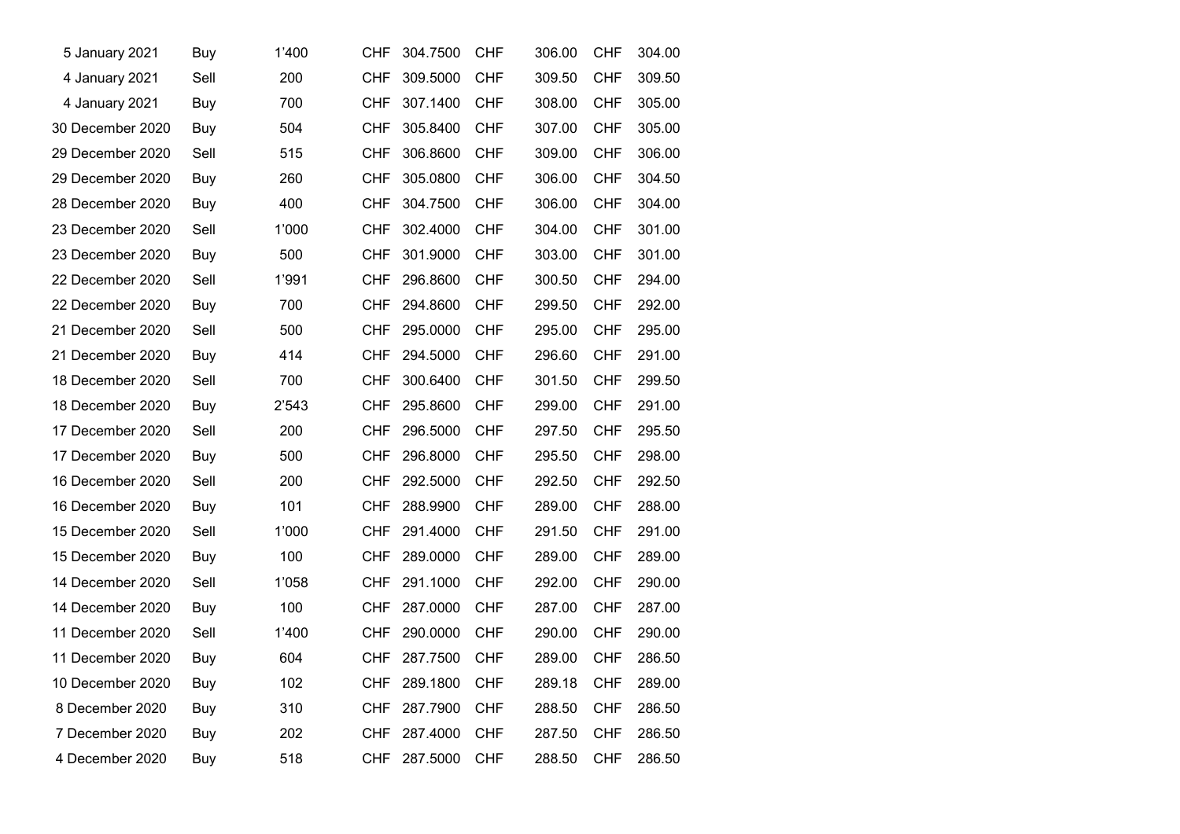| | | | | | | | | |
|---|---|---|---|---|---|---|---|---|
| 5 January 2021 | Buy | 1’400 | CHF | 304.7500 | CHF | 306.00 | CHF | 304.00 |
| 4 January 2021 | Sell | 200 | CHF | 309.5000 | CHF | 309.50 | CHF | 309.50 |
| 4 January 2021 | Buy | 700 | CHF | 307.1400 | CHF | 308.00 | CHF | 305.00 |
| 30 December 2020 | Buy | 504 | CHF | 305.8400 | CHF | 307.00 | CHF | 305.00 |
| 29 December 2020 | Sell | 515 | CHF | 306.8600 | CHF | 309.00 | CHF | 306.00 |
| 29 December 2020 | Buy | 260 | CHF | 305.0800 | CHF | 306.00 | CHF | 304.50 |
| 28 December 2020 | Buy | 400 | CHF | 304.7500 | CHF | 306.00 | CHF | 304.00 |
| 23 December 2020 | Sell | 1’000 | CHF | 302.4000 | CHF | 304.00 | CHF | 301.00 |
| 23 December 2020 | Buy | 500 | CHF | 301.9000 | CHF | 303.00 | CHF | 301.00 |
| 22 December 2020 | Sell | 1’991 | CHF | 296.8600 | CHF | 300.50 | CHF | 294.00 |
| 22 December 2020 | Buy | 700 | CHF | 294.8600 | CHF | 299.50 | CHF | 292.00 |
| 21 December 2020 | Sell | 500 | CHF | 295.0000 | CHF | 295.00 | CHF | 295.00 |
| 21 December 2020 | Buy | 414 | CHF | 294.5000 | CHF | 296.60 | CHF | 291.00 |
| 18 December 2020 | Sell | 700 | CHF | 300.6400 | CHF | 301.50 | CHF | 299.50 |
| 18 December 2020 | Buy | 2’543 | CHF | 295.8600 | CHF | 299.00 | CHF | 291.00 |
| 17 December 2020 | Sell | 200 | CHF | 296.5000 | CHF | 297.50 | CHF | 295.50 |
| 17 December 2020 | Buy | 500 | CHF | 296.8000 | CHF | 295.50 | CHF | 298.00 |
| 16 December 2020 | Sell | 200 | CHF | 292.5000 | CHF | 292.50 | CHF | 292.50 |
| 16 December 2020 | Buy | 101 | CHF | 288.9900 | CHF | 289.00 | CHF | 288.00 |
| 15 December 2020 | Sell | 1’000 | CHF | 291.4000 | CHF | 291.50 | CHF | 291.00 |
| 15 December 2020 | Buy | 100 | CHF | 289.0000 | CHF | 289.00 | CHF | 289.00 |
| 14 December 2020 | Sell | 1’058 | CHF | 291.1000 | CHF | 292.00 | CHF | 290.00 |
| 14 December 2020 | Buy | 100 | CHF | 287.0000 | CHF | 287.00 | CHF | 287.00 |
| 11 December 2020 | Sell | 1’400 | CHF | 290.0000 | CHF | 290.00 | CHF | 290.00 |
| 11 December 2020 | Buy | 604 | CHF | 287.7500 | CHF | 289.00 | CHF | 286.50 |
| 10 December 2020 | Buy | 102 | CHF | 289.1800 | CHF | 289.18 | CHF | 289.00 |
| 8 December 2020 | Buy | 310 | CHF | 287.7900 | CHF | 288.50 | CHF | 286.50 |
| 7 December 2020 | Buy | 202 | CHF | 287.4000 | CHF | 287.50 | CHF | 286.50 |
| 4 December 2020 | Buy | 518 | CHF | 287.5000 | CHF | 288.50 | CHF | 286.50 |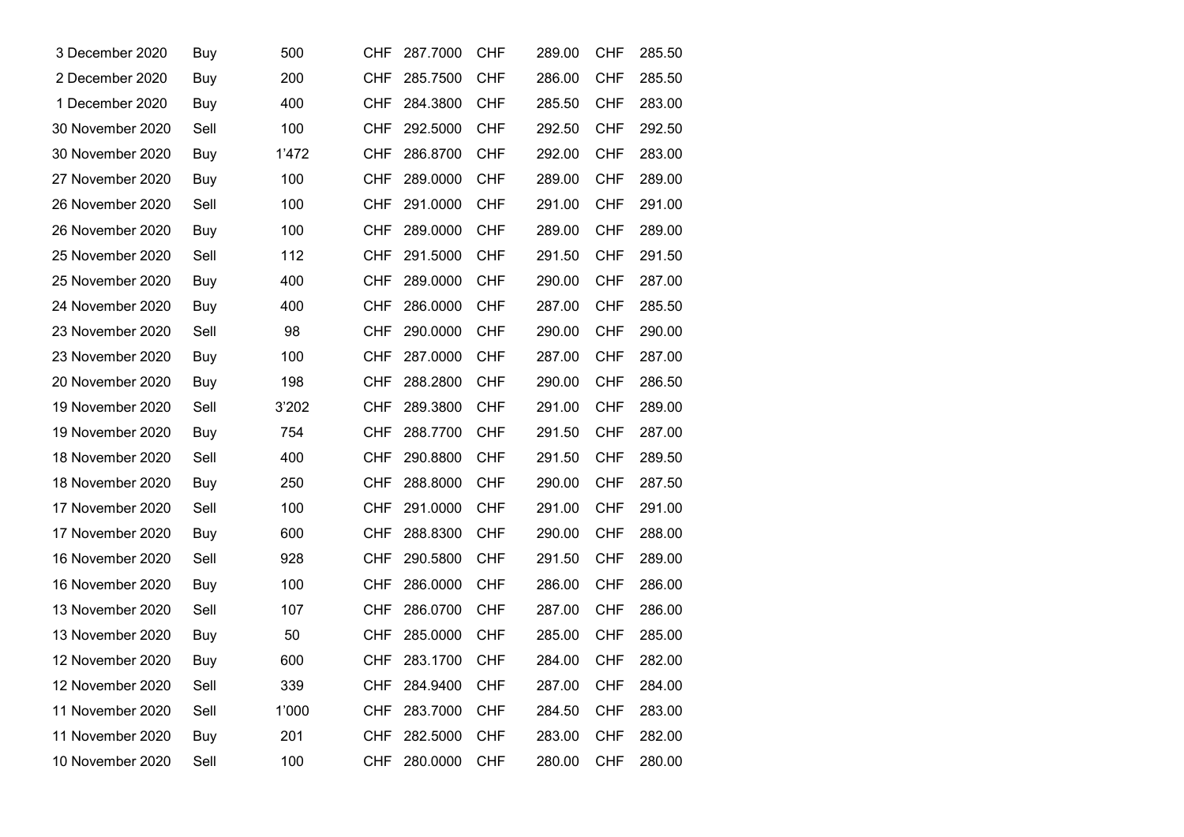| | | | | | | | | |
|---|---|---|---|---|---|---|---|---|
| 3 December 2020 | Buy | 500 | CHF | 287.7000 | CHF | 289.00 | CHF | 285.50 |
| 2 December 2020 | Buy | 200 | CHF | 285.7500 | CHF | 286.00 | CHF | 285.50 |
| 1 December 2020 | Buy | 400 | CHF | 284.3800 | CHF | 285.50 | CHF | 283.00 |
| 30 November 2020 | Sell | 100 | CHF | 292.5000 | CHF | 292.50 | CHF | 292.50 |
| 30 November 2020 | Buy | 1’472 | CHF | 286.8700 | CHF | 292.00 | CHF | 283.00 |
| 27 November 2020 | Buy | 100 | CHF | 289.0000 | CHF | 289.00 | CHF | 289.00 |
| 26 November 2020 | Sell | 100 | CHF | 291.0000 | CHF | 291.00 | CHF | 291.00 |
| 26 November 2020 | Buy | 100 | CHF | 289.0000 | CHF | 289.00 | CHF | 289.00 |
| 25 November 2020 | Sell | 112 | CHF | 291.5000 | CHF | 291.50 | CHF | 291.50 |
| 25 November 2020 | Buy | 400 | CHF | 289.0000 | CHF | 290.00 | CHF | 287.00 |
| 24 November 2020 | Buy | 400 | CHF | 286.0000 | CHF | 287.00 | CHF | 285.50 |
| 23 November 2020 | Sell | 98 | CHF | 290.0000 | CHF | 290.00 | CHF | 290.00 |
| 23 November 2020 | Buy | 100 | CHF | 287.0000 | CHF | 287.00 | CHF | 287.00 |
| 20 November 2020 | Buy | 198 | CHF | 288.2800 | CHF | 290.00 | CHF | 286.50 |
| 19 November 2020 | Sell | 3’202 | CHF | 289.3800 | CHF | 291.00 | CHF | 289.00 |
| 19 November 2020 | Buy | 754 | CHF | 288.7700 | CHF | 291.50 | CHF | 287.00 |
| 18 November 2020 | Sell | 400 | CHF | 290.8800 | CHF | 291.50 | CHF | 289.50 |
| 18 November 2020 | Buy | 250 | CHF | 288.8000 | CHF | 290.00 | CHF | 287.50 |
| 17 November 2020 | Sell | 100 | CHF | 291.0000 | CHF | 291.00 | CHF | 291.00 |
| 17 November 2020 | Buy | 600 | CHF | 288.8300 | CHF | 290.00 | CHF | 288.00 |
| 16 November 2020 | Sell | 928 | CHF | 290.5800 | CHF | 291.50 | CHF | 289.00 |
| 16 November 2020 | Buy | 100 | CHF | 286.0000 | CHF | 286.00 | CHF | 286.00 |
| 13 November 2020 | Sell | 107 | CHF | 286.0700 | CHF | 287.00 | CHF | 286.00 |
| 13 November 2020 | Buy | 50 | CHF | 285.0000 | CHF | 285.00 | CHF | 285.00 |
| 12 November 2020 | Buy | 600 | CHF | 283.1700 | CHF | 284.00 | CHF | 282.00 |
| 12 November 2020 | Sell | 339 | CHF | 284.9400 | CHF | 287.00 | CHF | 284.00 |
| 11 November 2020 | Sell | 1’000 | CHF | 283.7000 | CHF | 284.50 | CHF | 283.00 |
| 11 November 2020 | Buy | 201 | CHF | 282.5000 | CHF | 283.00 | CHF | 282.00 |
| 10 November 2020 | Sell | 100 | CHF | 280.0000 | CHF | 280.00 | CHF | 280.00 |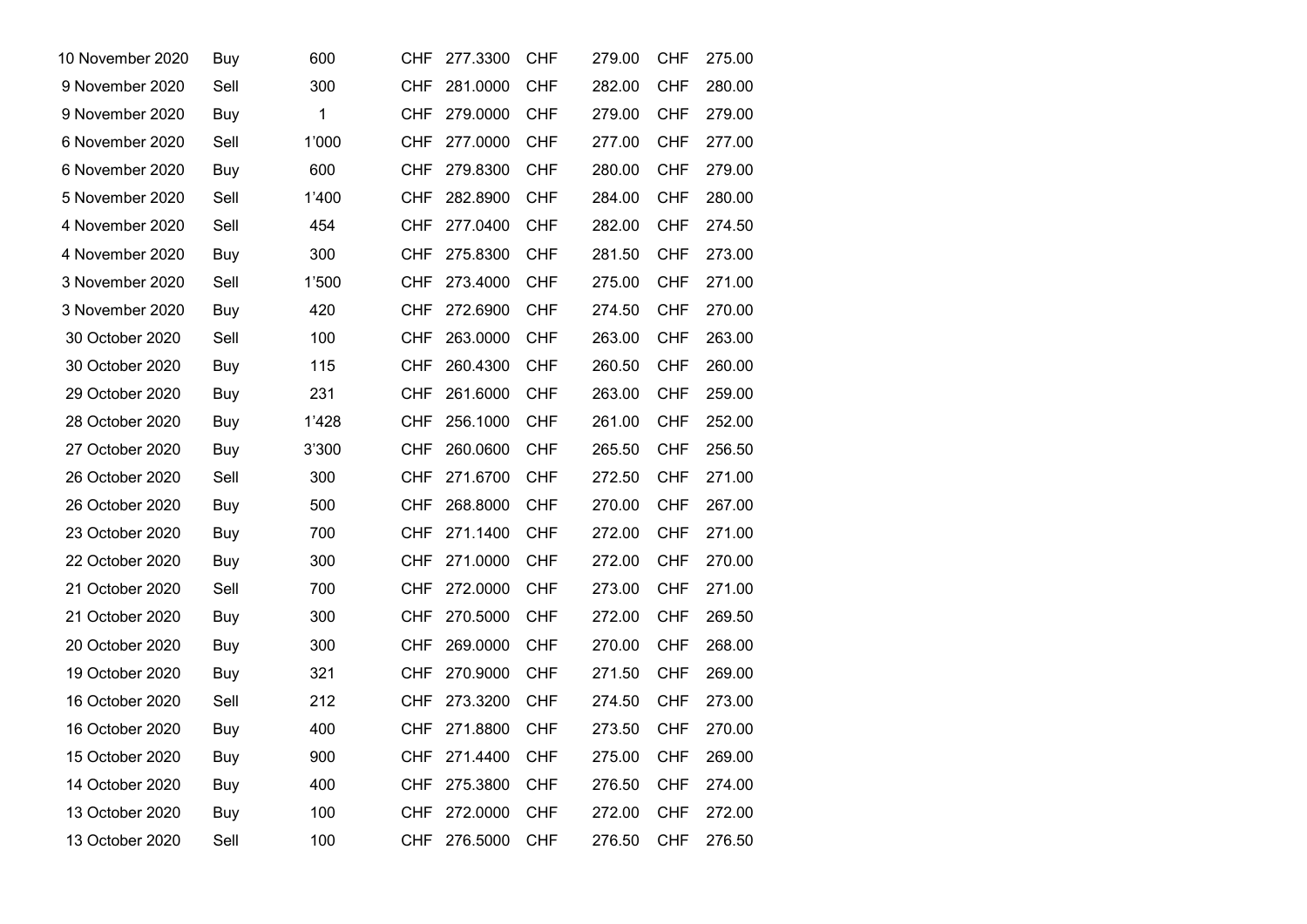| | | | | | | | | |
|---|---|---|---|---|---|---|---|---|
| 10 November 2020 | Buy | 600 | CHF | 277.3300 | CHF | 279.00 | CHF | 275.00 |
| 9 November 2020 | Sell | 300 | CHF | 281.0000 | CHF | 282.00 | CHF | 280.00 |
| 9 November 2020 | Buy | 1 | CHF | 279.0000 | CHF | 279.00 | CHF | 279.00 |
| 6 November 2020 | Sell | 1’000 | CHF | 277.0000 | CHF | 277.00 | CHF | 277.00 |
| 6 November 2020 | Buy | 600 | CHF | 279.8300 | CHF | 280.00 | CHF | 279.00 |
| 5 November 2020 | Sell | 1’400 | CHF | 282.8900 | CHF | 284.00 | CHF | 280.00 |
| 4 November 2020 | Sell | 454 | CHF | 277.0400 | CHF | 282.00 | CHF | 274.50 |
| 4 November 2020 | Buy | 300 | CHF | 275.8300 | CHF | 281.50 | CHF | 273.00 |
| 3 November 2020 | Sell | 1’500 | CHF | 273.4000 | CHF | 275.00 | CHF | 271.00 |
| 3 November 2020 | Buy | 420 | CHF | 272.6900 | CHF | 274.50 | CHF | 270.00 |
| 30 October 2020 | Sell | 100 | CHF | 263.0000 | CHF | 263.00 | CHF | 263.00 |
| 30 October 2020 | Buy | 115 | CHF | 260.4300 | CHF | 260.50 | CHF | 260.00 |
| 29 October 2020 | Buy | 231 | CHF | 261.6000 | CHF | 263.00 | CHF | 259.00 |
| 28 October 2020 | Buy | 1’428 | CHF | 256.1000 | CHF | 261.00 | CHF | 252.00 |
| 27 October 2020 | Buy | 3’300 | CHF | 260.0600 | CHF | 265.50 | CHF | 256.50 |
| 26 October 2020 | Sell | 300 | CHF | 271.6700 | CHF | 272.50 | CHF | 271.00 |
| 26 October 2020 | Buy | 500 | CHF | 268.8000 | CHF | 270.00 | CHF | 267.00 |
| 23 October 2020 | Buy | 700 | CHF | 271.1400 | CHF | 272.00 | CHF | 271.00 |
| 22 October 2020 | Buy | 300 | CHF | 271.0000 | CHF | 272.00 | CHF | 270.00 |
| 21 October 2020 | Sell | 700 | CHF | 272.0000 | CHF | 273.00 | CHF | 271.00 |
| 21 October 2020 | Buy | 300 | CHF | 270.5000 | CHF | 272.00 | CHF | 269.50 |
| 20 October 2020 | Buy | 300 | CHF | 269.0000 | CHF | 270.00 | CHF | 268.00 |
| 19 October 2020 | Buy | 321 | CHF | 270.9000 | CHF | 271.50 | CHF | 269.00 |
| 16 October 2020 | Sell | 212 | CHF | 273.3200 | CHF | 274.50 | CHF | 273.00 |
| 16 October 2020 | Buy | 400 | CHF | 271.8800 | CHF | 273.50 | CHF | 270.00 |
| 15 October 2020 | Buy | 900 | CHF | 271.4400 | CHF | 275.00 | CHF | 269.00 |
| 14 October 2020 | Buy | 400 | CHF | 275.3800 | CHF | 276.50 | CHF | 274.00 |
| 13 October 2020 | Buy | 100 | CHF | 272.0000 | CHF | 272.00 | CHF | 272.00 |
| 13 October 2020 | Sell | 100 | CHF | 276.5000 | CHF | 276.50 | CHF | 276.50 |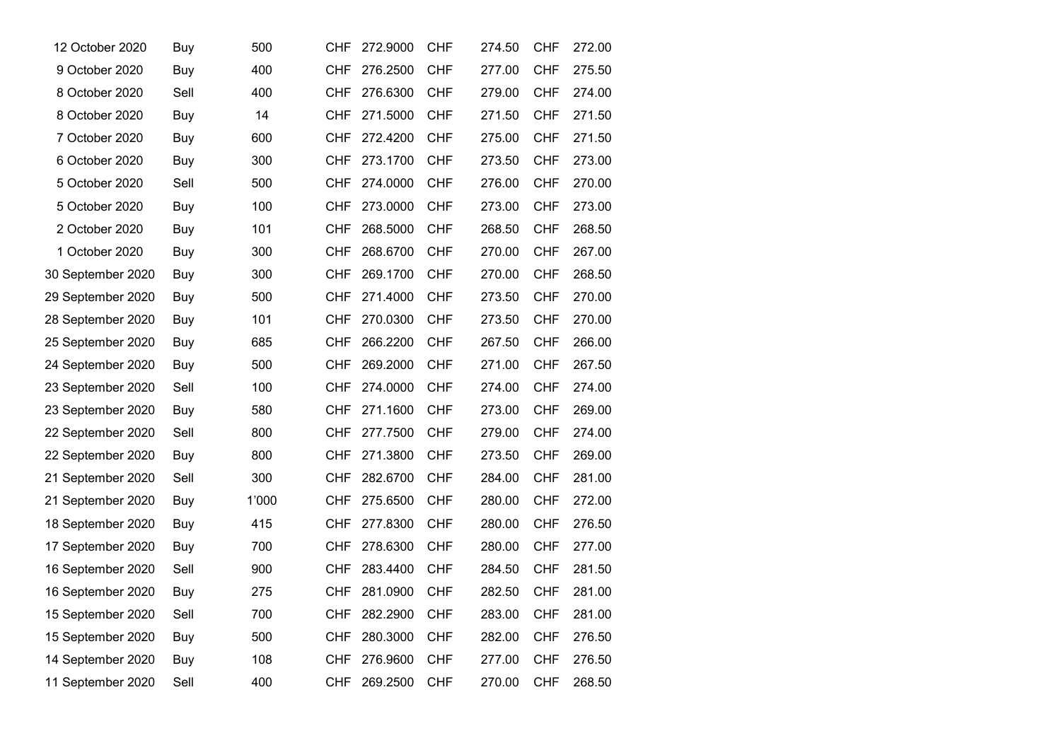| | | | | | | | | |
|---|---|---|---|---|---|---|---|---|
| 12 October 2020 | Buy | 500 | CHF | 272.9000 | CHF | 274.50 | CHF | 272.00 |
| 9 October 2020 | Buy | 400 | CHF | 276.2500 | CHF | 277.00 | CHF | 275.50 |
| 8 October 2020 | Sell | 400 | CHF | 276.6300 | CHF | 279.00 | CHF | 274.00 |
| 8 October 2020 | Buy | 14 | CHF | 271.5000 | CHF | 271.50 | CHF | 271.50 |
| 7 October 2020 | Buy | 600 | CHF | 272.4200 | CHF | 275.00 | CHF | 271.50 |
| 6 October 2020 | Buy | 300 | CHF | 273.1700 | CHF | 273.50 | CHF | 273.00 |
| 5 October 2020 | Sell | 500 | CHF | 274.0000 | CHF | 276.00 | CHF | 270.00 |
| 5 October 2020 | Buy | 100 | CHF | 273.0000 | CHF | 273.00 | CHF | 273.00 |
| 2 October 2020 | Buy | 101 | CHF | 268.5000 | CHF | 268.50 | CHF | 268.50 |
| 1 October 2020 | Buy | 300 | CHF | 268.6700 | CHF | 270.00 | CHF | 267.00 |
| 30 September 2020 | Buy | 300 | CHF | 269.1700 | CHF | 270.00 | CHF | 268.50 |
| 29 September 2020 | Buy | 500 | CHF | 271.4000 | CHF | 273.50 | CHF | 270.00 |
| 28 September 2020 | Buy | 101 | CHF | 270.0300 | CHF | 273.50 | CHF | 270.00 |
| 25 September 2020 | Buy | 685 | CHF | 266.2200 | CHF | 267.50 | CHF | 266.00 |
| 24 September 2020 | Buy | 500 | CHF | 269.2000 | CHF | 271.00 | CHF | 267.50 |
| 23 September 2020 | Sell | 100 | CHF | 274.0000 | CHF | 274.00 | CHF | 274.00 |
| 23 September 2020 | Buy | 580 | CHF | 271.1600 | CHF | 273.00 | CHF | 269.00 |
| 22 September 2020 | Sell | 800 | CHF | 277.7500 | CHF | 279.00 | CHF | 274.00 |
| 22 September 2020 | Buy | 800 | CHF | 271.3800 | CHF | 273.50 | CHF | 269.00 |
| 21 September 2020 | Sell | 300 | CHF | 282.6700 | CHF | 284.00 | CHF | 281.00 |
| 21 September 2020 | Buy | 1'000 | CHF | 275.6500 | CHF | 280.00 | CHF | 272.00 |
| 18 September 2020 | Buy | 415 | CHF | 277.8300 | CHF | 280.00 | CHF | 276.50 |
| 17 September 2020 | Buy | 700 | CHF | 278.6300 | CHF | 280.00 | CHF | 277.00 |
| 16 September 2020 | Sell | 900 | CHF | 283.4400 | CHF | 284.50 | CHF | 281.50 |
| 16 September 2020 | Buy | 275 | CHF | 281.0900 | CHF | 282.50 | CHF | 281.00 |
| 15 September 2020 | Sell | 700 | CHF | 282.2900 | CHF | 283.00 | CHF | 281.00 |
| 15 September 2020 | Buy | 500 | CHF | 280.3000 | CHF | 282.00 | CHF | 276.50 |
| 14 September 2020 | Buy | 108 | CHF | 276.9600 | CHF | 277.00 | CHF | 276.50 |
| 11 September 2020 | Sell | 400 | CHF | 269.2500 | CHF | 270.00 | CHF | 268.50 |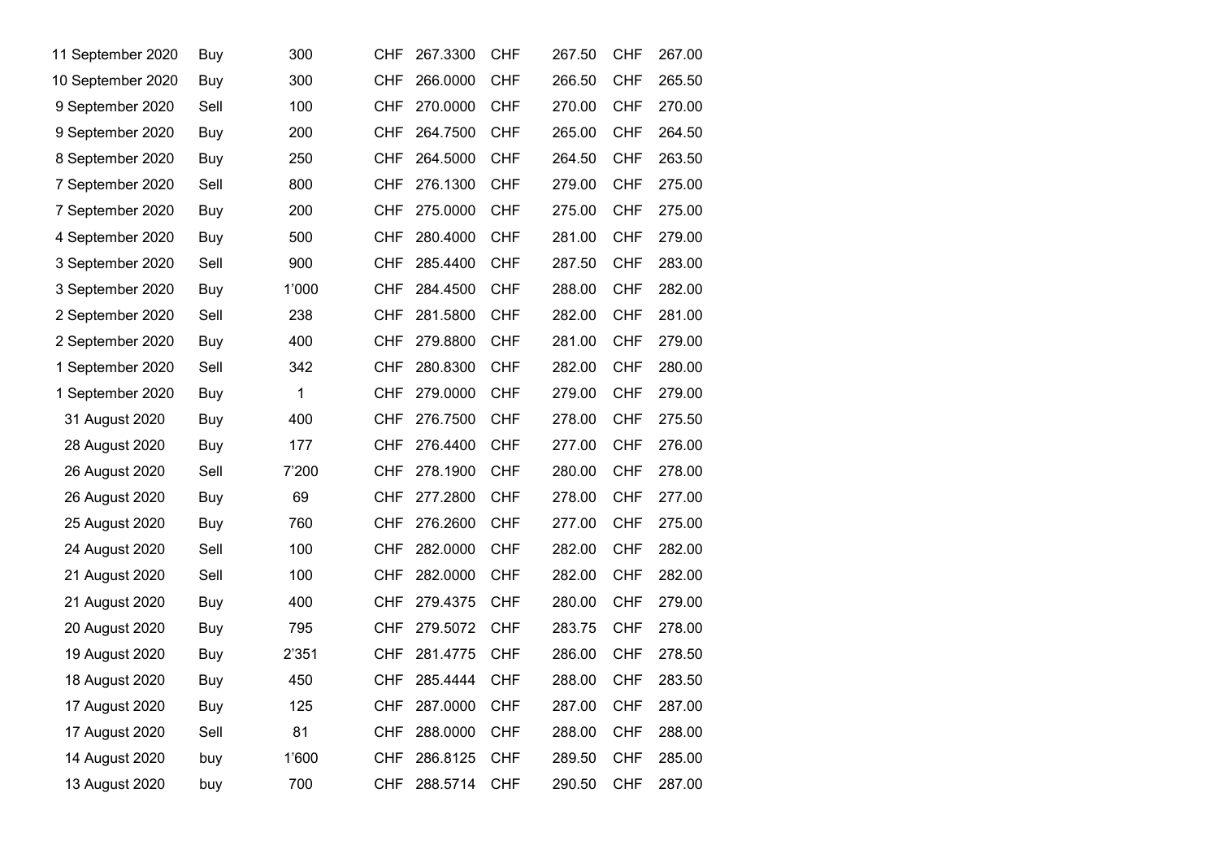| | | | | | | | | |
|---|---|---|---|---|---|---|---|---|
| 11 September 2020 | Buy | 300 | CHF | 267.3300 | CHF | 267.50 | CHF | 267.00 |
| 10 September 2020 | Buy | 300 | CHF | 266.0000 | CHF | 266.50 | CHF | 265.50 |
| 9 September 2020 | Sell | 100 | CHF | 270.0000 | CHF | 270.00 | CHF | 270.00 |
| 9 September 2020 | Buy | 200 | CHF | 264.7500 | CHF | 265.00 | CHF | 264.50 |
| 8 September 2020 | Buy | 250 | CHF | 264.5000 | CHF | 264.50 | CHF | 263.50 |
| 7 September 2020 | Sell | 800 | CHF | 276.1300 | CHF | 279.00 | CHF | 275.00 |
| 7 September 2020 | Buy | 200 | CHF | 275.0000 | CHF | 275.00 | CHF | 275.00 |
| 4 September 2020 | Buy | 500 | CHF | 280.4000 | CHF | 281.00 | CHF | 279.00 |
| 3 September 2020 | Sell | 900 | CHF | 285.4400 | CHF | 287.50 | CHF | 283.00 |
| 3 September 2020 | Buy | 1’000 | CHF | 284.4500 | CHF | 288.00 | CHF | 282.00 |
| 2 September 2020 | Sell | 238 | CHF | 281.5800 | CHF | 282.00 | CHF | 281.00 |
| 2 September 2020 | Buy | 400 | CHF | 279.8800 | CHF | 281.00 | CHF | 279.00 |
| 1 September 2020 | Sell | 342 | CHF | 280.8300 | CHF | 282.00 | CHF | 280.00 |
| 1 September 2020 | Buy | 1 | CHF | 279.0000 | CHF | 279.00 | CHF | 279.00 |
| 31 August 2020 | Buy | 400 | CHF | 276.7500 | CHF | 278.00 | CHF | 275.50 |
| 28 August 2020 | Buy | 177 | CHF | 276.4400 | CHF | 277.00 | CHF | 276.00 |
| 26 August 2020 | Sell | 7’200 | CHF | 278.1900 | CHF | 280.00 | CHF | 278.00 |
| 26 August 2020 | Buy | 69 | CHF | 277.2800 | CHF | 278.00 | CHF | 277.00 |
| 25 August 2020 | Buy | 760 | CHF | 276.2600 | CHF | 277.00 | CHF | 275.00 |
| 24 August 2020 | Sell | 100 | CHF | 282.0000 | CHF | 282.00 | CHF | 282.00 |
| 21 August 2020 | Sell | 100 | CHF | 282.0000 | CHF | 282.00 | CHF | 282.00 |
| 21 August 2020 | Buy | 400 | CHF | 279.4375 | CHF | 280.00 | CHF | 279.00 |
| 20 August 2020 | Buy | 795 | CHF | 279.5072 | CHF | 283.75 | CHF | 278.00 |
| 19 August 2020 | Buy | 2’351 | CHF | 281.4775 | CHF | 286.00 | CHF | 278.50 |
| 18 August 2020 | Buy | 450 | CHF | 285.4444 | CHF | 288.00 | CHF | 283.50 |
| 17 August 2020 | Buy | 125 | CHF | 287.0000 | CHF | 287.00 | CHF | 287.00 |
| 17 August 2020 | Sell | 81 | CHF | 288.0000 | CHF | 288.00 | CHF | 288.00 |
| 14 August 2020 | buy | 1’600 | CHF | 286.8125 | CHF | 289.50 | CHF | 285.00 |
| 13 August 2020 | buy | 700 | CHF | 288.5714 | CHF | 290.50 | CHF | 287.00 |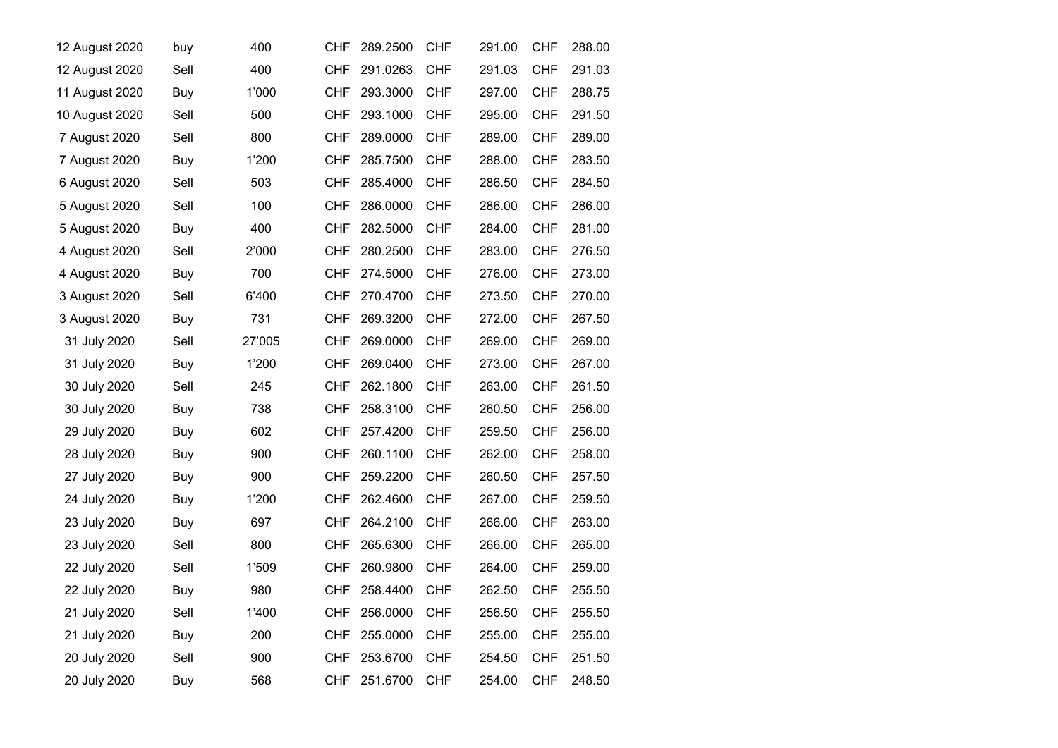| | | | | | | | | |
|---|---|---|---|---|---|---|---|---|
| 12 August 2020 | buy | 400 | CHF | 289.2500 | CHF | 291.00 | CHF | 288.00 |
| 12 August 2020 | Sell | 400 | CHF | 291.0263 | CHF | 291.03 | CHF | 291.03 |
| 11 August 2020 | Buy | 1’000 | CHF | 293.3000 | CHF | 297.00 | CHF | 288.75 |
| 10 August 2020 | Sell | 500 | CHF | 293.1000 | CHF | 295.00 | CHF | 291.50 |
| 7 August 2020 | Sell | 800 | CHF | 289.0000 | CHF | 289.00 | CHF | 289.00 |
| 7 August 2020 | Buy | 1’200 | CHF | 285.7500 | CHF | 288.00 | CHF | 283.50 |
| 6 August 2020 | Sell | 503 | CHF | 285.4000 | CHF | 286.50 | CHF | 284.50 |
| 5 August 2020 | Sell | 100 | CHF | 286.0000 | CHF | 286.00 | CHF | 286.00 |
| 5 August 2020 | Buy | 400 | CHF | 282.5000 | CHF | 284.00 | CHF | 281.00 |
| 4 August 2020 | Sell | 2’000 | CHF | 280.2500 | CHF | 283.00 | CHF | 276.50 |
| 4 August 2020 | Buy | 700 | CHF | 274.5000 | CHF | 276.00 | CHF | 273.00 |
| 3 August 2020 | Sell | 6’400 | CHF | 270.4700 | CHF | 273.50 | CHF | 270.00 |
| 3 August 2020 | Buy | 731 | CHF | 269.3200 | CHF | 272.00 | CHF | 267.50 |
| 31 July 2020 | Sell | 27’005 | CHF | 269.0000 | CHF | 269.00 | CHF | 269.00 |
| 31 July 2020 | Buy | 1’200 | CHF | 269.0400 | CHF | 273.00 | CHF | 267.00 |
| 30 July 2020 | Sell | 245 | CHF | 262.1800 | CHF | 263.00 | CHF | 261.50 |
| 30 July 2020 | Buy | 738 | CHF | 258.3100 | CHF | 260.50 | CHF | 256.00 |
| 29 July 2020 | Buy | 602 | CHF | 257.4200 | CHF | 259.50 | CHF | 256.00 |
| 28 July 2020 | Buy | 900 | CHF | 260.1100 | CHF | 262.00 | CHF | 258.00 |
| 27 July 2020 | Buy | 900 | CHF | 259.2200 | CHF | 260.50 | CHF | 257.50 |
| 24 July 2020 | Buy | 1’200 | CHF | 262.4600 | CHF | 267.00 | CHF | 259.50 |
| 23 July 2020 | Buy | 697 | CHF | 264.2100 | CHF | 266.00 | CHF | 263.00 |
| 23 July 2020 | Sell | 800 | CHF | 265.6300 | CHF | 266.00 | CHF | 265.00 |
| 22 July 2020 | Sell | 1’509 | CHF | 260.9800 | CHF | 264.00 | CHF | 259.00 |
| 22 July 2020 | Buy | 980 | CHF | 258.4400 | CHF | 262.50 | CHF | 255.50 |
| 21 July 2020 | Sell | 1’400 | CHF | 256.0000 | CHF | 256.50 | CHF | 255.50 |
| 21 July 2020 | Buy | 200 | CHF | 255.0000 | CHF | 255.00 | CHF | 255.00 |
| 20 July 2020 | Sell | 900 | CHF | 253.6700 | CHF | 254.50 | CHF | 251.50 |
| 20 July 2020 | Buy | 568 | CHF | 251.6700 | CHF | 254.00 | CHF | 248.50 |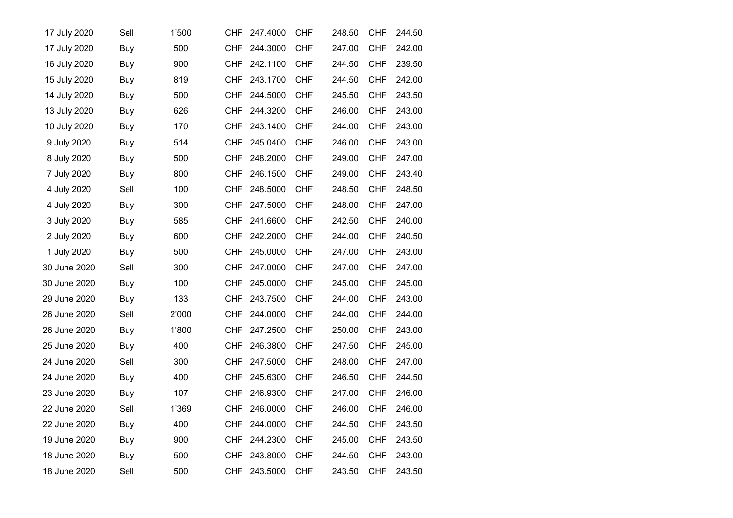| | | | | | | | | |
|---|---|---|---|---|---|---|---|---|
| 17 July 2020 | Sell | 1’500 | CHF | 247.4000 | CHF | 248.50 | CHF | 244.50 |
| 17 July 2020 | Buy | 500 | CHF | 244.3000 | CHF | 247.00 | CHF | 242.00 |
| 16 July 2020 | Buy | 900 | CHF | 242.1100 | CHF | 244.50 | CHF | 239.50 |
| 15 July 2020 | Buy | 819 | CHF | 243.1700 | CHF | 244.50 | CHF | 242.00 |
| 14 July 2020 | Buy | 500 | CHF | 244.5000 | CHF | 245.50 | CHF | 243.50 |
| 13 July 2020 | Buy | 626 | CHF | 244.3200 | CHF | 246.00 | CHF | 243.00 |
| 10 July 2020 | Buy | 170 | CHF | 243.1400 | CHF | 244.00 | CHF | 243.00 |
| 9 July 2020 | Buy | 514 | CHF | 245.0400 | CHF | 246.00 | CHF | 243.00 |
| 8 July 2020 | Buy | 500 | CHF | 248.2000 | CHF | 249.00 | CHF | 247.00 |
| 7 July 2020 | Buy | 800 | CHF | 246.1500 | CHF | 249.00 | CHF | 243.40 |
| 4 July 2020 | Sell | 100 | CHF | 248.5000 | CHF | 248.50 | CHF | 248.50 |
| 4 July 2020 | Buy | 300 | CHF | 247.5000 | CHF | 248.00 | CHF | 247.00 |
| 3 July 2020 | Buy | 585 | CHF | 241.6600 | CHF | 242.50 | CHF | 240.00 |
| 2 July 2020 | Buy | 600 | CHF | 242.2000 | CHF | 244.00 | CHF | 240.50 |
| 1 July 2020 | Buy | 500 | CHF | 245.0000 | CHF | 247.00 | CHF | 243.00 |
| 30 June 2020 | Sell | 300 | CHF | 247.0000 | CHF | 247.00 | CHF | 247.00 |
| 30 June 2020 | Buy | 100 | CHF | 245.0000 | CHF | 245.00 | CHF | 245.00 |
| 29 June 2020 | Buy | 133 | CHF | 243.7500 | CHF | 244.00 | CHF | 243.00 |
| 26 June 2020 | Sell | 2’000 | CHF | 244.0000 | CHF | 244.00 | CHF | 244.00 |
| 26 June 2020 | Buy | 1’800 | CHF | 247.2500 | CHF | 250.00 | CHF | 243.00 |
| 25 June 2020 | Buy | 400 | CHF | 246.3800 | CHF | 247.50 | CHF | 245.00 |
| 24 June 2020 | Sell | 300 | CHF | 247.5000 | CHF | 248.00 | CHF | 247.00 |
| 24 June 2020 | Buy | 400 | CHF | 245.6300 | CHF | 246.50 | CHF | 244.50 |
| 23 June 2020 | Buy | 107 | CHF | 246.9300 | CHF | 247.00 | CHF | 246.00 |
| 22 June 2020 | Sell | 1’369 | CHF | 246.0000 | CHF | 246.00 | CHF | 246.00 |
| 22 June 2020 | Buy | 400 | CHF | 244.0000 | CHF | 244.50 | CHF | 243.50 |
| 19 June 2020 | Buy | 900 | CHF | 244.2300 | CHF | 245.00 | CHF | 243.50 |
| 18 June 2020 | Buy | 500 | CHF | 243.8000 | CHF | 244.50 | CHF | 243.00 |
| 18 June 2020 | Sell | 500 | CHF | 243.5000 | CHF | 243.50 | CHF | 243.50 |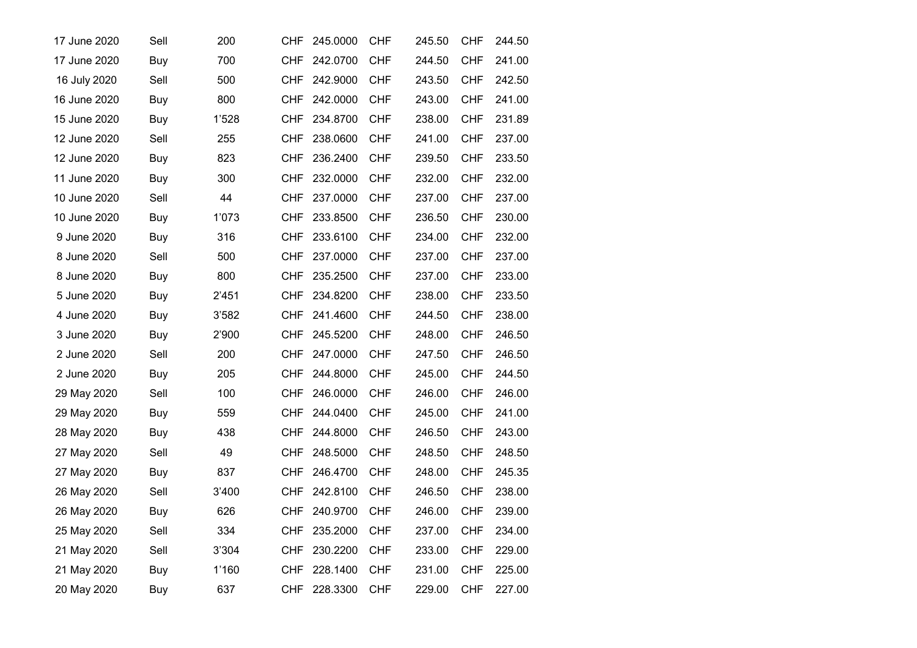| | | | | | | | | |
|---|---|---|---|---|---|---|---|---|
| 17 June 2020 | Sell | 200 | CHF | 245.0000 | CHF | 245.50 | CHF | 244.50 |
| 17 June 2020 | Buy | 700 | CHF | 242.0700 | CHF | 244.50 | CHF | 241.00 |
| 16 July 2020 | Sell | 500 | CHF | 242.9000 | CHF | 243.50 | CHF | 242.50 |
| 16 June 2020 | Buy | 800 | CHF | 242.0000 | CHF | 243.00 | CHF | 241.00 |
| 15 June 2020 | Buy | 1'528 | CHF | 234.8700 | CHF | 238.00 | CHF | 231.89 |
| 12 June 2020 | Sell | 255 | CHF | 238.0600 | CHF | 241.00 | CHF | 237.00 |
| 12 June 2020 | Buy | 823 | CHF | 236.2400 | CHF | 239.50 | CHF | 233.50 |
| 11 June 2020 | Buy | 300 | CHF | 232.0000 | CHF | 232.00 | CHF | 232.00 |
| 10 June 2020 | Sell | 44 | CHF | 237.0000 | CHF | 237.00 | CHF | 237.00 |
| 10 June 2020 | Buy | 1'073 | CHF | 233.8500 | CHF | 236.50 | CHF | 230.00 |
| 9 June 2020 | Buy | 316 | CHF | 233.6100 | CHF | 234.00 | CHF | 232.00 |
| 8 June 2020 | Sell | 500 | CHF | 237.0000 | CHF | 237.00 | CHF | 237.00 |
| 8 June 2020 | Buy | 800 | CHF | 235.2500 | CHF | 237.00 | CHF | 233.00 |
| 5 June 2020 | Buy | 2'451 | CHF | 234.8200 | CHF | 238.00 | CHF | 233.50 |
| 4 June 2020 | Buy | 3'582 | CHF | 241.4600 | CHF | 244.50 | CHF | 238.00 |
| 3 June 2020 | Buy | 2'900 | CHF | 245.5200 | CHF | 248.00 | CHF | 246.50 |
| 2 June 2020 | Sell | 200 | CHF | 247.0000 | CHF | 247.50 | CHF | 246.50 |
| 2 June 2020 | Buy | 205 | CHF | 244.8000 | CHF | 245.00 | CHF | 244.50 |
| 29 May 2020 | Sell | 100 | CHF | 246.0000 | CHF | 246.00 | CHF | 246.00 |
| 29 May 2020 | Buy | 559 | CHF | 244.0400 | CHF | 245.00 | CHF | 241.00 |
| 28 May 2020 | Buy | 438 | CHF | 244.8000 | CHF | 246.50 | CHF | 243.00 |
| 27 May 2020 | Sell | 49 | CHF | 248.5000 | CHF | 248.50 | CHF | 248.50 |
| 27 May 2020 | Buy | 837 | CHF | 246.4700 | CHF | 248.00 | CHF | 245.35 |
| 26 May 2020 | Sell | 3'400 | CHF | 242.8100 | CHF | 246.50 | CHF | 238.00 |
| 26 May 2020 | Buy | 626 | CHF | 240.9700 | CHF | 246.00 | CHF | 239.00 |
| 25 May 2020 | Sell | 334 | CHF | 235.2000 | CHF | 237.00 | CHF | 234.00 |
| 21 May 2020 | Sell | 3'304 | CHF | 230.2200 | CHF | 233.00 | CHF | 229.00 |
| 21 May 2020 | Buy | 1'160 | CHF | 228.1400 | CHF | 231.00 | CHF | 225.00 |
| 20 May 2020 | Buy | 637 | CHF | 228.3300 | CHF | 229.00 | CHF | 227.00 |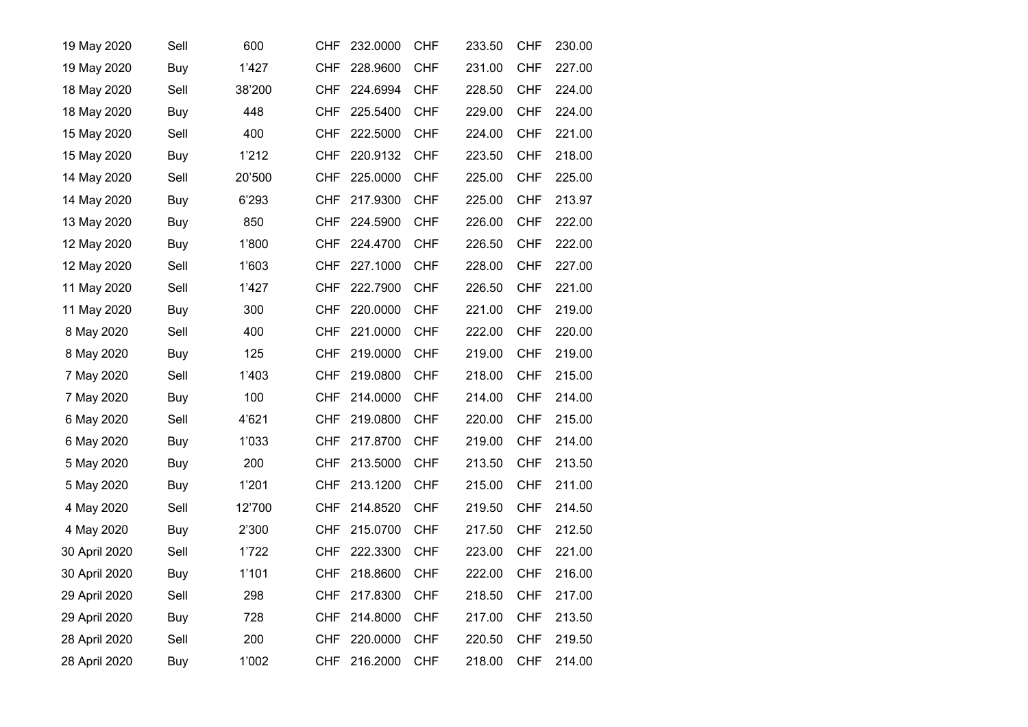| | | | | | | | | |
|---|---|---|---|---|---|---|---|---|
| 19 May 2020 | Sell | 600 | CHF | 232.0000 | CHF | 233.50 | CHF | 230.00 |
| 19 May 2020 | Buy | 1’427 | CHF | 228.9600 | CHF | 231.00 | CHF | 227.00 |
| 18 May 2020 | Sell | 38’200 | CHF | 224.6994 | CHF | 228.50 | CHF | 224.00 |
| 18 May 2020 | Buy | 448 | CHF | 225.5400 | CHF | 229.00 | CHF | 224.00 |
| 15 May 2020 | Sell | 400 | CHF | 222.5000 | CHF | 224.00 | CHF | 221.00 |
| 15 May 2020 | Buy | 1’212 | CHF | 220.9132 | CHF | 223.50 | CHF | 218.00 |
| 14 May 2020 | Sell | 20’500 | CHF | 225.0000 | CHF | 225.00 | CHF | 225.00 |
| 14 May 2020 | Buy | 6’293 | CHF | 217.9300 | CHF | 225.00 | CHF | 213.97 |
| 13 May 2020 | Buy | 850 | CHF | 224.5900 | CHF | 226.00 | CHF | 222.00 |
| 12 May 2020 | Buy | 1’800 | CHF | 224.4700 | CHF | 226.50 | CHF | 222.00 |
| 12 May 2020 | Sell | 1’603 | CHF | 227.1000 | CHF | 228.00 | CHF | 227.00 |
| 11 May 2020 | Sell | 1’427 | CHF | 222.7900 | CHF | 226.50 | CHF | 221.00 |
| 11 May 2020 | Buy | 300 | CHF | 220.0000 | CHF | 221.00 | CHF | 219.00 |
| 8 May 2020 | Sell | 400 | CHF | 221.0000 | CHF | 222.00 | CHF | 220.00 |
| 8 May 2020 | Buy | 125 | CHF | 219.0000 | CHF | 219.00 | CHF | 219.00 |
| 7 May 2020 | Sell | 1’403 | CHF | 219.0800 | CHF | 218.00 | CHF | 215.00 |
| 7 May 2020 | Buy | 100 | CHF | 214.0000 | CHF | 214.00 | CHF | 214.00 |
| 6 May 2020 | Sell | 4’621 | CHF | 219.0800 | CHF | 220.00 | CHF | 215.00 |
| 6 May 2020 | Buy | 1’033 | CHF | 217.8700 | CHF | 219.00 | CHF | 214.00 |
| 5 May 2020 | Buy | 200 | CHF | 213.5000 | CHF | 213.50 | CHF | 213.50 |
| 5 May 2020 | Buy | 1’201 | CHF | 213.1200 | CHF | 215.00 | CHF | 211.00 |
| 4 May 2020 | Sell | 12’700 | CHF | 214.8520 | CHF | 219.50 | CHF | 214.50 |
| 4 May 2020 | Buy | 2’300 | CHF | 215.0700 | CHF | 217.50 | CHF | 212.50 |
| 30 April 2020 | Sell | 1’722 | CHF | 222.3300 | CHF | 223.00 | CHF | 221.00 |
| 30 April 2020 | Buy | 1’101 | CHF | 218.8600 | CHF | 222.00 | CHF | 216.00 |
| 29 April 2020 | Sell | 298 | CHF | 217.8300 | CHF | 218.50 | CHF | 217.00 |
| 29 April 2020 | Buy | 728 | CHF | 214.8000 | CHF | 217.00 | CHF | 213.50 |
| 28 April 2020 | Sell | 200 | CHF | 220.0000 | CHF | 220.50 | CHF | 219.50 |
| 28 April 2020 | Buy | 1’002 | CHF | 216.2000 | CHF | 218.00 | CHF | 214.00 |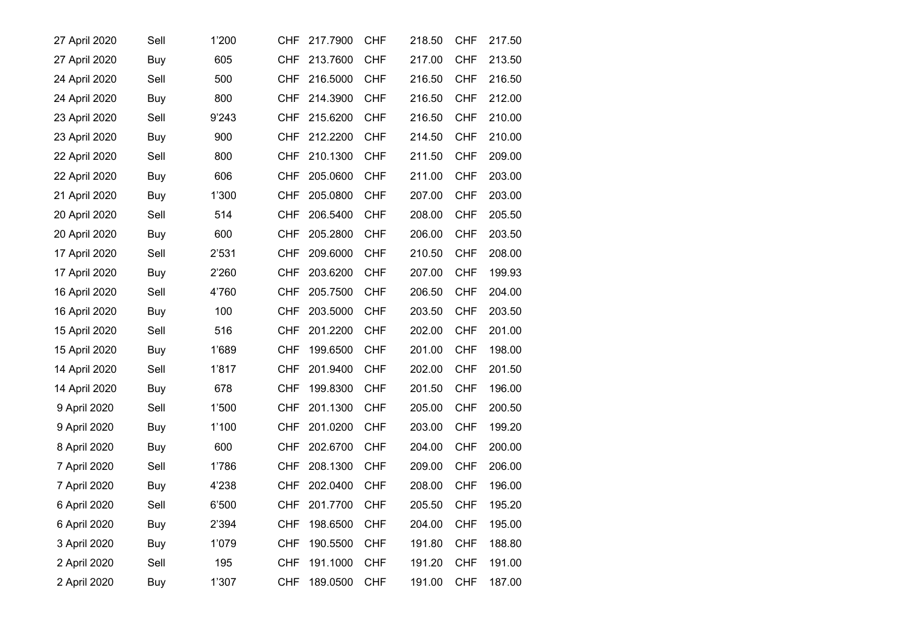| | | | | | | | | |
|---|---|---|---|---|---|---|---|---|
| 27 April 2020 | Sell | 1’200 | CHF | 217.7900 | CHF | 218.50 | CHF | 217.50 |
| 27 April 2020 | Buy | 605 | CHF | 213.7600 | CHF | 217.00 | CHF | 213.50 |
| 24 April 2020 | Sell | 500 | CHF | 216.5000 | CHF | 216.50 | CHF | 216.50 |
| 24 April 2020 | Buy | 800 | CHF | 214.3900 | CHF | 216.50 | CHF | 212.00 |
| 23 April 2020 | Sell | 9’243 | CHF | 215.6200 | CHF | 216.50 | CHF | 210.00 |
| 23 April 2020 | Buy | 900 | CHF | 212.2200 | CHF | 214.50 | CHF | 210.00 |
| 22 April 2020 | Sell | 800 | CHF | 210.1300 | CHF | 211.50 | CHF | 209.00 |
| 22 April 2020 | Buy | 606 | CHF | 205.0600 | CHF | 211.00 | CHF | 203.00 |
| 21 April 2020 | Buy | 1’300 | CHF | 205.0800 | CHF | 207.00 | CHF | 203.00 |
| 20 April 2020 | Sell | 514 | CHF | 206.5400 | CHF | 208.00 | CHF | 205.50 |
| 20 April 2020 | Buy | 600 | CHF | 205.2800 | CHF | 206.00 | CHF | 203.50 |
| 17 April 2020 | Sell | 2’531 | CHF | 209.6000 | CHF | 210.50 | CHF | 208.00 |
| 17 April 2020 | Buy | 2’260 | CHF | 203.6200 | CHF | 207.00 | CHF | 199.93 |
| 16 April 2020 | Sell | 4’760 | CHF | 205.7500 | CHF | 206.50 | CHF | 204.00 |
| 16 April 2020 | Buy | 100 | CHF | 203.5000 | CHF | 203.50 | CHF | 203.50 |
| 15 April 2020 | Sell | 516 | CHF | 201.2200 | CHF | 202.00 | CHF | 201.00 |
| 15 April 2020 | Buy | 1’689 | CHF | 199.6500 | CHF | 201.00 | CHF | 198.00 |
| 14 April 2020 | Sell | 1’817 | CHF | 201.9400 | CHF | 202.00 | CHF | 201.50 |
| 14 April 2020 | Buy | 678 | CHF | 199.8300 | CHF | 201.50 | CHF | 196.00 |
| 9 April 2020 | Sell | 1’500 | CHF | 201.1300 | CHF | 205.00 | CHF | 200.50 |
| 9 April 2020 | Buy | 1’100 | CHF | 201.0200 | CHF | 203.00 | CHF | 199.20 |
| 8 April 2020 | Buy | 600 | CHF | 202.6700 | CHF | 204.00 | CHF | 200.00 |
| 7 April 2020 | Sell | 1’786 | CHF | 208.1300 | CHF | 209.00 | CHF | 206.00 |
| 7 April 2020 | Buy | 4’238 | CHF | 202.0400 | CHF | 208.00 | CHF | 196.00 |
| 6 April 2020 | Sell | 6’500 | CHF | 201.7700 | CHF | 205.50 | CHF | 195.20 |
| 6 April 2020 | Buy | 2’394 | CHF | 198.6500 | CHF | 204.00 | CHF | 195.00 |
| 3 April 2020 | Buy | 1’079 | CHF | 190.5500 | CHF | 191.80 | CHF | 188.80 |
| 2 April 2020 | Sell | 195 | CHF | 191.1000 | CHF | 191.20 | CHF | 191.00 |
| 2 April 2020 | Buy | 1’307 | CHF | 189.0500 | CHF | 191.00 | CHF | 187.00 |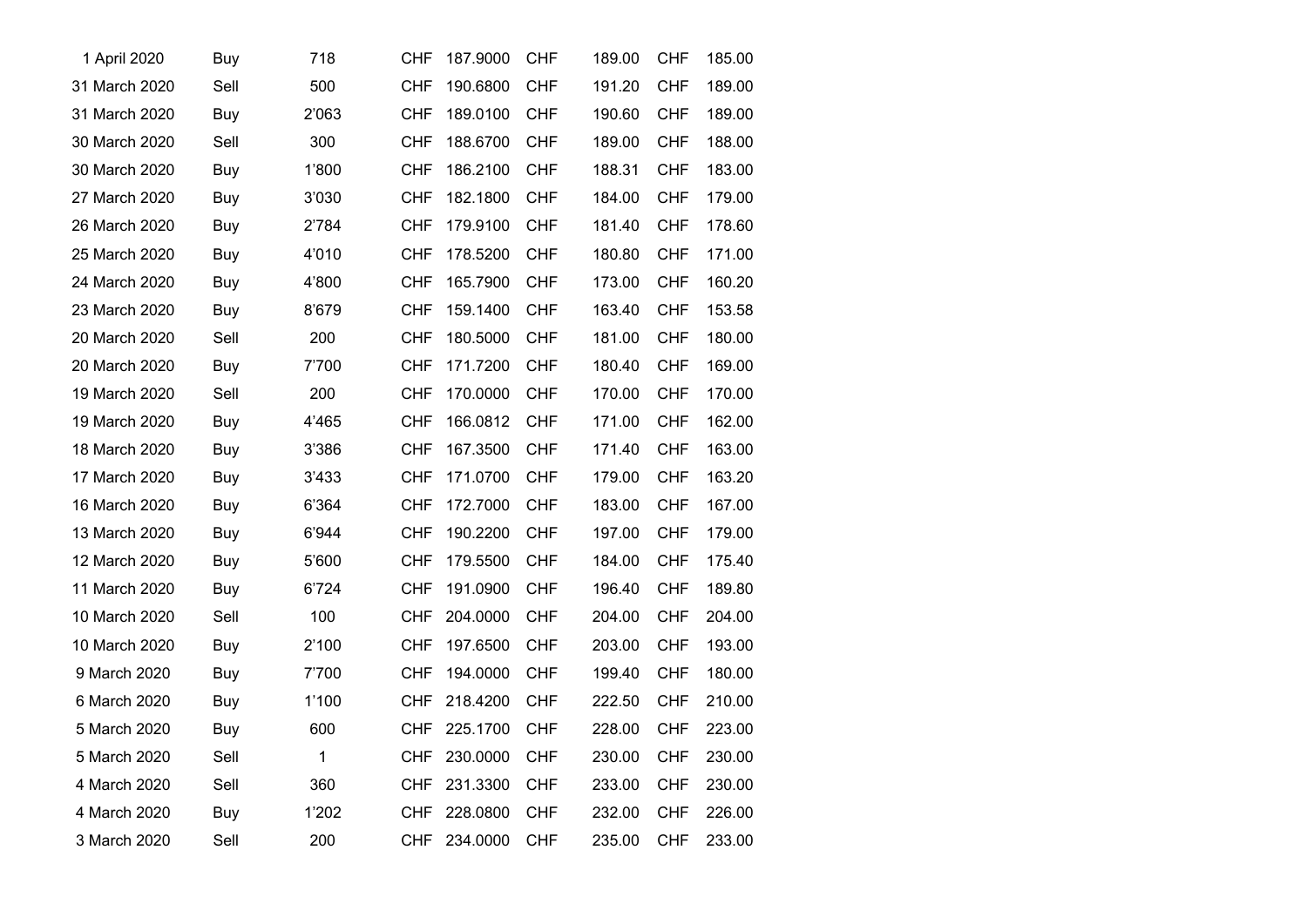| | | | | | | | | |
|---|---|---|---|---|---|---|---|---|
| 1 April 2020 | Buy | 718 | CHF | 187.9000 | CHF | 189.00 | CHF | 185.00 |
| 31 March 2020 | Sell | 500 | CHF | 190.6800 | CHF | 191.20 | CHF | 189.00 |
| 31 March 2020 | Buy | 2’063 | CHF | 189.0100 | CHF | 190.60 | CHF | 189.00 |
| 30 March 2020 | Sell | 300 | CHF | 188.6700 | CHF | 189.00 | CHF | 188.00 |
| 30 March 2020 | Buy | 1’800 | CHF | 186.2100 | CHF | 188.31 | CHF | 183.00 |
| 27 March 2020 | Buy | 3’030 | CHF | 182.1800 | CHF | 184.00 | CHF | 179.00 |
| 26 March 2020 | Buy | 2’784 | CHF | 179.9100 | CHF | 181.40 | CHF | 178.60 |
| 25 March 2020 | Buy | 4’010 | CHF | 178.5200 | CHF | 180.80 | CHF | 171.00 |
| 24 March 2020 | Buy | 4’800 | CHF | 165.7900 | CHF | 173.00 | CHF | 160.20 |
| 23 March 2020 | Buy | 8’679 | CHF | 159.1400 | CHF | 163.40 | CHF | 153.58 |
| 20 March 2020 | Sell | 200 | CHF | 180.5000 | CHF | 181.00 | CHF | 180.00 |
| 20 March 2020 | Buy | 7’700 | CHF | 171.7200 | CHF | 180.40 | CHF | 169.00 |
| 19 March 2020 | Sell | 200 | CHF | 170.0000 | CHF | 170.00 | CHF | 170.00 |
| 19 March 2020 | Buy | 4’465 | CHF | 166.0812 | CHF | 171.00 | CHF | 162.00 |
| 18 March 2020 | Buy | 3’386 | CHF | 167.3500 | CHF | 171.40 | CHF | 163.00 |
| 17 March 2020 | Buy | 3’433 | CHF | 171.0700 | CHF | 179.00 | CHF | 163.20 |
| 16 March 2020 | Buy | 6’364 | CHF | 172.7000 | CHF | 183.00 | CHF | 167.00 |
| 13 March 2020 | Buy | 6’944 | CHF | 190.2200 | CHF | 197.00 | CHF | 179.00 |
| 12 March 2020 | Buy | 5’600 | CHF | 179.5500 | CHF | 184.00 | CHF | 175.40 |
| 11 March 2020 | Buy | 6’724 | CHF | 191.0900 | CHF | 196.40 | CHF | 189.80 |
| 10 March 2020 | Sell | 100 | CHF | 204.0000 | CHF | 204.00 | CHF | 204.00 |
| 10 March 2020 | Buy | 2’100 | CHF | 197.6500 | CHF | 203.00 | CHF | 193.00 |
| 9 March 2020 | Buy | 7’700 | CHF | 194.0000 | CHF | 199.40 | CHF | 180.00 |
| 6 March 2020 | Buy | 1’100 | CHF | 218.4200 | CHF | 222.50 | CHF | 210.00 |
| 5 March 2020 | Buy | 600 | CHF | 225.1700 | CHF | 228.00 | CHF | 223.00 |
| 5 March 2020 | Sell | 1 | CHF | 230.0000 | CHF | 230.00 | CHF | 230.00 |
| 4 March 2020 | Sell | 360 | CHF | 231.3300 | CHF | 233.00 | CHF | 230.00 |
| 4 March 2020 | Buy | 1’202 | CHF | 228.0800 | CHF | 232.00 | CHF | 226.00 |
| 3 March 2020 | Sell | 200 | CHF | 234.0000 | CHF | 235.00 | CHF | 233.00 |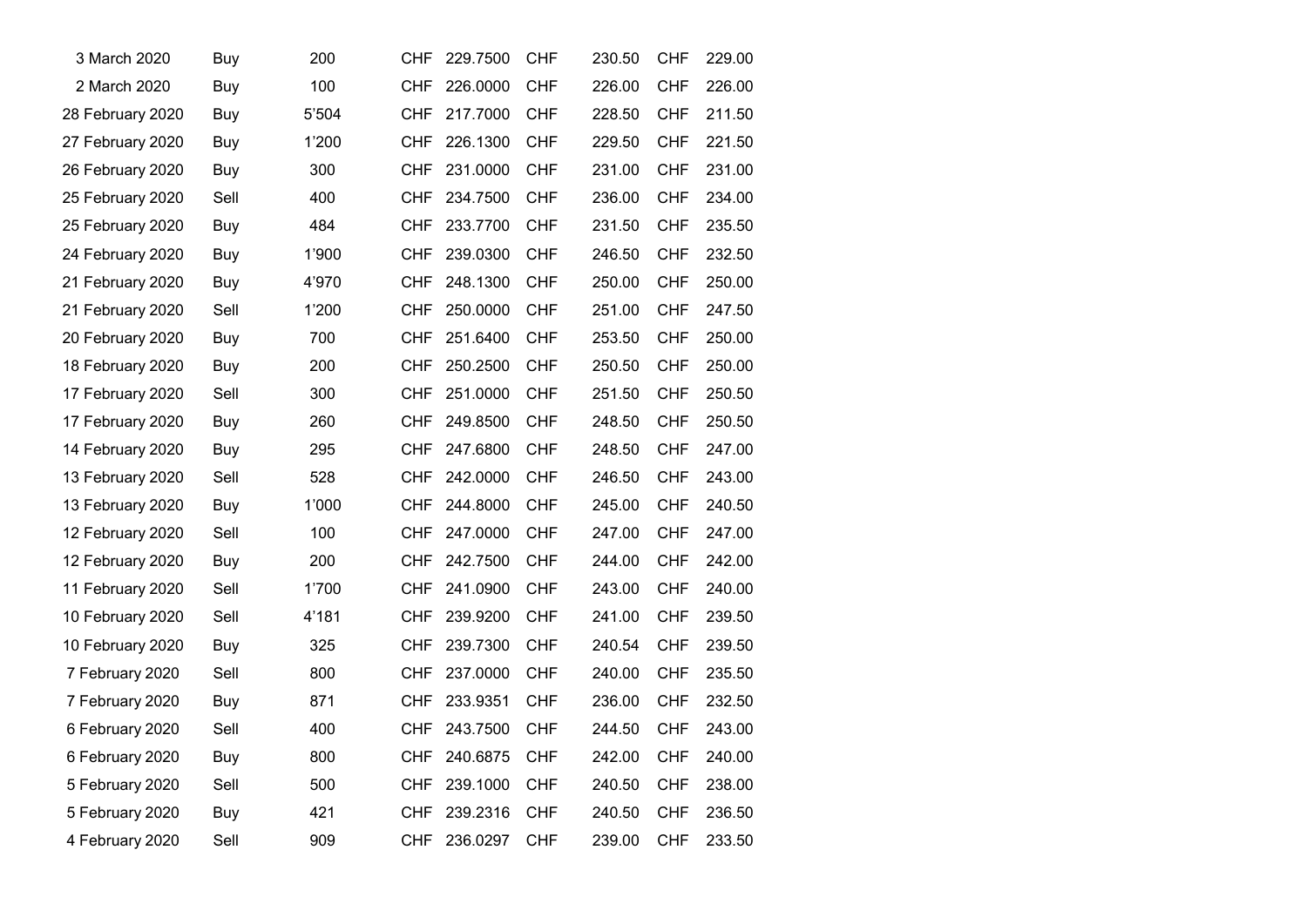| | | | | | | | | |
|---|---|---|---|---|---|---|---|---|
| 3 March 2020 | Buy | 200 | CHF | 229.7500 | CHF | 230.50 | CHF | 229.00 |
| 2 March 2020 | Buy | 100 | CHF | 226.0000 | CHF | 226.00 | CHF | 226.00 |
| 28 February 2020 | Buy | 5’504 | CHF | 217.7000 | CHF | 228.50 | CHF | 211.50 |
| 27 February 2020 | Buy | 1’200 | CHF | 226.1300 | CHF | 229.50 | CHF | 221.50 |
| 26 February 2020 | Buy | 300 | CHF | 231.0000 | CHF | 231.00 | CHF | 231.00 |
| 25 February 2020 | Sell | 400 | CHF | 234.7500 | CHF | 236.00 | CHF | 234.00 |
| 25 February 2020 | Buy | 484 | CHF | 233.7700 | CHF | 231.50 | CHF | 235.50 |
| 24 February 2020 | Buy | 1’900 | CHF | 239.0300 | CHF | 246.50 | CHF | 232.50 |
| 21 February 2020 | Buy | 4’970 | CHF | 248.1300 | CHF | 250.00 | CHF | 250.00 |
| 21 February 2020 | Sell | 1’200 | CHF | 250.0000 | CHF | 251.00 | CHF | 247.50 |
| 20 February 2020 | Buy | 700 | CHF | 251.6400 | CHF | 253.50 | CHF | 250.00 |
| 18 February 2020 | Buy | 200 | CHF | 250.2500 | CHF | 250.50 | CHF | 250.00 |
| 17 February 2020 | Sell | 300 | CHF | 251.0000 | CHF | 251.50 | CHF | 250.50 |
| 17 February 2020 | Buy | 260 | CHF | 249.8500 | CHF | 248.50 | CHF | 250.50 |
| 14 February 2020 | Buy | 295 | CHF | 247.6800 | CHF | 248.50 | CHF | 247.00 |
| 13 February 2020 | Sell | 528 | CHF | 242.0000 | CHF | 246.50 | CHF | 243.00 |
| 13 February 2020 | Buy | 1’000 | CHF | 244.8000 | CHF | 245.00 | CHF | 240.50 |
| 12 February 2020 | Sell | 100 | CHF | 247.0000 | CHF | 247.00 | CHF | 247.00 |
| 12 February 2020 | Buy | 200 | CHF | 242.7500 | CHF | 244.00 | CHF | 242.00 |
| 11 February 2020 | Sell | 1’700 | CHF | 241.0900 | CHF | 243.00 | CHF | 240.00 |
| 10 February 2020 | Sell | 4’181 | CHF | 239.9200 | CHF | 241.00 | CHF | 239.50 |
| 10 February 2020 | Buy | 325 | CHF | 239.7300 | CHF | 240.54 | CHF | 239.50 |
| 7 February 2020 | Sell | 800 | CHF | 237.0000 | CHF | 240.00 | CHF | 235.50 |
| 7 February 2020 | Buy | 871 | CHF | 233.9351 | CHF | 236.00 | CHF | 232.50 |
| 6 February 2020 | Sell | 400 | CHF | 243.7500 | CHF | 244.50 | CHF | 243.00 |
| 6 February 2020 | Buy | 800 | CHF | 240.6875 | CHF | 242.00 | CHF | 240.00 |
| 5 February 2020 | Sell | 500 | CHF | 239.1000 | CHF | 240.50 | CHF | 238.00 |
| 5 February 2020 | Buy | 421 | CHF | 239.2316 | CHF | 240.50 | CHF | 236.50 |
| 4 February 2020 | Sell | 909 | CHF | 236.0297 | CHF | 239.00 | CHF | 233.50 |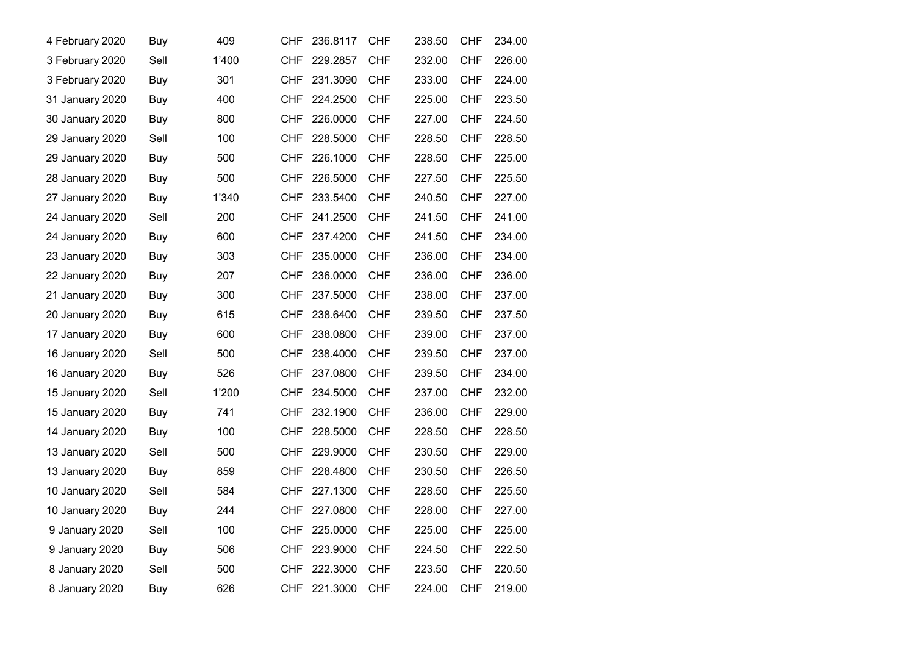| | | | | | | | | |
|---|---|---|---|---|---|---|---|---|
| 4 February 2020 | Buy | 409 | CHF | 236.8117 | CHF | 238.50 | CHF | 234.00 |
| 3 February 2020 | Sell | 1’400 | CHF | 229.2857 | CHF | 232.00 | CHF | 226.00 |
| 3 February 2020 | Buy | 301 | CHF | 231.3090 | CHF | 233.00 | CHF | 224.00 |
| 31 January 2020 | Buy | 400 | CHF | 224.2500 | CHF | 225.00 | CHF | 223.50 |
| 30 January 2020 | Buy | 800 | CHF | 226.0000 | CHF | 227.00 | CHF | 224.50 |
| 29 January 2020 | Sell | 100 | CHF | 228.5000 | CHF | 228.50 | CHF | 228.50 |
| 29 January 2020 | Buy | 500 | CHF | 226.1000 | CHF | 228.50 | CHF | 225.00 |
| 28 January 2020 | Buy | 500 | CHF | 226.5000 | CHF | 227.50 | CHF | 225.50 |
| 27 January 2020 | Buy | 1’340 | CHF | 233.5400 | CHF | 240.50 | CHF | 227.00 |
| 24 January 2020 | Sell | 200 | CHF | 241.2500 | CHF | 241.50 | CHF | 241.00 |
| 24 January 2020 | Buy | 600 | CHF | 237.4200 | CHF | 241.50 | CHF | 234.00 |
| 23 January 2020 | Buy | 303 | CHF | 235.0000 | CHF | 236.00 | CHF | 234.00 |
| 22 January 2020 | Buy | 207 | CHF | 236.0000 | CHF | 236.00 | CHF | 236.00 |
| 21 January 2020 | Buy | 300 | CHF | 237.5000 | CHF | 238.00 | CHF | 237.00 |
| 20 January 2020 | Buy | 615 | CHF | 238.6400 | CHF | 239.50 | CHF | 237.50 |
| 17 January 2020 | Buy | 600 | CHF | 238.0800 | CHF | 239.00 | CHF | 237.00 |
| 16 January 2020 | Sell | 500 | CHF | 238.4000 | CHF | 239.50 | CHF | 237.00 |
| 16 January 2020 | Buy | 526 | CHF | 237.0800 | CHF | 239.50 | CHF | 234.00 |
| 15 January 2020 | Sell | 1’200 | CHF | 234.5000 | CHF | 237.00 | CHF | 232.00 |
| 15 January 2020 | Buy | 741 | CHF | 232.1900 | CHF | 236.00 | CHF | 229.00 |
| 14 January 2020 | Buy | 100 | CHF | 228.5000 | CHF | 228.50 | CHF | 228.50 |
| 13 January 2020 | Sell | 500 | CHF | 229.9000 | CHF | 230.50 | CHF | 229.00 |
| 13 January 2020 | Buy | 859 | CHF | 228.4800 | CHF | 230.50 | CHF | 226.50 |
| 10 January 2020 | Sell | 584 | CHF | 227.1300 | CHF | 228.50 | CHF | 225.50 |
| 10 January 2020 | Buy | 244 | CHF | 227.0800 | CHF | 228.00 | CHF | 227.00 |
| 9 January 2020 | Sell | 100 | CHF | 225.0000 | CHF | 225.00 | CHF | 225.00 |
| 9 January 2020 | Buy | 506 | CHF | 223.9000 | CHF | 224.50 | CHF | 222.50 |
| 8 January 2020 | Sell | 500 | CHF | 222.3000 | CHF | 223.50 | CHF | 220.50 |
| 8 January 2020 | Buy | 626 | CHF | 221.3000 | CHF | 224.00 | CHF | 219.00 |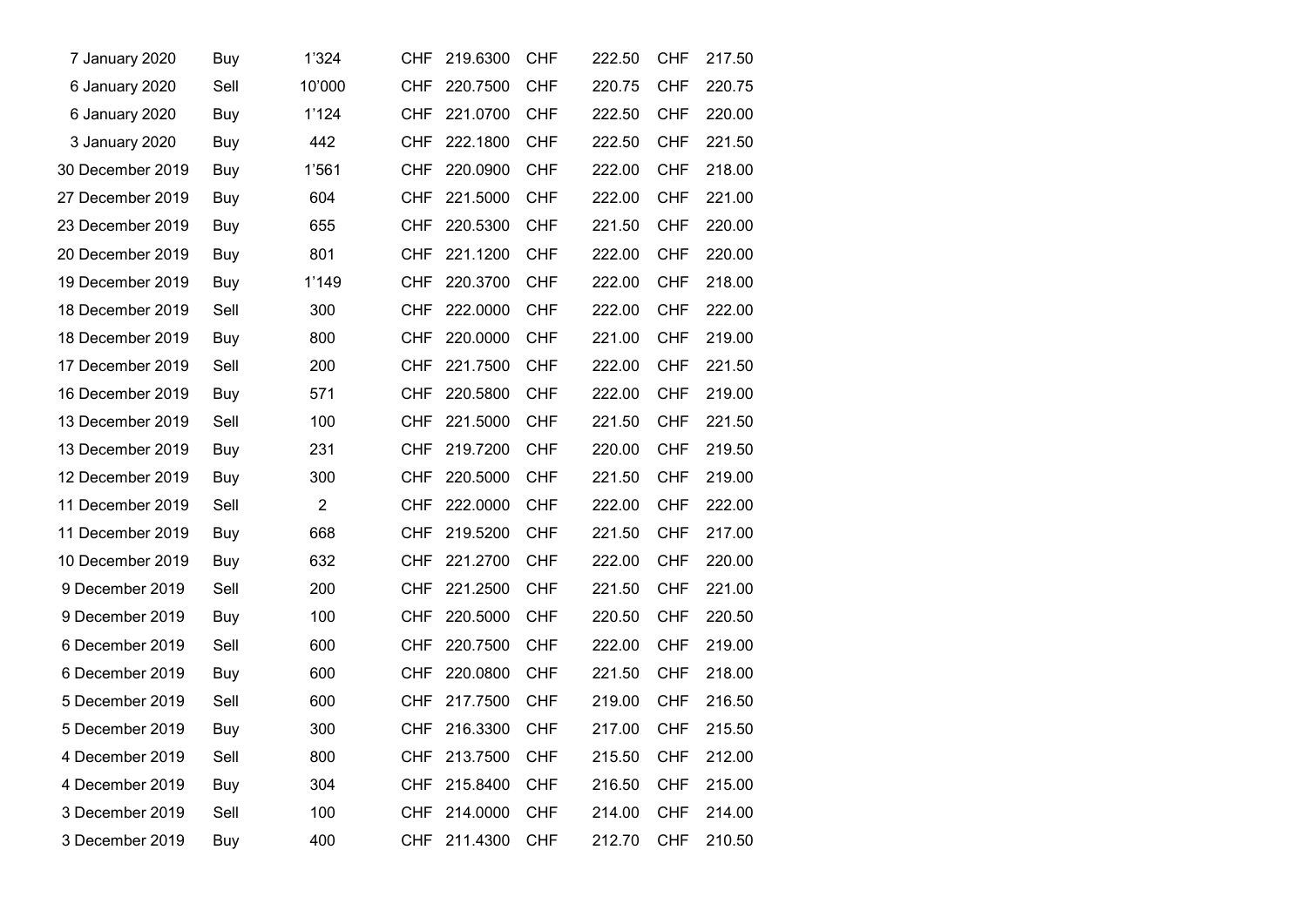| | | | | | | | | |
|---|---|---|---|---|---|---|---|---|
| 7 January 2020 | Buy | 1’324 | CHF | 219.6300 | CHF | 222.50 | CHF | 217.50 |
| 6 January 2020 | Sell | 10’000 | CHF | 220.7500 | CHF | 220.75 | CHF | 220.75 |
| 6 January 2020 | Buy | 1’124 | CHF | 221.0700 | CHF | 222.50 | CHF | 220.00 |
| 3 January 2020 | Buy | 442 | CHF | 222.1800 | CHF | 222.50 | CHF | 221.50 |
| 30 December 2019 | Buy | 1’561 | CHF | 220.0900 | CHF | 222.00 | CHF | 218.00 |
| 27 December 2019 | Buy | 604 | CHF | 221.5000 | CHF | 222.00 | CHF | 221.00 |
| 23 December 2019 | Buy | 655 | CHF | 220.5300 | CHF | 221.50 | CHF | 220.00 |
| 20 December 2019 | Buy | 801 | CHF | 221.1200 | CHF | 222.00 | CHF | 220.00 |
| 19 December 2019 | Buy | 1’149 | CHF | 220.3700 | CHF | 222.00 | CHF | 218.00 |
| 18 December 2019 | Sell | 300 | CHF | 222.0000 | CHF | 222.00 | CHF | 222.00 |
| 18 December 2019 | Buy | 800 | CHF | 220.0000 | CHF | 221.00 | CHF | 219.00 |
| 17 December 2019 | Sell | 200 | CHF | 221.7500 | CHF | 222.00 | CHF | 221.50 |
| 16 December 2019 | Buy | 571 | CHF | 220.5800 | CHF | 222.00 | CHF | 219.00 |
| 13 December 2019 | Sell | 100 | CHF | 221.5000 | CHF | 221.50 | CHF | 221.50 |
| 13 December 2019 | Buy | 231 | CHF | 219.7200 | CHF | 220.00 | CHF | 219.50 |
| 12 December 2019 | Buy | 300 | CHF | 220.5000 | CHF | 221.50 | CHF | 219.00 |
| 11 December 2019 | Sell | 2 | CHF | 222.0000 | CHF | 222.00 | CHF | 222.00 |
| 11 December 2019 | Buy | 668 | CHF | 219.5200 | CHF | 221.50 | CHF | 217.00 |
| 10 December 2019 | Buy | 632 | CHF | 221.2700 | CHF | 222.00 | CHF | 220.00 |
| 9 December 2019 | Sell | 200 | CHF | 221.2500 | CHF | 221.50 | CHF | 221.00 |
| 9 December 2019 | Buy | 100 | CHF | 220.5000 | CHF | 220.50 | CHF | 220.50 |
| 6 December 2019 | Sell | 600 | CHF | 220.7500 | CHF | 222.00 | CHF | 219.00 |
| 6 December 2019 | Buy | 600 | CHF | 220.0800 | CHF | 221.50 | CHF | 218.00 |
| 5 December 2019 | Sell | 600 | CHF | 217.7500 | CHF | 219.00 | CHF | 216.50 |
| 5 December 2019 | Buy | 300 | CHF | 216.3300 | CHF | 217.00 | CHF | 215.50 |
| 4 December 2019 | Sell | 800 | CHF | 213.7500 | CHF | 215.50 | CHF | 212.00 |
| 4 December 2019 | Buy | 304 | CHF | 215.8400 | CHF | 216.50 | CHF | 215.00 |
| 3 December 2019 | Sell | 100 | CHF | 214.0000 | CHF | 214.00 | CHF | 214.00 |
| 3 December 2019 | Buy | 400 | CHF | 211.4300 | CHF | 212.70 | CHF | 210.50 |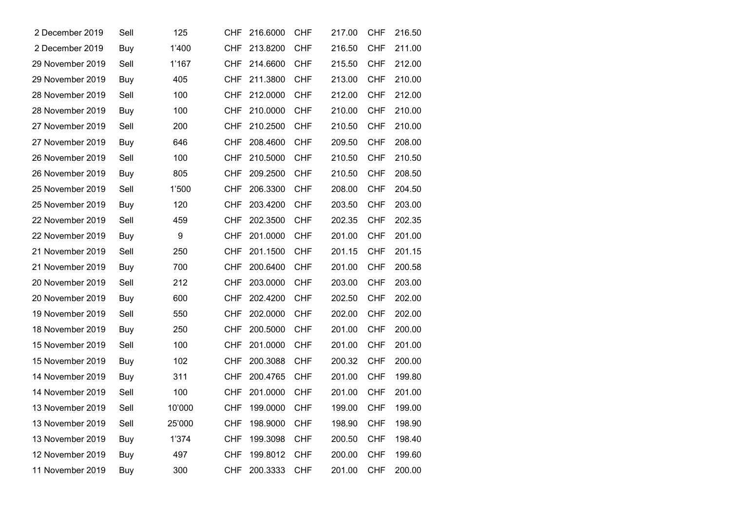| | | | | | | | | |
|---|---|---|---|---|---|---|---|---|
| 2 December 2019 | Sell | 125 | CHF | 216.6000 | CHF | 217.00 | CHF | 216.50 |
| 2 December 2019 | Buy | 1’400 | CHF | 213.8200 | CHF | 216.50 | CHF | 211.00 |
| 29 November 2019 | Sell | 1’167 | CHF | 214.6600 | CHF | 215.50 | CHF | 212.00 |
| 29 November 2019 | Buy | 405 | CHF | 211.3800 | CHF | 213.00 | CHF | 210.00 |
| 28 November 2019 | Sell | 100 | CHF | 212.0000 | CHF | 212.00 | CHF | 212.00 |
| 28 November 2019 | Buy | 100 | CHF | 210.0000 | CHF | 210.00 | CHF | 210.00 |
| 27 November 2019 | Sell | 200 | CHF | 210.2500 | CHF | 210.50 | CHF | 210.00 |
| 27 November 2019 | Buy | 646 | CHF | 208.4600 | CHF | 209.50 | CHF | 208.00 |
| 26 November 2019 | Sell | 100 | CHF | 210.5000 | CHF | 210.50 | CHF | 210.50 |
| 26 November 2019 | Buy | 805 | CHF | 209.2500 | CHF | 210.50 | CHF | 208.50 |
| 25 November 2019 | Sell | 1’500 | CHF | 206.3300 | CHF | 208.00 | CHF | 204.50 |
| 25 November 2019 | Buy | 120 | CHF | 203.4200 | CHF | 203.50 | CHF | 203.00 |
| 22 November 2019 | Sell | 459 | CHF | 202.3500 | CHF | 202.35 | CHF | 202.35 |
| 22 November 2019 | Buy | 9 | CHF | 201.0000 | CHF | 201.00 | CHF | 201.00 |
| 21 November 2019 | Sell | 250 | CHF | 201.1500 | CHF | 201.15 | CHF | 201.15 |
| 21 November 2019 | Buy | 700 | CHF | 200.6400 | CHF | 201.00 | CHF | 200.58 |
| 20 November 2019 | Sell | 212 | CHF | 203.0000 | CHF | 203.00 | CHF | 203.00 |
| 20 November 2019 | Buy | 600 | CHF | 202.4200 | CHF | 202.50 | CHF | 202.00 |
| 19 November 2019 | Sell | 550 | CHF | 202.0000 | CHF | 202.00 | CHF | 202.00 |
| 18 November 2019 | Buy | 250 | CHF | 200.5000 | CHF | 201.00 | CHF | 200.00 |
| 15 November 2019 | Sell | 100 | CHF | 201.0000 | CHF | 201.00 | CHF | 201.00 |
| 15 November 2019 | Buy | 102 | CHF | 200.3088 | CHF | 200.32 | CHF | 200.00 |
| 14 November 2019 | Buy | 311 | CHF | 200.4765 | CHF | 201.00 | CHF | 199.80 |
| 14 November 2019 | Sell | 100 | CHF | 201.0000 | CHF | 201.00 | CHF | 201.00 |
| 13 November 2019 | Sell | 10’000 | CHF | 199.0000 | CHF | 199.00 | CHF | 199.00 |
| 13 November 2019 | Sell | 25’000 | CHF | 198.9000 | CHF | 198.90 | CHF | 198.90 |
| 13 November 2019 | Buy | 1’374 | CHF | 199.3098 | CHF | 200.50 | CHF | 198.40 |
| 12 November 2019 | Buy | 497 | CHF | 199.8012 | CHF | 200.00 | CHF | 199.60 |
| 11 November 2019 | Buy | 300 | CHF | 200.3333 | CHF | 201.00 | CHF | 200.00 |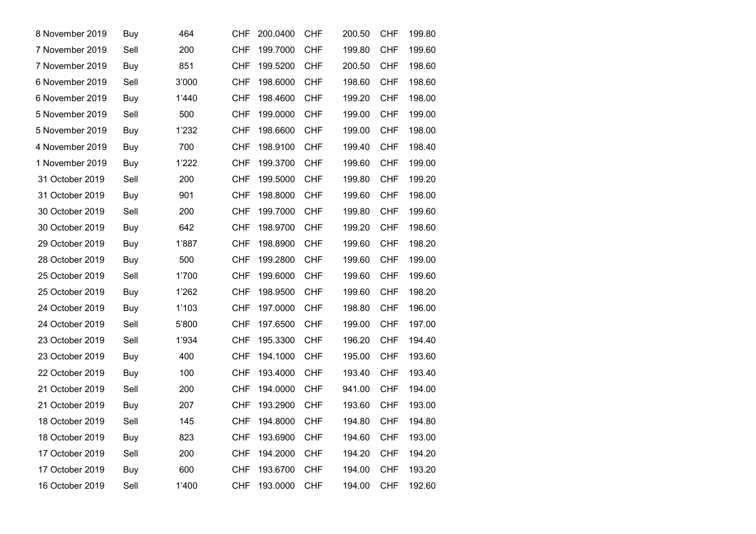| | | | | | | | | |
|---|---|---|---|---|---|---|---|---|
| 8 November 2019 | Buy | 464 | CHF | 200.0400 | CHF | 200.50 | CHF | 199.80 |
| 7 November 2019 | Sell | 200 | CHF | 199.7000 | CHF | 199.80 | CHF | 199.60 |
| 7 November 2019 | Buy | 851 | CHF | 199.5200 | CHF | 200.50 | CHF | 198.60 |
| 6 November 2019 | Sell | 3'000 | CHF | 198.6000 | CHF | 198.60 | CHF | 198.60 |
| 6 November 2019 | Buy | 1'440 | CHF | 198.4600 | CHF | 199.20 | CHF | 198.00 |
| 5 November 2019 | Sell | 500 | CHF | 199.0000 | CHF | 199.00 | CHF | 199.00 |
| 5 November 2019 | Buy | 1'232 | CHF | 198.6600 | CHF | 199.00 | CHF | 198.00 |
| 4 November 2019 | Buy | 700 | CHF | 198.9100 | CHF | 199.40 | CHF | 198.40 |
| 1 November 2019 | Buy | 1'222 | CHF | 199.3700 | CHF | 199.60 | CHF | 199.00 |
| 31 October 2019 | Sell | 200 | CHF | 199.5000 | CHF | 199.80 | CHF | 199.20 |
| 31 October 2019 | Buy | 901 | CHF | 198.8000 | CHF | 199.60 | CHF | 198.00 |
| 30 October 2019 | Sell | 200 | CHF | 199.7000 | CHF | 199.80 | CHF | 199.60 |
| 30 October 2019 | Buy | 642 | CHF | 198.9700 | CHF | 199.20 | CHF | 198.60 |
| 29 October 2019 | Buy | 1'887 | CHF | 198.8900 | CHF | 199.60 | CHF | 198.20 |
| 28 October 2019 | Buy | 500 | CHF | 199.2800 | CHF | 199.60 | CHF | 199.00 |
| 25 October 2019 | Sell | 1'700 | CHF | 199.6000 | CHF | 199.60 | CHF | 199.60 |
| 25 October 2019 | Buy | 1'262 | CHF | 198.9500 | CHF | 199.60 | CHF | 198.20 |
| 24 October 2019 | Buy | 1'103 | CHF | 197.0000 | CHF | 198.80 | CHF | 196.00 |
| 24 October 2019 | Sell | 5'800 | CHF | 197.6500 | CHF | 199.00 | CHF | 197.00 |
| 23 October 2019 | Sell | 1'934 | CHF | 195.3300 | CHF | 196.20 | CHF | 194.40 |
| 23 October 2019 | Buy | 400 | CHF | 194.1000 | CHF | 195.00 | CHF | 193.60 |
| 22 October 2019 | Buy | 100 | CHF | 193.4000 | CHF | 193.40 | CHF | 193.40 |
| 21 October 2019 | Sell | 200 | CHF | 194.0000 | CHF | 941.00 | CHF | 194.00 |
| 21 October 2019 | Buy | 207 | CHF | 193.2900 | CHF | 193.60 | CHF | 193.00 |
| 18 October 2019 | Sell | 145 | CHF | 194.8000 | CHF | 194.80 | CHF | 194.80 |
| 18 October 2019 | Buy | 823 | CHF | 193.6900 | CHF | 194.60 | CHF | 193.00 |
| 17 October 2019 | Sell | 200 | CHF | 194.2000 | CHF | 194.20 | CHF | 194.20 |
| 17 October 2019 | Buy | 600 | CHF | 193.6700 | CHF | 194.00 | CHF | 193.20 |
| 16 October 2019 | Sell | 1'400 | CHF | 193.0000 | CHF | 194.00 | CHF | 192.60 |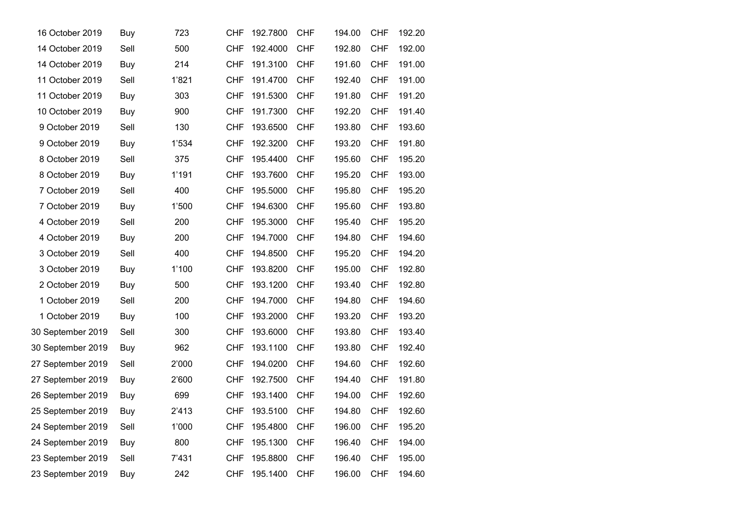| | | | | | | | | |
|---|---|---|---|---|---|---|---|---|
| 16 October 2019 | Buy | 723 | CHF | 192.7800 | CHF | 194.00 | CHF | 192.20 |
| 14 October 2019 | Sell | 500 | CHF | 192.4000 | CHF | 192.80 | CHF | 192.00 |
| 14 October 2019 | Buy | 214 | CHF | 191.3100 | CHF | 191.60 | CHF | 191.00 |
| 11 October 2019 | Sell | 1’821 | CHF | 191.4700 | CHF | 192.40 | CHF | 191.00 |
| 11 October 2019 | Buy | 303 | CHF | 191.5300 | CHF | 191.80 | CHF | 191.20 |
| 10 October 2019 | Buy | 900 | CHF | 191.7300 | CHF | 192.20 | CHF | 191.40 |
| 9 October 2019 | Sell | 130 | CHF | 193.6500 | CHF | 193.80 | CHF | 193.60 |
| 9 October 2019 | Buy | 1’534 | CHF | 192.3200 | CHF | 193.20 | CHF | 191.80 |
| 8 October 2019 | Sell | 375 | CHF | 195.4400 | CHF | 195.60 | CHF | 195.20 |
| 8 October 2019 | Buy | 1’191 | CHF | 193.7600 | CHF | 195.20 | CHF | 193.00 |
| 7 October 2019 | Sell | 400 | CHF | 195.5000 | CHF | 195.80 | CHF | 195.20 |
| 7 October 2019 | Buy | 1’500 | CHF | 194.6300 | CHF | 195.60 | CHF | 193.80 |
| 4 October 2019 | Sell | 200 | CHF | 195.3000 | CHF | 195.40 | CHF | 195.20 |
| 4 October 2019 | Buy | 200 | CHF | 194.7000 | CHF | 194.80 | CHF | 194.60 |
| 3 October 2019 | Sell | 400 | CHF | 194.8500 | CHF | 195.20 | CHF | 194.20 |
| 3 October 2019 | Buy | 1’100 | CHF | 193.8200 | CHF | 195.00 | CHF | 192.80 |
| 2 October 2019 | Buy | 500 | CHF | 193.1200 | CHF | 193.40 | CHF | 192.80 |
| 1 October 2019 | Sell | 200 | CHF | 194.7000 | CHF | 194.80 | CHF | 194.60 |
| 1 October 2019 | Buy | 100 | CHF | 193.2000 | CHF | 193.20 | CHF | 193.20 |
| 30 September 2019 | Sell | 300 | CHF | 193.6000 | CHF | 193.80 | CHF | 193.40 |
| 30 September 2019 | Buy | 962 | CHF | 193.1100 | CHF | 193.80 | CHF | 192.40 |
| 27 September 2019 | Sell | 2’000 | CHF | 194.0200 | CHF | 194.60 | CHF | 192.60 |
| 27 September 2019 | Buy | 2’600 | CHF | 192.7500 | CHF | 194.40 | CHF | 191.80 |
| 26 September 2019 | Buy | 699 | CHF | 193.1400 | CHF | 194.00 | CHF | 192.60 |
| 25 September 2019 | Buy | 2’413 | CHF | 193.5100 | CHF | 194.80 | CHF | 192.60 |
| 24 September 2019 | Sell | 1’000 | CHF | 195.4800 | CHF | 196.00 | CHF | 195.20 |
| 24 September 2019 | Buy | 800 | CHF | 195.1300 | CHF | 196.40 | CHF | 194.00 |
| 23 September 2019 | Sell | 7’431 | CHF | 195.8800 | CHF | 196.40 | CHF | 195.00 |
| 23 September 2019 | Buy | 242 | CHF | 195.1400 | CHF | 196.00 | CHF | 194.60 |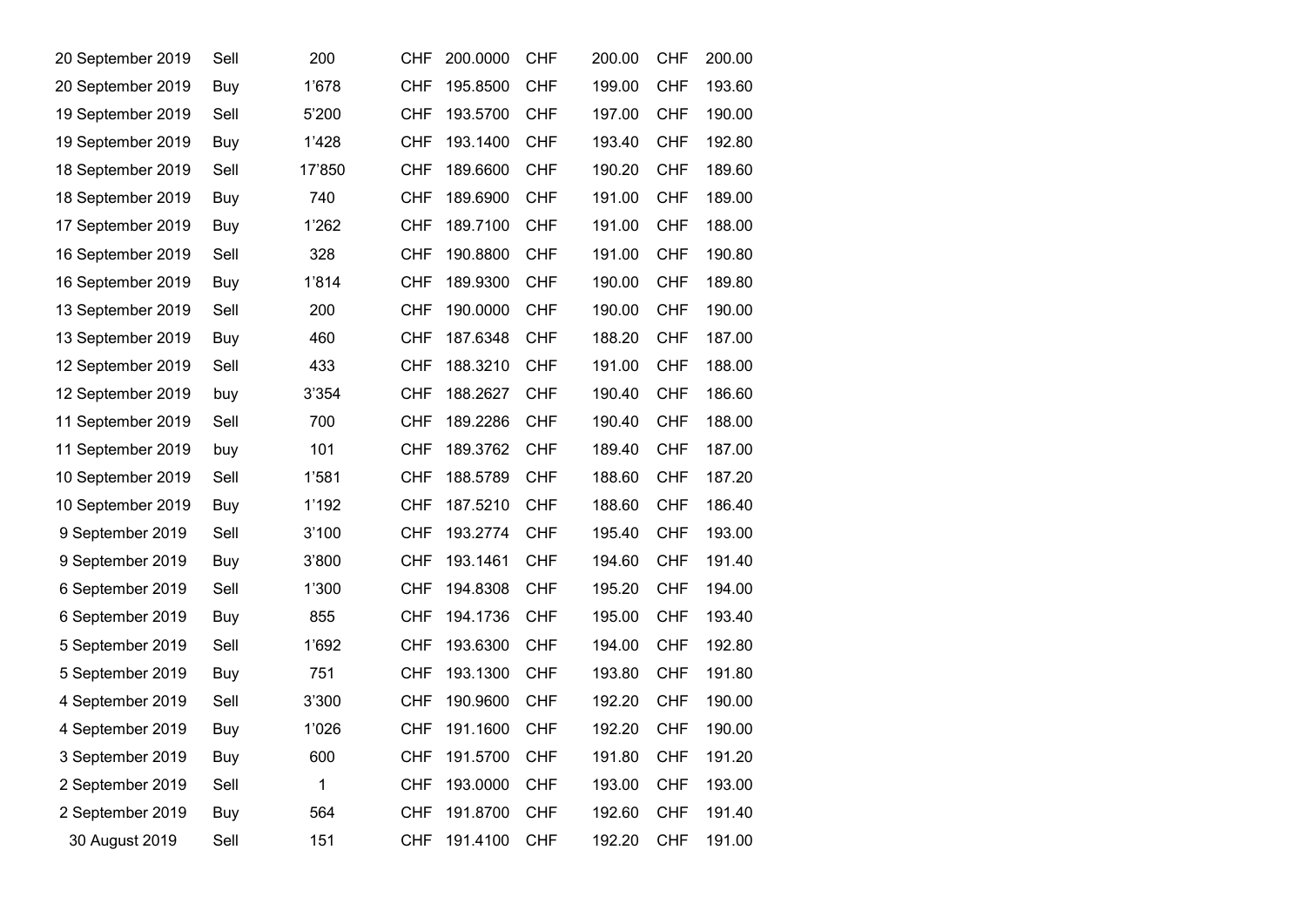| | | | | | | | | |
|---|---|---|---|---|---|---|---|---|
| 20 September 2019 | Sell | 200 | CHF | 200.0000 | CHF | 200.00 | CHF | 200.00 |
| 20 September 2019 | Buy | 1’678 | CHF | 195.8500 | CHF | 199.00 | CHF | 193.60 |
| 19 September 2019 | Sell | 5’200 | CHF | 193.5700 | CHF | 197.00 | CHF | 190.00 |
| 19 September 2019 | Buy | 1’428 | CHF | 193.1400 | CHF | 193.40 | CHF | 192.80 |
| 18 September 2019 | Sell | 17’850 | CHF | 189.6600 | CHF | 190.20 | CHF | 189.60 |
| 18 September 2019 | Buy | 740 | CHF | 189.6900 | CHF | 191.00 | CHF | 189.00 |
| 17 September 2019 | Buy | 1’262 | CHF | 189.7100 | CHF | 191.00 | CHF | 188.00 |
| 16 September 2019 | Sell | 328 | CHF | 190.8800 | CHF | 191.00 | CHF | 190.80 |
| 16 September 2019 | Buy | 1’814 | CHF | 189.9300 | CHF | 190.00 | CHF | 189.80 |
| 13 September 2019 | Sell | 200 | CHF | 190.0000 | CHF | 190.00 | CHF | 190.00 |
| 13 September 2019 | Buy | 460 | CHF | 187.6348 | CHF | 188.20 | CHF | 187.00 |
| 12 September 2019 | Sell | 433 | CHF | 188.3210 | CHF | 191.00 | CHF | 188.00 |
| 12 September 2019 | buy | 3’354 | CHF | 188.2627 | CHF | 190.40 | CHF | 186.60 |
| 11 September 2019 | Sell | 700 | CHF | 189.2286 | CHF | 190.40 | CHF | 188.00 |
| 11 September 2019 | buy | 101 | CHF | 189.3762 | CHF | 189.40 | CHF | 187.00 |
| 10 September 2019 | Sell | 1’581 | CHF | 188.5789 | CHF | 188.60 | CHF | 187.20 |
| 10 September 2019 | Buy | 1’192 | CHF | 187.5210 | CHF | 188.60 | CHF | 186.40 |
| 9 September 2019 | Sell | 3’100 | CHF | 193.2774 | CHF | 195.40 | CHF | 193.00 |
| 9 September 2019 | Buy | 3’800 | CHF | 193.1461 | CHF | 194.60 | CHF | 191.40 |
| 6 September 2019 | Sell | 1’300 | CHF | 194.8308 | CHF | 195.20 | CHF | 194.00 |
| 6 September 2019 | Buy | 855 | CHF | 194.1736 | CHF | 195.00 | CHF | 193.40 |
| 5 September 2019 | Sell | 1’692 | CHF | 193.6300 | CHF | 194.00 | CHF | 192.80 |
| 5 September 2019 | Buy | 751 | CHF | 193.1300 | CHF | 193.80 | CHF | 191.80 |
| 4 September 2019 | Sell | 3’300 | CHF | 190.9600 | CHF | 192.20 | CHF | 190.00 |
| 4 September 2019 | Buy | 1’026 | CHF | 191.1600 | CHF | 192.20 | CHF | 190.00 |
| 3 September 2019 | Buy | 600 | CHF | 191.5700 | CHF | 191.80 | CHF | 191.20 |
| 2 September 2019 | Sell | 1 | CHF | 193.0000 | CHF | 193.00 | CHF | 193.00 |
| 2 September 2019 | Buy | 564 | CHF | 191.8700 | CHF | 192.60 | CHF | 191.40 |
| 30 August 2019 | Sell | 151 | CHF | 191.4100 | CHF | 192.20 | CHF | 191.00 |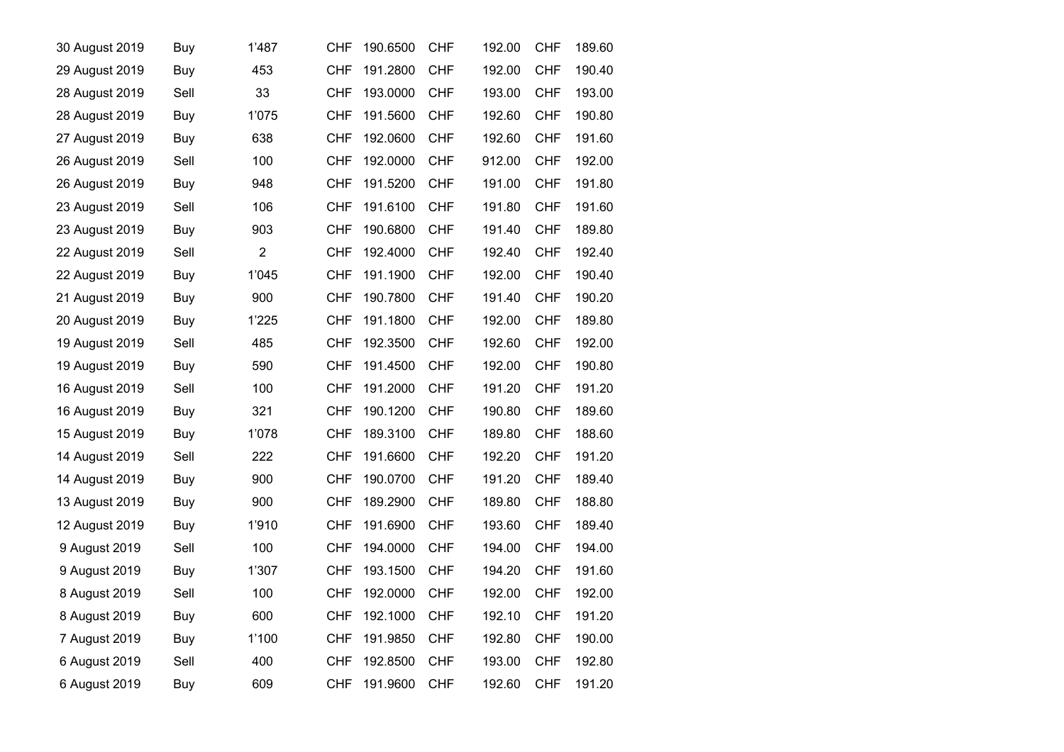| | | | | | | | | |
|---|---|---|---|---|---|---|---|---|
| 30 August 2019 | Buy | 1’487 | CHF | 190.6500 | CHF | 192.00 | CHF | 189.60 |
| 29 August 2019 | Buy | 453 | CHF | 191.2800 | CHF | 192.00 | CHF | 190.40 |
| 28 August 2019 | Sell | 33 | CHF | 193.0000 | CHF | 193.00 | CHF | 193.00 |
| 28 August 2019 | Buy | 1’075 | CHF | 191.5600 | CHF | 192.60 | CHF | 190.80 |
| 27 August 2019 | Buy | 638 | CHF | 192.0600 | CHF | 192.60 | CHF | 191.60 |
| 26 August 2019 | Sell | 100 | CHF | 192.0000 | CHF | 912.00 | CHF | 192.00 |
| 26 August 2019 | Buy | 948 | CHF | 191.5200 | CHF | 191.00 | CHF | 191.80 |
| 23 August 2019 | Sell | 106 | CHF | 191.6100 | CHF | 191.80 | CHF | 191.60 |
| 23 August 2019 | Buy | 903 | CHF | 190.6800 | CHF | 191.40 | CHF | 189.80 |
| 22 August 2019 | Sell | 2 | CHF | 192.4000 | CHF | 192.40 | CHF | 192.40 |
| 22 August 2019 | Buy | 1’045 | CHF | 191.1900 | CHF | 192.00 | CHF | 190.40 |
| 21 August 2019 | Buy | 900 | CHF | 190.7800 | CHF | 191.40 | CHF | 190.20 |
| 20 August 2019 | Buy | 1’225 | CHF | 191.1800 | CHF | 192.00 | CHF | 189.80 |
| 19 August 2019 | Sell | 485 | CHF | 192.3500 | CHF | 192.60 | CHF | 192.00 |
| 19 August 2019 | Buy | 590 | CHF | 191.4500 | CHF | 192.00 | CHF | 190.80 |
| 16 August 2019 | Sell | 100 | CHF | 191.2000 | CHF | 191.20 | CHF | 191.20 |
| 16 August 2019 | Buy | 321 | CHF | 190.1200 | CHF | 190.80 | CHF | 189.60 |
| 15 August 2019 | Buy | 1’078 | CHF | 189.3100 | CHF | 189.80 | CHF | 188.60 |
| 14 August 2019 | Sell | 222 | CHF | 191.6600 | CHF | 192.20 | CHF | 191.20 |
| 14 August 2019 | Buy | 900 | CHF | 190.0700 | CHF | 191.20 | CHF | 189.40 |
| 13 August 2019 | Buy | 900 | CHF | 189.2900 | CHF | 189.80 | CHF | 188.80 |
| 12 August 2019 | Buy | 1’910 | CHF | 191.6900 | CHF | 193.60 | CHF | 189.40 |
| 9 August 2019 | Sell | 100 | CHF | 194.0000 | CHF | 194.00 | CHF | 194.00 |
| 9 August 2019 | Buy | 1’307 | CHF | 193.1500 | CHF | 194.20 | CHF | 191.60 |
| 8 August 2019 | Sell | 100 | CHF | 192.0000 | CHF | 192.00 | CHF | 192.00 |
| 8 August 2019 | Buy | 600 | CHF | 192.1000 | CHF | 192.10 | CHF | 191.20 |
| 7 August 2019 | Buy | 1’100 | CHF | 191.9850 | CHF | 192.80 | CHF | 190.00 |
| 6 August 2019 | Sell | 400 | CHF | 192.8500 | CHF | 193.00 | CHF | 192.80 |
| 6 August 2019 | Buy | 609 | CHF | 191.9600 | CHF | 192.60 | CHF | 191.20 |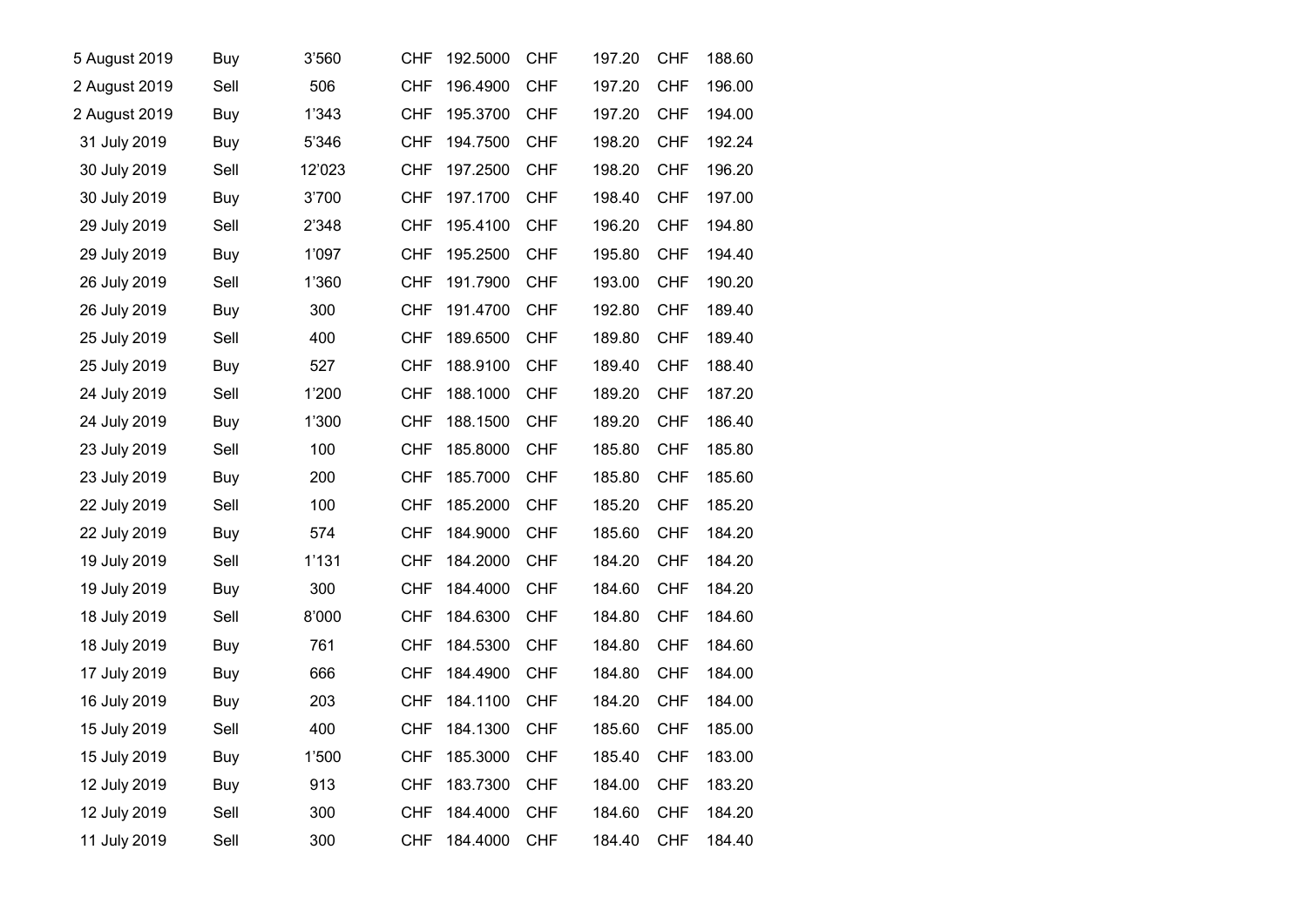| | | | | | | | | |
|---|---|---|---|---|---|---|---|---|
| 5 August 2019 | Buy | 3’560 | CHF | 192.5000 | CHF | 197.20 | CHF | 188.60 |
| 2 August 2019 | Sell | 506 | CHF | 196.4900 | CHF | 197.20 | CHF | 196.00 |
| 2 August 2019 | Buy | 1’343 | CHF | 195.3700 | CHF | 197.20 | CHF | 194.00 |
| 31 July 2019 | Buy | 5’346 | CHF | 194.7500 | CHF | 198.20 | CHF | 192.24 |
| 30 July 2019 | Sell | 12’023 | CHF | 197.2500 | CHF | 198.20 | CHF | 196.20 |
| 30 July 2019 | Buy | 3’700 | CHF | 197.1700 | CHF | 198.40 | CHF | 197.00 |
| 29 July 2019 | Sell | 2’348 | CHF | 195.4100 | CHF | 196.20 | CHF | 194.80 |
| 29 July 2019 | Buy | 1’097 | CHF | 195.2500 | CHF | 195.80 | CHF | 194.40 |
| 26 July 2019 | Sell | 1’360 | CHF | 191.7900 | CHF | 193.00 | CHF | 190.20 |
| 26 July 2019 | Buy | 300 | CHF | 191.4700 | CHF | 192.80 | CHF | 189.40 |
| 25 July 2019 | Sell | 400 | CHF | 189.6500 | CHF | 189.80 | CHF | 189.40 |
| 25 July 2019 | Buy | 527 | CHF | 188.9100 | CHF | 189.40 | CHF | 188.40 |
| 24 July 2019 | Sell | 1’200 | CHF | 188.1000 | CHF | 189.20 | CHF | 187.20 |
| 24 July 2019 | Buy | 1’300 | CHF | 188.1500 | CHF | 189.20 | CHF | 186.40 |
| 23 July 2019 | Sell | 100 | CHF | 185.8000 | CHF | 185.80 | CHF | 185.80 |
| 23 July 2019 | Buy | 200 | CHF | 185.7000 | CHF | 185.80 | CHF | 185.60 |
| 22 July 2019 | Sell | 100 | CHF | 185.2000 | CHF | 185.20 | CHF | 185.20 |
| 22 July 2019 | Buy | 574 | CHF | 184.9000 | CHF | 185.60 | CHF | 184.20 |
| 19 July 2019 | Sell | 1’131 | CHF | 184.2000 | CHF | 184.20 | CHF | 184.20 |
| 19 July 2019 | Buy | 300 | CHF | 184.4000 | CHF | 184.60 | CHF | 184.20 |
| 18 July 2019 | Sell | 8’000 | CHF | 184.6300 | CHF | 184.80 | CHF | 184.60 |
| 18 July 2019 | Buy | 761 | CHF | 184.5300 | CHF | 184.80 | CHF | 184.60 |
| 17 July 2019 | Buy | 666 | CHF | 184.4900 | CHF | 184.80 | CHF | 184.00 |
| 16 July 2019 | Buy | 203 | CHF | 184.1100 | CHF | 184.20 | CHF | 184.00 |
| 15 July 2019 | Sell | 400 | CHF | 184.1300 | CHF | 185.60 | CHF | 185.00 |
| 15 July 2019 | Buy | 1’500 | CHF | 185.3000 | CHF | 185.40 | CHF | 183.00 |
| 12 July 2019 | Buy | 913 | CHF | 183.7300 | CHF | 184.00 | CHF | 183.20 |
| 12 July 2019 | Sell | 300 | CHF | 184.4000 | CHF | 184.60 | CHF | 184.20 |
| 11 July 2019 | Sell | 300 | CHF | 184.4000 | CHF | 184.40 | CHF | 184.40 |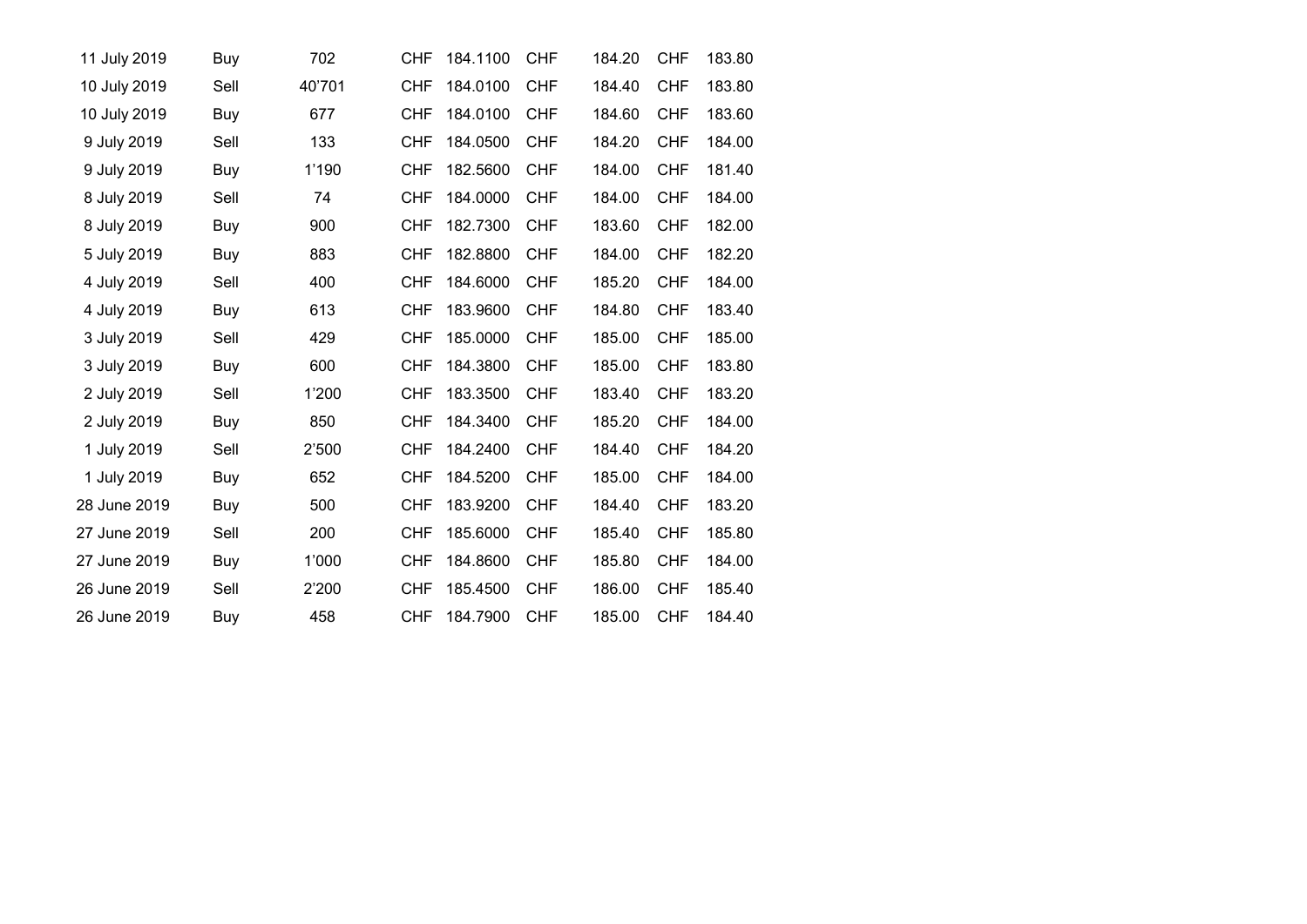| | | | | | | | | |
|---|---|---|---|---|---|---|---|---|
| 11 July 2019 | Buy | 702 | CHF | 184.1100 | CHF | 184.20 | CHF | 183.80 |
| 10 July 2019 | Sell | 40’701 | CHF | 184.0100 | CHF | 184.40 | CHF | 183.80 |
| 10 July 2019 | Buy | 677 | CHF | 184.0100 | CHF | 184.60 | CHF | 183.60 |
| 9 July 2019 | Sell | 133 | CHF | 184.0500 | CHF | 184.20 | CHF | 184.00 |
| 9 July 2019 | Buy | 1’190 | CHF | 182.5600 | CHF | 184.00 | CHF | 181.40 |
| 8 July 2019 | Sell | 74 | CHF | 184.0000 | CHF | 184.00 | CHF | 184.00 |
| 8 July 2019 | Buy | 900 | CHF | 182.7300 | CHF | 183.60 | CHF | 182.00 |
| 5 July 2019 | Buy | 883 | CHF | 182.8800 | CHF | 184.00 | CHF | 182.20 |
| 4 July 2019 | Sell | 400 | CHF | 184.6000 | CHF | 185.20 | CHF | 184.00 |
| 4 July 2019 | Buy | 613 | CHF | 183.9600 | CHF | 184.80 | CHF | 183.40 |
| 3 July 2019 | Sell | 429 | CHF | 185.0000 | CHF | 185.00 | CHF | 185.00 |
| 3 July 2019 | Buy | 600 | CHF | 184.3800 | CHF | 185.00 | CHF | 183.80 |
| 2 July 2019 | Sell | 1’200 | CHF | 183.3500 | CHF | 183.40 | CHF | 183.20 |
| 2 July 2019 | Buy | 850 | CHF | 184.3400 | CHF | 185.20 | CHF | 184.00 |
| 1 July 2019 | Sell | 2’500 | CHF | 184.2400 | CHF | 184.40 | CHF | 184.20 |
| 1 July 2019 | Buy | 652 | CHF | 184.5200 | CHF | 185.00 | CHF | 184.00 |
| 28 June 2019 | Buy | 500 | CHF | 183.9200 | CHF | 184.40 | CHF | 183.20 |
| 27 June 2019 | Sell | 200 | CHF | 185.6000 | CHF | 185.40 | CHF | 185.80 |
| 27 June 2019 | Buy | 1’000 | CHF | 184.8600 | CHF | 185.80 | CHF | 184.00 |
| 26 June 2019 | Sell | 2’200 | CHF | 185.4500 | CHF | 186.00 | CHF | 185.40 |
| 26 June 2019 | Buy | 458 | CHF | 184.7900 | CHF | 185.00 | CHF | 184.40 |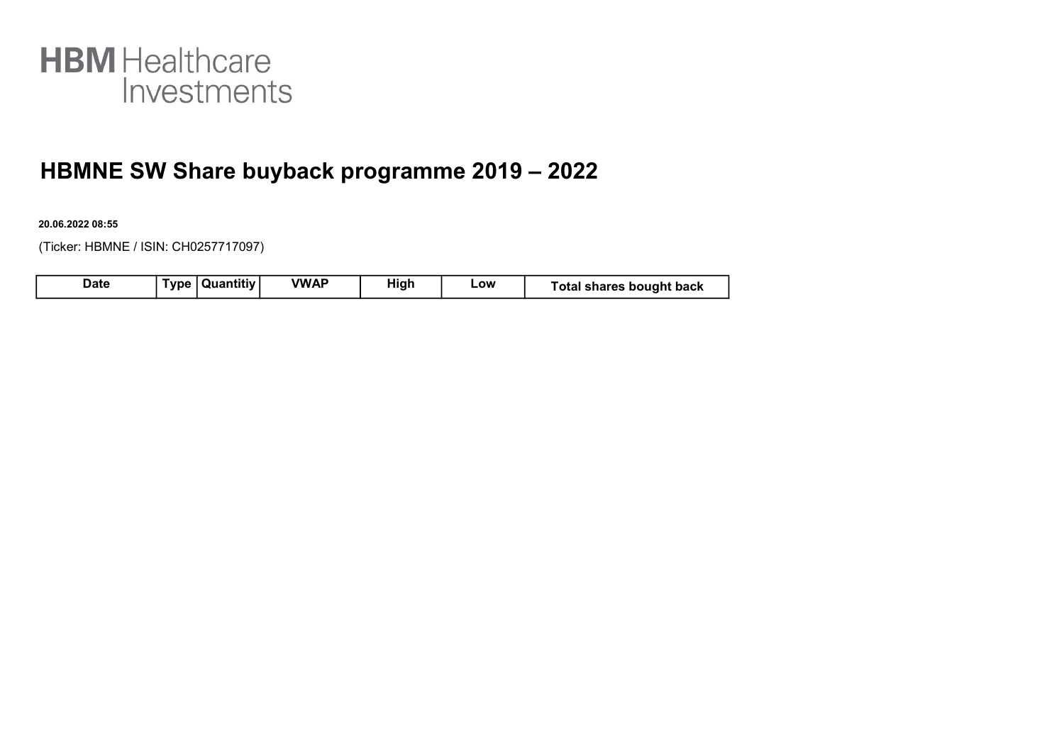HBM Healthcare Investments

# HBMNE SW Share buyback programme 2019 – 2022

**20.06.2022 08:55**

(Ticker: HBMNE / ISIN: CH0257717097)

| Date | Type | Quantitiy | VWAP | High | Low | Total shares bought back |
|---|---|---|---|---|---|---|